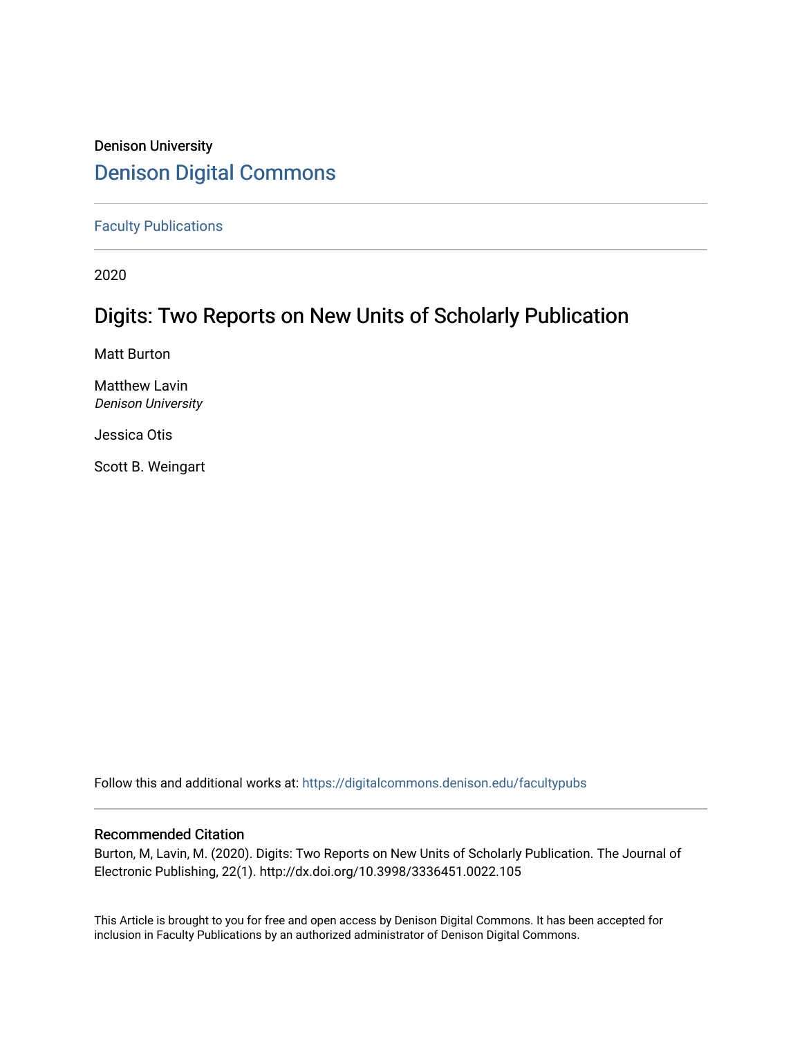Denison University

# Denison Digital Commons

Faculty Publications

2020

## Digits: Two Reports on New Units of Scholarly Publication

Matt Burton

Matthew Lavin
*Denison University*

Jessica Otis

Scott B. Weingart

Follow this and additional works at: https://digitalcommons.denison.edu/facultypubs

### Recommended Citation

Burton, M, Lavin, M. (2020). Digits: Two Reports on New Units of Scholarly Publication. The Journal of Electronic Publishing, 22(1). http://dx.doi.org/10.3998/3336451.0022.105

This Article is brought to you for free and open access by Denison Digital Commons. It has been accepted for inclusion in Faculty Publications by an authorized administrator of Denison Digital Commons.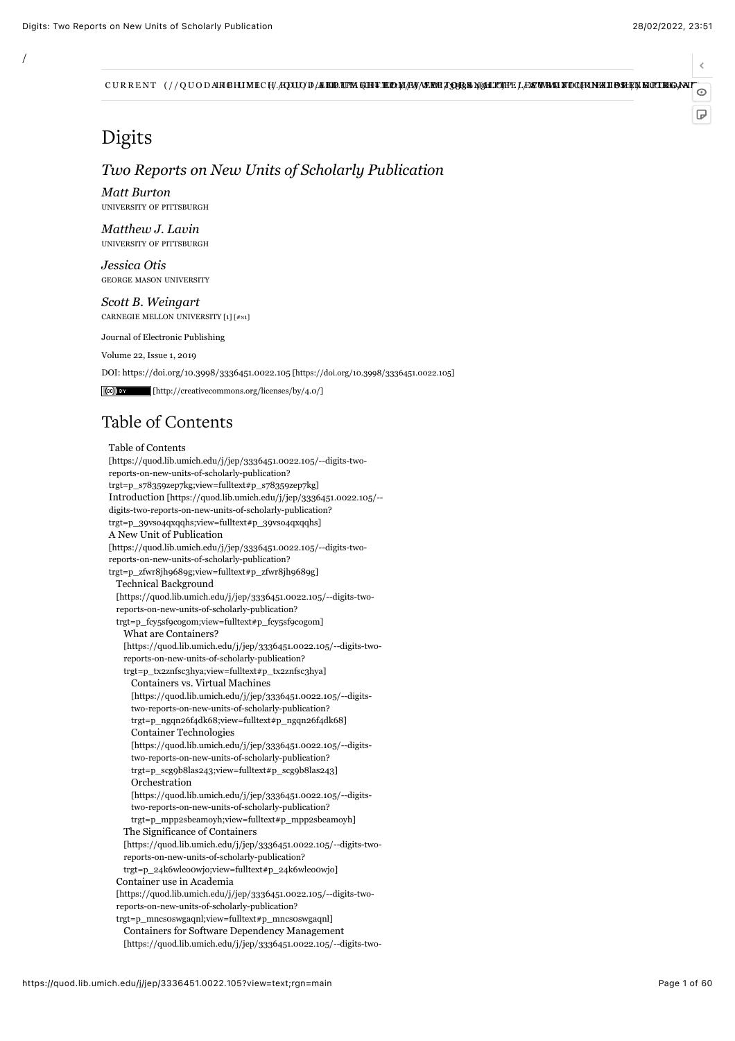/

CURRENT (//QUOD.LIB.UMICH.EDU/J/JEP) ARCHIVE (//QUOD.LIB.UMICH.EDU/J/JEP/ISSUES) ABOUT THE JOURNAL (//QUOD.LIB.UMICH.EDU/J/JEP/ABOUT) CONTRIBUTOR GUIDELINES

# Digits

## *Two Reports on New Units of Scholarly Publication*

*Matt Burton*
UNIVERSITY OF PITTSBURGH

*Matthew J. Lavin*
UNIVERSITY OF PITTSBURGH

*Jessica Otis*
GEORGE MASON UNIVERSITY

*Scott B. Weingart*
CARNEGIE MELLON UNIVERSITY [1] [#N1]

Journal of Electronic Publishing

Volume 22, Issue 1, 2019

DOI: https://doi.org/10.3998/3336451.0022.105 [https://doi.org/10.3998/3336451.0022.105]

[http://creativecommons.org/licenses/by/4.0/]

# Table of Contents

- Table of Contents [https://quod.lib.umich.edu/j/jep/3336451.0022.105/--digits-two-reports-on-new-units-of-scholarly-publication?trgt=p_s78359zep7kg;view=fulltext#p_s78359zep7kg]
- Introduction [https://quod.lib.umich.edu/j/jep/3336451.0022.105/--digits-two-reports-on-new-units-of-scholarly-publication?trgt=p_39vs04qxqqhs;view=fulltext#p_39vs04qxqqhs]
- A New Unit of Publication [https://quod.lib.umich.edu/j/jep/3336451.0022.105/--digits-two-reports-on-new-units-of-scholarly-publication?trgt=p_zfwr8jh9689g;view=fulltext#p_zfwr8jh9689g]
  - Technical Background [https://quod.lib.umich.edu/j/jep/3336451.0022.105/--digits-two-reports-on-new-units-of-scholarly-publication?trgt=p_fcy5sf9cogom;view=fulltext#p_fcy5sf9cogom]
    - What are Containers? [https://quod.lib.umich.edu/j/jep/3336451.0022.105/--digits-two-reports-on-new-units-of-scholarly-publication?trgt=p_tx2znfsc3hya;view=fulltext#p_tx2znfsc3hya]
      - Containers vs. Virtual Machines [https://quod.lib.umich.edu/j/jep/3336451.0022.105/--digits-two-reports-on-new-units-of-scholarly-publication?trgt=p_ngqn26f4dk68;view=fulltext#p_ngqn26f4dk68]
      - Container Technologies [https://quod.lib.umich.edu/j/jep/3336451.0022.105/--digits-two-reports-on-new-units-of-scholarly-publication?trgt=p_scg9b8las243;view=fulltext#p_scg9b8las243]
      - Orchestration [https://quod.lib.umich.edu/j/jep/3336451.0022.105/--digits-two-reports-on-new-units-of-scholarly-publication?trgt=p_mpp2sbeamoyh;view=fulltext#p_mpp2sbeamoyh]
    - The Significance of Containers [https://quod.lib.umich.edu/j/jep/3336451.0022.105/--digits-two-reports-on-new-units-of-scholarly-publication?trgt=p_24k6wleo0wjo;view=fulltext#p_24k6wleo0wjo]
  - Container use in Academia [https://quod.lib.umich.edu/j/jep/3336451.0022.105/--digits-two-reports-on-new-units-of-scholarly-publication?trgt=p_mncs0swgaqnl;view=fulltext#p_mncs0swgaqnl]
    - Containers for Software Dependency Management [https://quod.lib.umich.edu/j/jep/3336451.0022.105/--digits-two-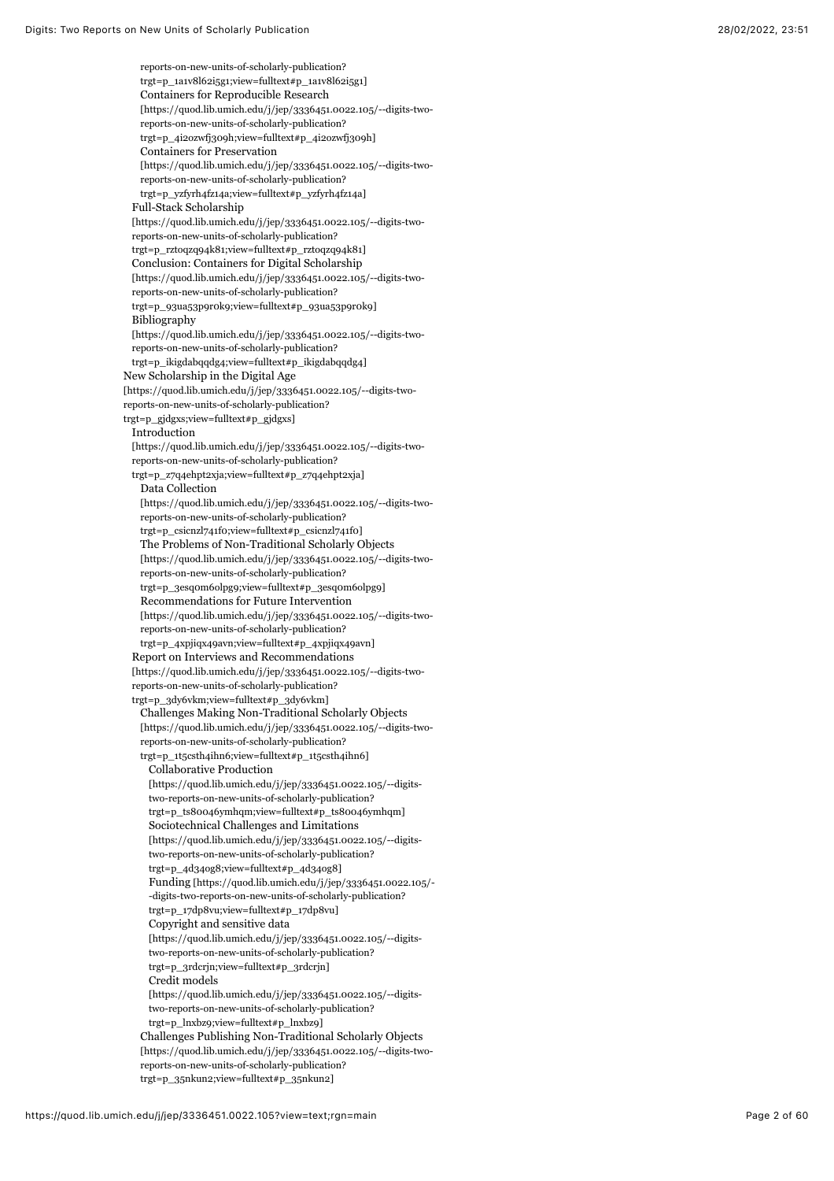reports-on-new-units-of-scholarly-publication?
trgt=p_1a1v8l62i5g1;view=fulltext#p_1a1v8l62i5g1]

- Containers for Reproducible Research [https://quod.lib.umich.edu/j/jep/3336451.0022.105/--digits-two-reports-on-new-units-of-scholarly-publication?trgt=p_4i2ozwfj309h;view=fulltext#p_4i2ozwfj309h]
- Containers for Preservation [https://quod.lib.umich.edu/j/jep/3336451.0022.105/--digits-two-reports-on-new-units-of-scholarly-publication?trgt=p_yzfyrh4fz14a;view=fulltext#p_yzfyrh4fz14a]
- Full-Stack Scholarship [https://quod.lib.umich.edu/j/jep/3336451.0022.105/--digits-two-reports-on-new-units-of-scholarly-publication?trgt=p_rztoqzq94k81;view=fulltext#p_rztoqzq94k81]
- Conclusion: Containers for Digital Scholarship [https://quod.lib.umich.edu/j/jep/3336451.0022.105/--digits-two-reports-on-new-units-of-scholarly-publication?trgt=p_93ua53p9r0k9;view=fulltext#p_93ua53p9r0k9]
- Bibliography [https://quod.lib.umich.edu/j/jep/3336451.0022.105/--digits-two-reports-on-new-units-of-scholarly-publication?trgt=p_ikigdabqqdg4;view=fulltext#p_ikigdabqqdg4]

New Scholarship in the Digital Age [https://quod.lib.umich.edu/j/jep/3336451.0022.105/--digits-two-reports-on-new-units-of-scholarly-publication?trgt=p_gjdgxs;view=fulltext#p_gjdgxs]

- Introduction [https://quod.lib.umich.edu/j/jep/3336451.0022.105/--digits-two-reports-on-new-units-of-scholarly-publication?trgt=p_z7q4ehpt2xja;view=fulltext#p_z7q4ehpt2xja]
  - Data Collection [https://quod.lib.umich.edu/j/jep/3336451.0022.105/--digits-two-reports-on-new-units-of-scholarly-publication?trgt=p_csicnzl741f0;view=fulltext#p_csicnzl741f0]
  - The Problems of Non-Traditional Scholarly Objects [https://quod.lib.umich.edu/j/jep/3336451.0022.105/--digits-two-reports-on-new-units-of-scholarly-publication?trgt=p_3esq0m6olpg9;view=fulltext#p_3esq0m6olpg9]
  - Recommendations for Future Intervention [https://quod.lib.umich.edu/j/jep/3336451.0022.105/--digits-two-reports-on-new-units-of-scholarly-publication?trgt=p_4xpjiqx49avn;view=fulltext#p_4xpjiqx49avn]
- Report on Interviews and Recommendations [https://quod.lib.umich.edu/j/jep/3336451.0022.105/--digits-two-reports-on-new-units-of-scholarly-publication?trgt=p_3dy6vkm;view=fulltext#p_3dy6vkm]
  - Challenges Making Non-Traditional Scholarly Objects [https://quod.lib.umich.edu/j/jep/3336451.0022.105/--digits-two-reports-on-new-units-of-scholarly-publication?trgt=p_1t5csth4ihn6;view=fulltext#p_1t5csth4ihn6]
    - Collaborative Production [https://quod.lib.umich.edu/j/jep/3336451.0022.105/--digits-two-reports-on-new-units-of-scholarly-publication?trgt=p_ts80046ymhqm;view=fulltext#p_ts80046ymhqm]
    - Sociotechnical Challenges and Limitations [https://quod.lib.umich.edu/j/jep/3336451.0022.105/--digits-two-reports-on-new-units-of-scholarly-publication?trgt=p_4d34og8;view=fulltext#p_4d34og8]
    - Funding [https://quod.lib.umich.edu/j/jep/3336451.0022.105/--digits-two-reports-on-new-units-of-scholarly-publication?trgt=p_17dp8vu;view=fulltext#p_17dp8vu]
    - Copyright and sensitive data [https://quod.lib.umich.edu/j/jep/3336451.0022.105/--digits-two-reports-on-new-units-of-scholarly-publication?trgt=p_3rdcrjn;view=fulltext#p_3rdcrjn]
    - Credit models [https://quod.lib.umich.edu/j/jep/3336451.0022.105/--digits-two-reports-on-new-units-of-scholarly-publication?trgt=p_lnxbz9;view=fulltext#p_lnxbz9]
  - Challenges Publishing Non-Traditional Scholarly Objects [https://quod.lib.umich.edu/j/jep/3336451.0022.105/--digits-two-reports-on-new-units-of-scholarly-publication?trgt=p_35nkun2;view=fulltext#p_35nkun2]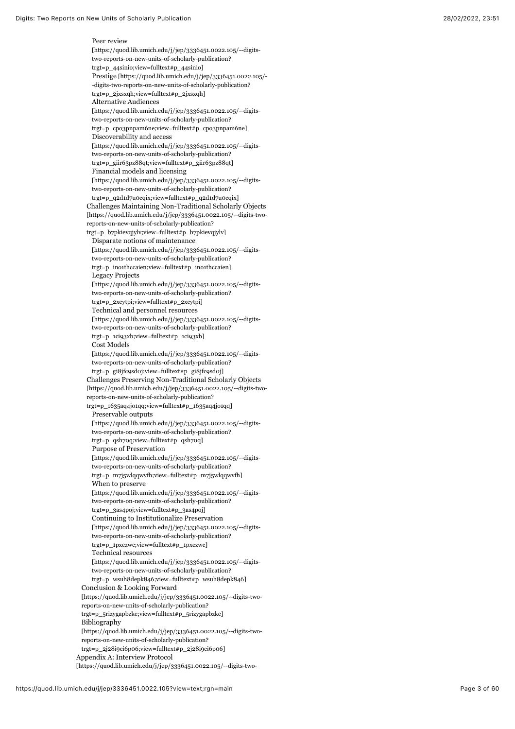- Peer review [https://quod.lib.umich.edu/j/jep/3336451.0022.105/--digits-two-reports-on-new-units-of-scholarly-publication?trgt=p_44sinio;view=fulltext#p_44sinio]
- Prestige [https://quod.lib.umich.edu/j/jep/3336451.0022.105/--digits-two-reports-on-new-units-of-scholarly-publication?trgt=p_2jxsxqh;view=fulltext#p_2jxsxqh]
- Alternative Audiences [https://quod.lib.umich.edu/j/jep/3336451.0022.105/--digits-two-reports-on-new-units-of-scholarly-publication?trgt=p_cpo3pnpam6ne;view=fulltext#p_cpo3pnpam6ne]
- Discoverability and access [https://quod.lib.umich.edu/j/jep/3336451.0022.105/--digits-two-reports-on-new-units-of-scholarly-publication?trgt=p_giir63pz88qt;view=fulltext#p_giir63pz88qt]
- Financial models and licensing [https://quod.lib.umich.edu/j/jep/3336451.0022.105/--digits-two-reports-on-new-units-of-scholarly-publication?trgt=p_q2d1d7u0cqix;view=fulltext#p_q2d1d7u0cqix]

Challenges Maintaining Non-Traditional Scholarly Objects [https://quod.lib.umich.edu/j/jep/3336451.0022.105/--digits-two-reports-on-new-units-of-scholarly-publication?trgt=p_b7pkievqjylv;view=fulltext#p_b7pkievqjylv]

- Disparate notions of maintenance [https://quod.lib.umich.edu/j/jep/3336451.0022.105/--digits-two-reports-on-new-units-of-scholarly-publication?trgt=p_ino1thccaien;view=fulltext#p_ino1thccaien]
- Legacy Projects [https://quod.lib.umich.edu/j/jep/3336451.0022.105/--digits-two-reports-on-new-units-of-scholarly-publication?trgt=p_2xcytpi;view=fulltext#p_2xcytpi]
- Technical and personnel resources [https://quod.lib.umich.edu/j/jep/3336451.0022.105/--digits-two-reports-on-new-units-of-scholarly-publication?trgt=p_1ci93xb;view=fulltext#p_1ci93xb]
- Cost Models [https://quod.lib.umich.edu/j/jep/3336451.0022.105/--digits-two-reports-on-new-units-of-scholarly-publication?trgt=p_gi8jfc9sd0j;view=fulltext#p_gi8jfc9sd0j]

Challenges Preserving Non-Traditional Scholarly Objects [https://quod.lib.umich.edu/j/jep/3336451.0022.105/--digits-two-reports-on-new-units-of-scholarly-publication?trgt=p_1635aq4j01qq;view=fulltext#p_1635aq4j01qq]

- Preservable outputs [https://quod.lib.umich.edu/j/jep/3336451.0022.105/--digits-two-reports-on-new-units-of-scholarly-publication?trgt=p_qsh70q;view=fulltext#p_qsh70q]
- Purpose of Preservation [https://quod.lib.umich.edu/j/jep/3336451.0022.105/--digits-two-reports-on-new-units-of-scholarly-publication?trgt=p_m7j5wlqqwvfh;view=fulltext#p_m7j5wlqqwvfh]
- When to preserve [https://quod.lib.umich.edu/j/jep/3336451.0022.105/--digits-two-reports-on-new-units-of-scholarly-publication?trgt=p_3as4poj;view=fulltext#p_3as4poj]
- Continuing to Institutionalize Preservation [https://quod.lib.umich.edu/j/jep/3336451.0022.105/--digits-two-reports-on-new-units-of-scholarly-publication?trgt=p_1pxezwc;view=fulltext#p_1pxezwc]
- Technical resources [https://quod.lib.umich.edu/j/jep/3336451.0022.105/--digits-two-reports-on-new-units-of-scholarly-publication?trgt=p_wsuh8depk846;view=fulltext#p_wsuh8depk846]

Conclusion & Looking Forward [https://quod.lib.umich.edu/j/jep/3336451.0022.105/--digits-two-reports-on-new-units-of-scholarly-publication?trgt=p_5rizygapbzke;view=fulltext#p_5rizygapbzke]

Bibliography [https://quod.lib.umich.edu/j/jep/3336451.0022.105/--digits-two-reports-on-new-units-of-scholarly-publication?trgt=p_2j28i9ci6p06;view=fulltext#p_2j28i9ci6p06]

Appendix A: Interview Protocol [https://quod.lib.umich.edu/j/jep/3336451.0022.105/--digits-two-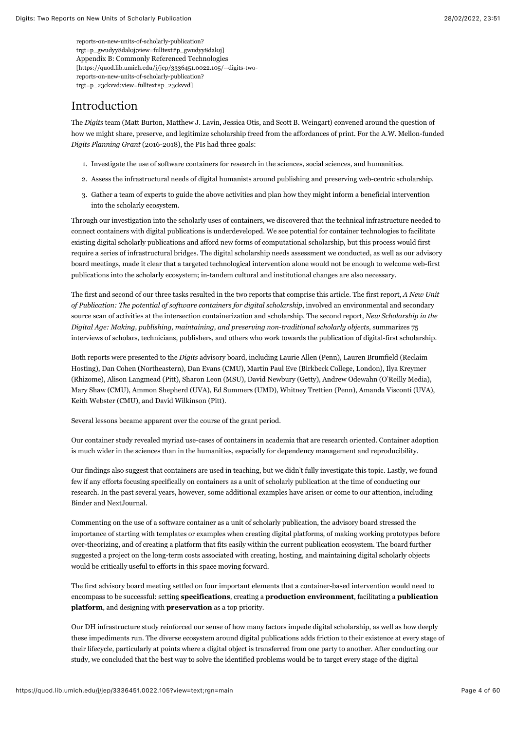reports-on-new-units-of-scholarly-publication?trgt=p_gwudyy8dal0j;view=fulltext#p_gwudyy8dal0j]
Appendix B: Commonly Referenced Technologies
[https://quod.lib.umich.edu/j/jep/3336451.0022.105/--digits-two-reports-on-new-units-of-scholarly-publication?trgt=p_23ckvvd;view=fulltext#p_23ckvvd]

## Introduction

The *Digits* team (Matt Burton, Matthew J. Lavin, Jessica Otis, and Scott B. Weingart) convened around the question of how we might share, preserve, and legitimize scholarship freed from the affordances of print. For the A.W. Mellon-funded *Digits Planning Grant* (2016-2018), the PIs had three goals:

1. Investigate the use of software containers for research in the sciences, social sciences, and humanities.
2. Assess the infrastructural needs of digital humanists around publishing and preserving web-centric scholarship.
3. Gather a team of experts to guide the above activities and plan how they might inform a beneficial intervention into the scholarly ecosystem.

Through our investigation into the scholarly uses of containers, we discovered that the technical infrastructure needed to connect containers with digital publications is underdeveloped. We see potential for container technologies to facilitate existing digital scholarly publications and afford new forms of computational scholarship, but this process would first require a series of infrastructural bridges. The digital scholarship needs assessment we conducted, as well as our advisory board meetings, made it clear that a targeted technological intervention alone would not be enough to welcome web-first publications into the scholarly ecosystem; in-tandem cultural and institutional changes are also necessary.

The first and second of our three tasks resulted in the two reports that comprise this article. The first report, *A New Unit of Publication: The potential of software containers for digital scholarship*, involved an environmental and secondary source scan of activities at the intersection containerization and scholarship. The second report, *New Scholarship in the Digital Age: Making, publishing, maintaining, and preserving non-traditional scholarly objects*, summarizes 75 interviews of scholars, technicians, publishers, and others who work towards the publication of digital-first scholarship.

Both reports were presented to the *Digits* advisory board, including Laurie Allen (Penn), Lauren Brumfield (Reclaim Hosting), Dan Cohen (Northeastern), Dan Evans (CMU), Martin Paul Eve (Birkbeck College, London), Ilya Kreymer (Rhizome), Alison Langmead (Pitt), Sharon Leon (MSU), David Newbury (Getty), Andrew Odewahn (O'Reilly Media), Mary Shaw (CMU), Ammon Shepherd (UVA), Ed Summers (UMD), Whitney Trettien (Penn), Amanda Visconti (UVA), Keith Webster (CMU), and David Wilkinson (Pitt).

Several lessons became apparent over the course of the grant period.

Our container study revealed myriad use-cases of containers in academia that are research oriented. Container adoption is much wider in the sciences than in the humanities, especially for dependency management and reproducibility.

Our findings also suggest that containers are used in teaching, but we didn't fully investigate this topic. Lastly, we found few if any efforts focusing specifically on containers as a unit of scholarly publication at the time of conducting our research. In the past several years, however, some additional examples have arisen or come to our attention, including Binder and NextJournal.

Commenting on the use of a software container as a unit of scholarly publication, the advisory board stressed the importance of starting with templates or examples when creating digital platforms, of making working prototypes before over-theorizing, and of creating a platform that fits easily within the current publication ecosystem. The board further suggested a project on the long-term costs associated with creating, hosting, and maintaining digital scholarly objects would be critically useful to efforts in this space moving forward.

The first advisory board meeting settled on four important elements that a container-based intervention would need to encompass to be successful: setting **specifications**, creating a **production environment**, facilitating a **publication platform**, and designing with **preservation** as a top priority.

Our DH infrastructure study reinforced our sense of how many factors impede digital scholarship, as well as how deeply these impediments run. The diverse ecosystem around digital publications adds friction to their existence at every stage of their lifecycle, particularly at points where a digital object is transferred from one party to another. After conducting our study, we concluded that the best way to solve the identified problems would be to target every stage of the digital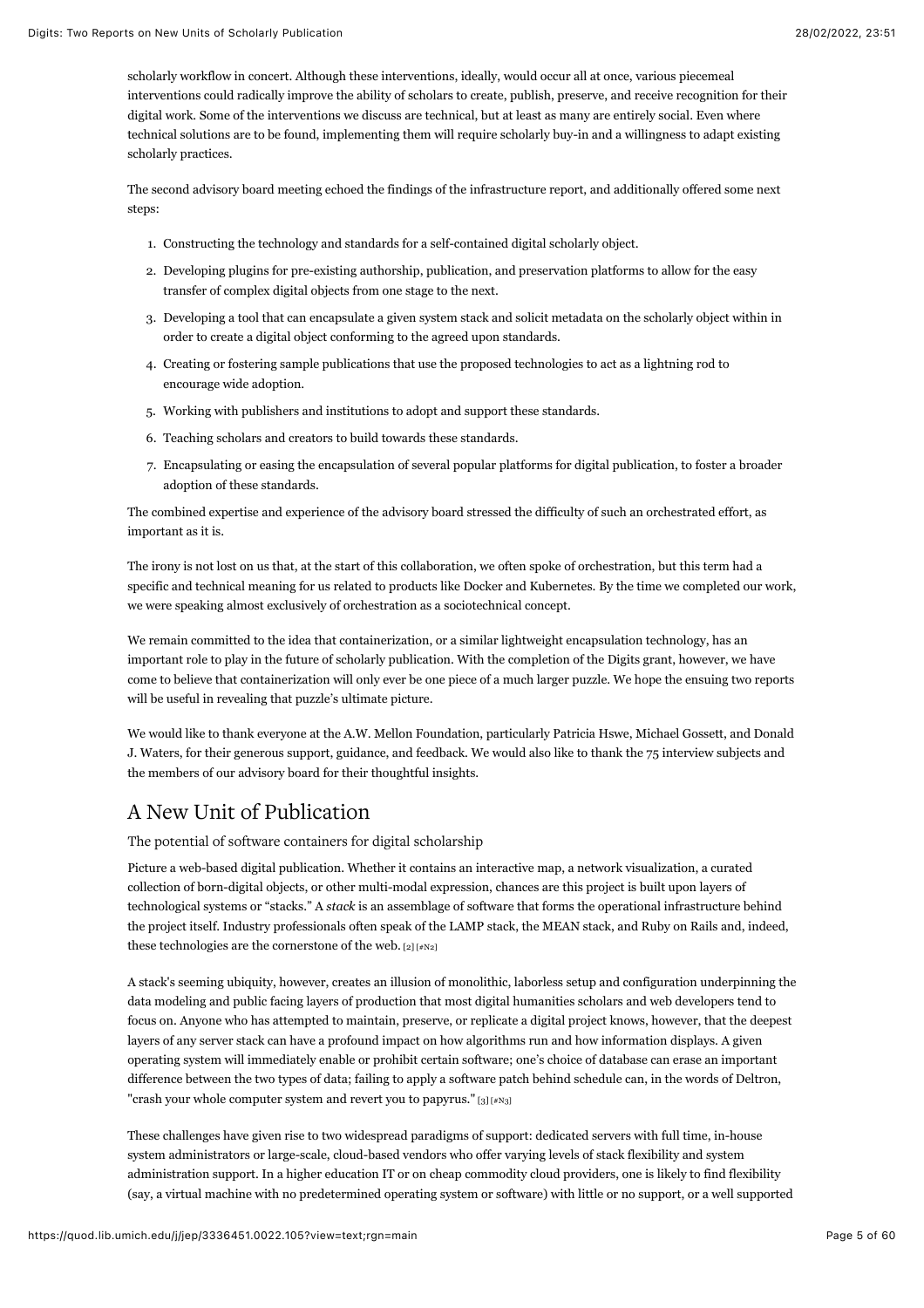scholarly workflow in concert. Although these interventions, ideally, would occur all at once, various piecemeal interventions could radically improve the ability of scholars to create, publish, preserve, and receive recognition for their digital work. Some of the interventions we discuss are technical, but at least as many are entirely social. Even where technical solutions are to be found, implementing them will require scholarly buy-in and a willingness to adapt existing scholarly practices.

The second advisory board meeting echoed the findings of the infrastructure report, and additionally offered some next steps:

1. Constructing the technology and standards for a self-contained digital scholarly object.
2. Developing plugins for pre-existing authorship, publication, and preservation platforms to allow for the easy transfer of complex digital objects from one stage to the next.
3. Developing a tool that can encapsulate a given system stack and solicit metadata on the scholarly object within in order to create a digital object conforming to the agreed upon standards.
4. Creating or fostering sample publications that use the proposed technologies to act as a lightning rod to encourage wide adoption.
5. Working with publishers and institutions to adopt and support these standards.
6. Teaching scholars and creators to build towards these standards.
7. Encapsulating or easing the encapsulation of several popular platforms for digital publication, to foster a broader adoption of these standards.

The combined expertise and experience of the advisory board stressed the difficulty of such an orchestrated effort, as important as it is.

The irony is not lost on us that, at the start of this collaboration, we often spoke of orchestration, but this term had a specific and technical meaning for us related to products like Docker and Kubernetes. By the time we completed our work, we were speaking almost exclusively of orchestration as a sociotechnical concept.

We remain committed to the idea that containerization, or a similar lightweight encapsulation technology, has an important role to play in the future of scholarly publication. With the completion of the Digits grant, however, we have come to believe that containerization will only ever be one piece of a much larger puzzle. We hope the ensuing two reports will be useful in revealing that puzzle's ultimate picture.

We would like to thank everyone at the A.W. Mellon Foundation, particularly Patricia Hswe, Michael Gossett, and Donald J. Waters, for their generous support, guidance, and feedback. We would also like to thank the 75 interview subjects and the members of our advisory board for their thoughtful insights.

## A New Unit of Publication

### The potential of software containers for digital scholarship

Picture a web-based digital publication. Whether it contains an interactive map, a network visualization, a curated collection of born-digital objects, or other multi-modal expression, chances are this project is built upon layers of technological systems or "stacks." A *stack* is an assemblage of software that forms the operational infrastructure behind the project itself. Industry professionals often speak of the LAMP stack, the MEAN stack, and Ruby on Rails and, indeed, these technologies are the cornerstone of the web. [2] [#N2]

A stack's seeming ubiquity, however, creates an illusion of monolithic, laborless setup and configuration underpinning the data modeling and public facing layers of production that most digital humanities scholars and web developers tend to focus on. Anyone who has attempted to maintain, preserve, or replicate a digital project knows, however, that the deepest layers of any server stack can have a profound impact on how algorithms run and how information displays. A given operating system will immediately enable or prohibit certain software; one's choice of database can erase an important difference between the two types of data; failing to apply a software patch behind schedule can, in the words of Deltron, "crash your whole computer system and revert you to papyrus." [3] [#N3]

These challenges have given rise to two widespread paradigms of support: dedicated servers with full time, in-house system administrators or large-scale, cloud-based vendors who offer varying levels of stack flexibility and system administration support. In a higher education IT or on cheap commodity cloud providers, one is likely to find flexibility (say, a virtual machine with no predetermined operating system or software) with little or no support, or a well supported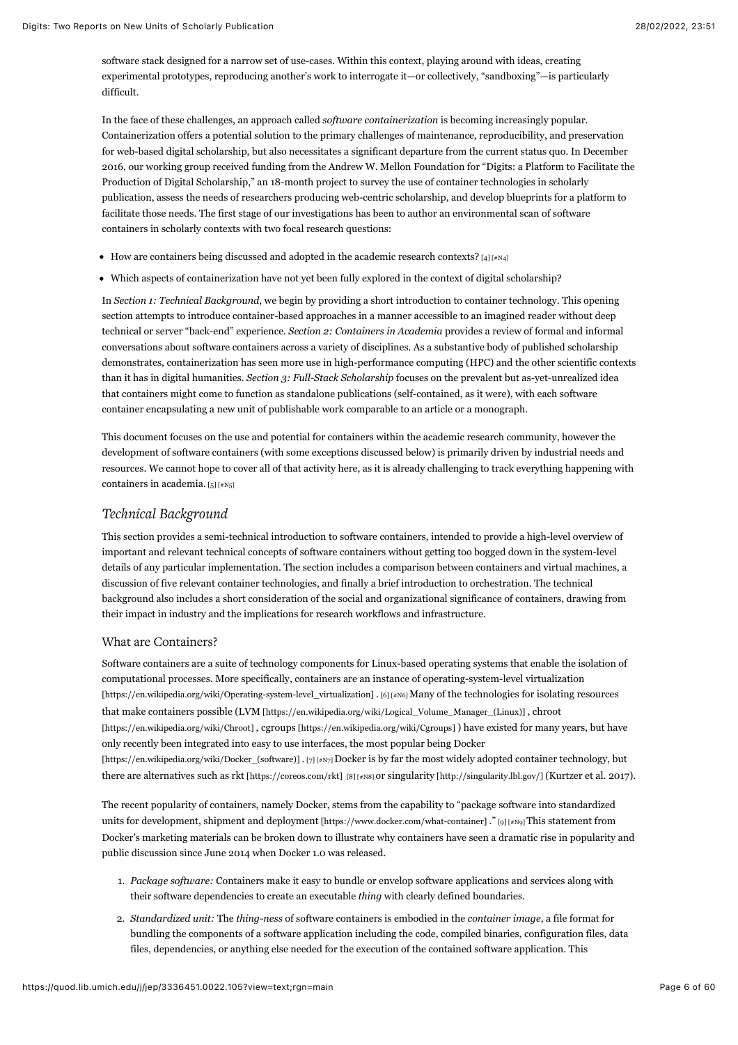software stack designed for a narrow set of use-cases. Within this context, playing around with ideas, creating experimental prototypes, reproducing another's work to interrogate it—or collectively, "sandboxing"—is particularly difficult.

In the face of these challenges, an approach called *software containerization* is becoming increasingly popular. Containerization offers a potential solution to the primary challenges of maintenance, reproducibility, and preservation for web-based digital scholarship, but also necessitates a significant departure from the current status quo. In December 2016, our working group received funding from the Andrew W. Mellon Foundation for "Digits: a Platform to Facilitate the Production of Digital Scholarship," an 18-month project to survey the use of container technologies in scholarly publication, assess the needs of researchers producing web-centric scholarship, and develop blueprints for a platform to facilitate those needs. The first stage of our investigations has been to author an environmental scan of software containers in scholarly contexts with two focal research questions:

- How are containers being discussed and adopted in the academic research contexts? [4] [#N4]
- Which aspects of containerization have not yet been fully explored in the context of digital scholarship?

In *Section 1: Technical Background*, we begin by providing a short introduction to container technology. This opening section attempts to introduce container-based approaches in a manner accessible to an imagined reader without deep technical or server "back-end" experience. *Section 2: Containers in Academia* provides a review of formal and informal conversations about software containers across a variety of disciplines. As a substantive body of published scholarship demonstrates, containerization has seen more use in high-performance computing (HPC) and the other scientific contexts than it has in digital humanities. *Section 3: Full-Stack Scholarship* focuses on the prevalent but as-yet-unrealized idea that containers might come to function as standalone publications (self-contained, as it were), with each software container encapsulating a new unit of publishable work comparable to an article or a monograph.

This document focuses on the use and potential for containers within the academic research community, however the development of software containers (with some exceptions discussed below) is primarily driven by industrial needs and resources. We cannot hope to cover all of that activity here, as it is already challenging to track everything happening with containers in academia. [5] [#N5]

## *Technical Background*

This section provides a semi-technical introduction to software containers, intended to provide a high-level overview of important and relevant technical concepts of software containers without getting too bogged down in the system-level details of any particular implementation. The section includes a comparison between containers and virtual machines, a discussion of five relevant container technologies, and finally a brief introduction to orchestration. The technical background also includes a short consideration of the social and organizational significance of containers, drawing from their impact in industry and the implications for research workflows and infrastructure.

### What are Containers?

Software containers are a suite of technology components for Linux-based operating systems that enable the isolation of computational processes. More specifically, containers are an instance of operating-system-level virtualization [https://en.wikipedia.org/wiki/Operating-system-level_virtualization] . [6] [#N6] Many of the technologies for isolating resources that make containers possible (LVM [https://en.wikipedia.org/wiki/Logical_Volume_Manager_(Linux)] , chroot [https://en.wikipedia.org/wiki/Chroot] , cgroups [https://en.wikipedia.org/wiki/Cgroups] ) have existed for many years, but have only recently been integrated into easy to use interfaces, the most popular being Docker [https://en.wikipedia.org/wiki/Docker_(software)] . [7] [#N7] Docker is by far the most widely adopted container technology, but there are alternatives such as rkt [https://coreos.com/rkt] [8] [#N8] or singularity [http://singularity.lbl.gov/] (Kurtzer et al. 2017).

The recent popularity of containers, namely Docker, stems from the capability to "package software into standardized units for development, shipment and deployment [https://www.docker.com/what-container] ." [9] [#N9] This statement from Docker's marketing materials can be broken down to illustrate why containers have seen a dramatic rise in popularity and public discussion since June 2014 when Docker 1.0 was released.

1. *Package software:* Containers make it easy to bundle or envelop software applications and services along with their software dependencies to create an executable *thing* with clearly defined boundaries.
2. *Standardized unit:* The *thing-ness* of software containers is embodied in the *container image*, a file format for bundling the components of a software application including the code, compiled binaries, configuration files, data files, dependencies, or anything else needed for the execution of the contained software application. This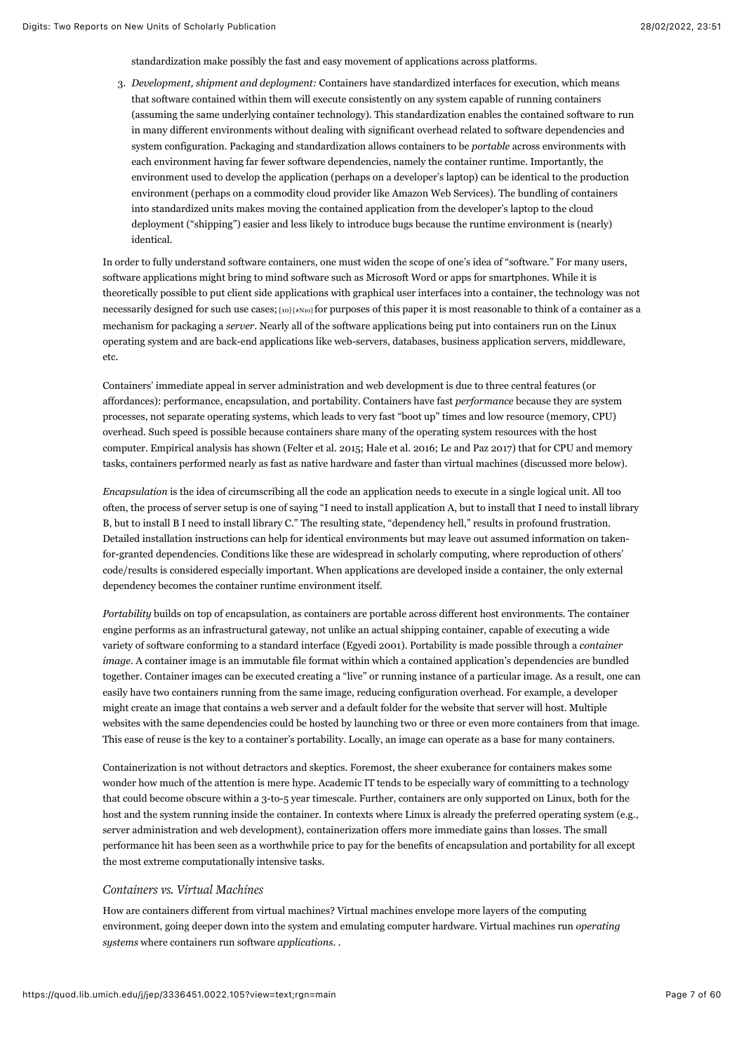standardization make possibly the fast and easy movement of applications across platforms.

3. *Development, shipment and deployment:* Containers have standardized interfaces for execution, which means that software contained within them will execute consistently on any system capable of running containers (assuming the same underlying container technology). This standardization enables the contained software to run in many different environments without dealing with significant overhead related to software dependencies and system configuration. Packaging and standardization allows containers to be *portable* across environments with each environment having far fewer software dependencies, namely the container runtime. Importantly, the environment used to develop the application (perhaps on a developer's laptop) can be identical to the production environment (perhaps on a commodity cloud provider like Amazon Web Services). The bundling of containers into standardized units makes moving the contained application from the developer's laptop to the cloud deployment ("shipping") easier and less likely to introduce bugs because the runtime environment is (nearly) identical.

In order to fully understand software containers, one must widen the scope of one's idea of "software." For many users, software applications might bring to mind software such as Microsoft Word or apps for smartphones. While it is theoretically possible to put client side applications with graphical user interfaces into a container, the technology was not necessarily designed for such use cases; [10] [#N10] for purposes of this paper it is most reasonable to think of a container as a mechanism for packaging a *server*. Nearly all of the software applications being put into containers run on the Linux operating system and are back-end applications like web-servers, databases, business application servers, middleware, etc.

Containers' immediate appeal in server administration and web development is due to three central features (or affordances): performance, encapsulation, and portability. Containers have fast *performance* because they are system processes, not separate operating systems, which leads to very fast "boot up" times and low resource (memory, CPU) overhead. Such speed is possible because containers share many of the operating system resources with the host computer. Empirical analysis has shown (Felter et al. 2015; Hale et al. 2016; Le and Paz 2017) that for CPU and memory tasks, containers performed nearly as fast as native hardware and faster than virtual machines (discussed more below).

*Encapsulation* is the idea of circumscribing all the code an application needs to execute in a single logical unit. All too often, the process of server setup is one of saying "I need to install application A, but to install that I need to install library B, but to install B I need to install library C." The resulting state, "dependency hell," results in profound frustration. Detailed installation instructions can help for identical environments but may leave out assumed information on taken-for-granted dependencies. Conditions like these are widespread in scholarly computing, where reproduction of others' code/results is considered especially important. When applications are developed inside a container, the only external dependency becomes the container runtime environment itself.

*Portability* builds on top of encapsulation, as containers are portable across different host environments. The container engine performs as an infrastructural gateway, not unlike an actual shipping container, capable of executing a wide variety of software conforming to a standard interface (Egyedi 2001). Portability is made possible through a *container image*. A container image is an immutable file format within which a contained application's dependencies are bundled together. Container images can be executed creating a "live" or running instance of a particular image. As a result, one can easily have two containers running from the same image, reducing configuration overhead. For example, a developer might create an image that contains a web server and a default folder for the website that server will host. Multiple websites with the same dependencies could be hosted by launching two or three or even more containers from that image. This ease of reuse is the key to a container's portability. Locally, an image can operate as a base for many containers.

Containerization is not without detractors and skeptics. Foremost, the sheer exuberance for containers makes some wonder how much of the attention is mere hype. Academic IT tends to be especially wary of committing to a technology that could become obscure within a 3-to-5 year timescale. Further, containers are only supported on Linux, both for the host and the system running inside the container. In contexts where Linux is already the preferred operating system (e.g., server administration and web development), containerization offers more immediate gains than losses. The small performance hit has been seen as a worthwhile price to pay for the benefits of encapsulation and portability for all except the most extreme computationally intensive tasks.

### *Containers vs. Virtual Machines*

How are containers different from virtual machines? Virtual machines envelope more layers of the computing environment, going deeper down into the system and emulating computer hardware. Virtual machines run *operating systems* where containers run software *applications*. .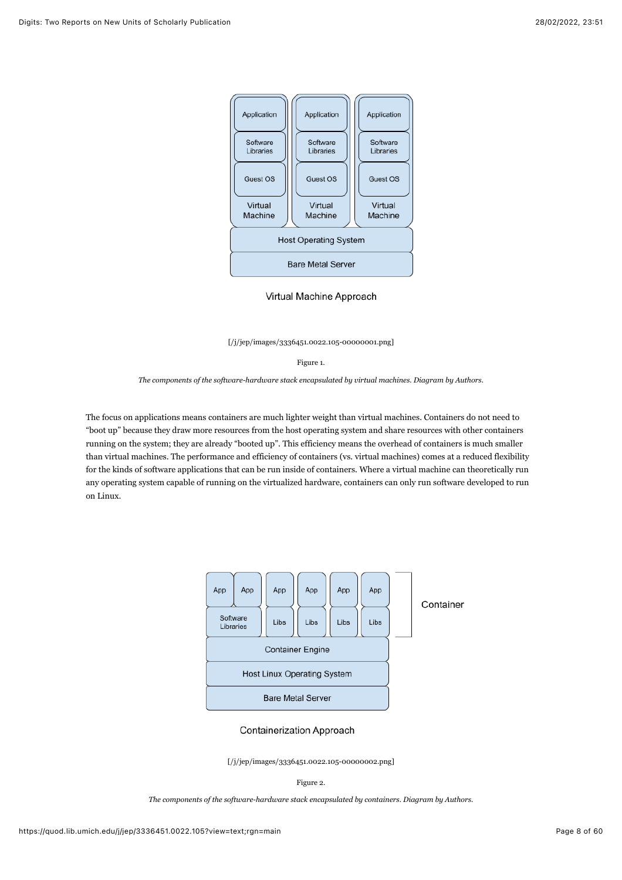[/j/jep/images/3336451.0022.105-00000001.png]

Figure 1.

*The components of the software-hardware stack encapsulated by virtual machines. Diagram by Authors.*

The focus on applications means containers are much lighter weight than virtual machines. Containers do not need to "boot up" because they draw more resources from the host operating system and share resources with other containers running on the system; they are already "booted up". This efficiency means the overhead of containers is much smaller than virtual machines. The performance and efficiency of containers (vs. virtual machines) comes at a reduced flexibility for the kinds of software applications that can be run inside of containers. Where a virtual machine can theoretically run any operating system capable of running on the virtualized hardware, containers can only run software developed to run on Linux.

[/j/jep/images/3336451.0022.105-00000002.png]

Figure 2.

*The components of the software-hardware stack encapsulated by containers. Diagram by Authors.*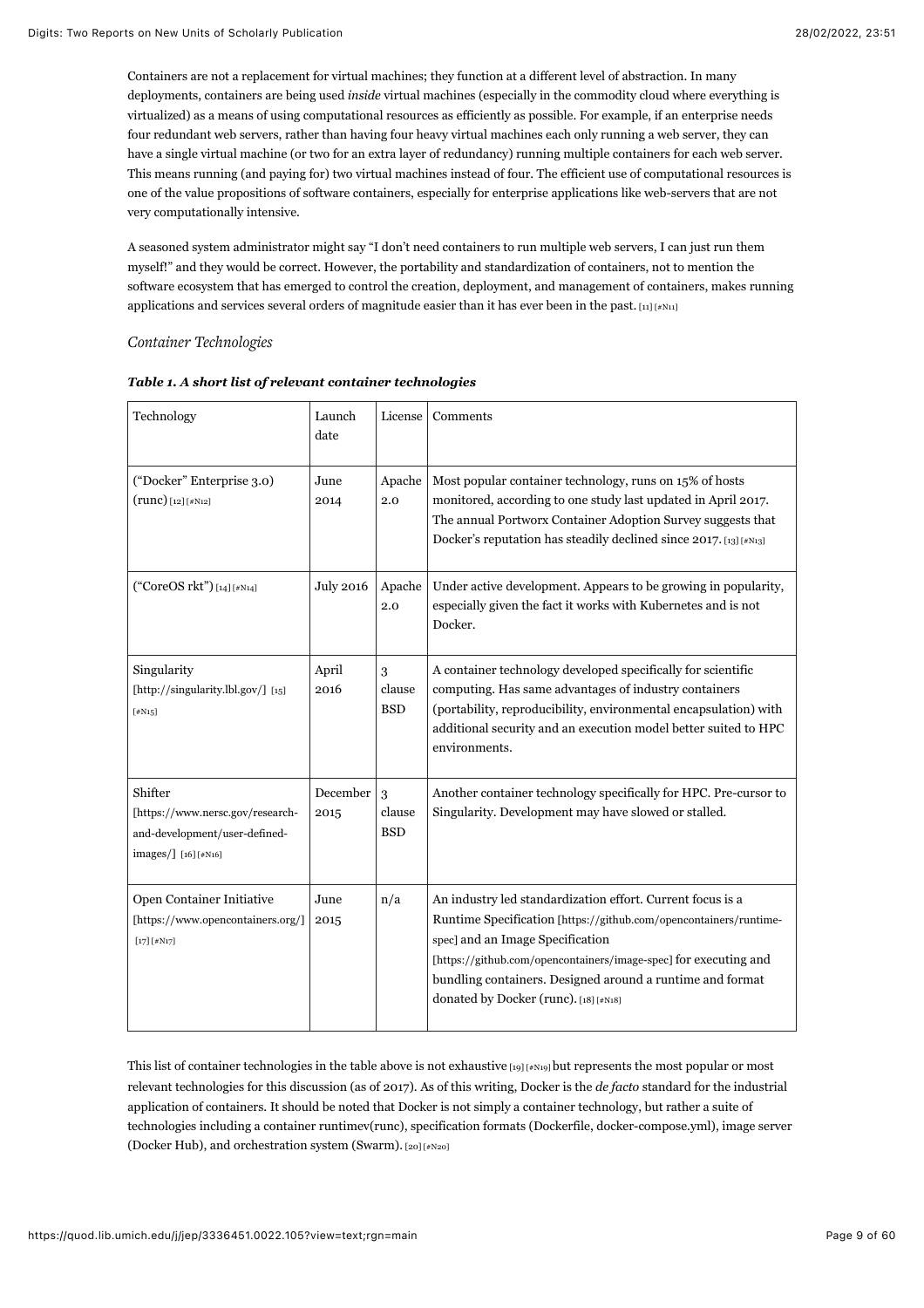Containers are not a replacement for virtual machines; they function at a different level of abstraction. In many deployments, containers are being used *inside* virtual machines (especially in the commodity cloud where everything is virtualized) as a means of using computational resources as efficiently as possible. For example, if an enterprise needs four redundant web servers, rather than having four heavy virtual machines each only running a web server, they can have a single virtual machine (or two for an extra layer of redundancy) running multiple containers for each web server. This means running (and paying for) two virtual machines instead of four. The efficient use of computational resources is one of the value propositions of software containers, especially for enterprise applications like web-servers that are not very computationally intensive.

A seasoned system administrator might say "I don't need containers to run multiple web servers, I can just run them myself!" and they would be correct. However, the portability and standardization of containers, not to mention the software ecosystem that has emerged to control the creation, deployment, and management of containers, makes running applications and services several orders of magnitude easier than it has ever been in the past. [11] [#N11]

*Container Technologies*

***Table 1. A short list of relevant container technologies***

| Technology | Launch date | License | Comments |
|---|---|---|---|
| ("Docker" Enterprise 3.0) (runc) [12] [#N12] | June 2014 | Apache 2.0 | Most popular container technology, runs on 15% of hosts monitored, according to one study last updated in April 2017. The annual Portworx Container Adoption Survey suggests that Docker's reputation has steadily declined since 2017. [13] [#N13] |
| ("CoreOS rkt") [14] [#N14] | July 2016 | Apache 2.0 | Under active development. Appears to be growing in popularity, especially given the fact it works with Kubernetes and is not Docker. |
| Singularity [http://singularity.lbl.gov/] [15] [#N15] | April 2016 | 3 clause BSD | A container technology developed specifically for scientific computing. Has same advantages of industry containers (portability, reproducibility, environmental encapsulation) with additional security and an execution model better suited to HPC environments. |
| Shifter [https://www.nersc.gov/research-and-development/user-defined-images/] [16] [#N16] | December 2015 | 3 clause BSD | Another container technology specifically for HPC. Pre-cursor to Singularity. Development may have slowed or stalled. |
| Open Container Initiative [https://www.opencontainers.org/] [17] [#N17] | June 2015 | n/a | An industry led standardization effort. Current focus is a Runtime Specification [https://github.com/opencontainers/runtime-spec] and an Image Specification [https://github.com/opencontainers/image-spec] for executing and bundling containers. Designed around a runtime and format donated by Docker (runc). [18] [#N18] |

This list of container technologies in the table above is not exhaustive [19] [#N19] but represents the most popular or most relevant technologies for this discussion (as of 2017). As of this writing, Docker is the *de facto* standard for the industrial application of containers. It should be noted that Docker is not simply a container technology, but rather a suite of technologies including a container runtimev(runc), specification formats (Dockerfile, docker-compose.yml), image server (Docker Hub), and orchestration system (Swarm). [20] [#N20]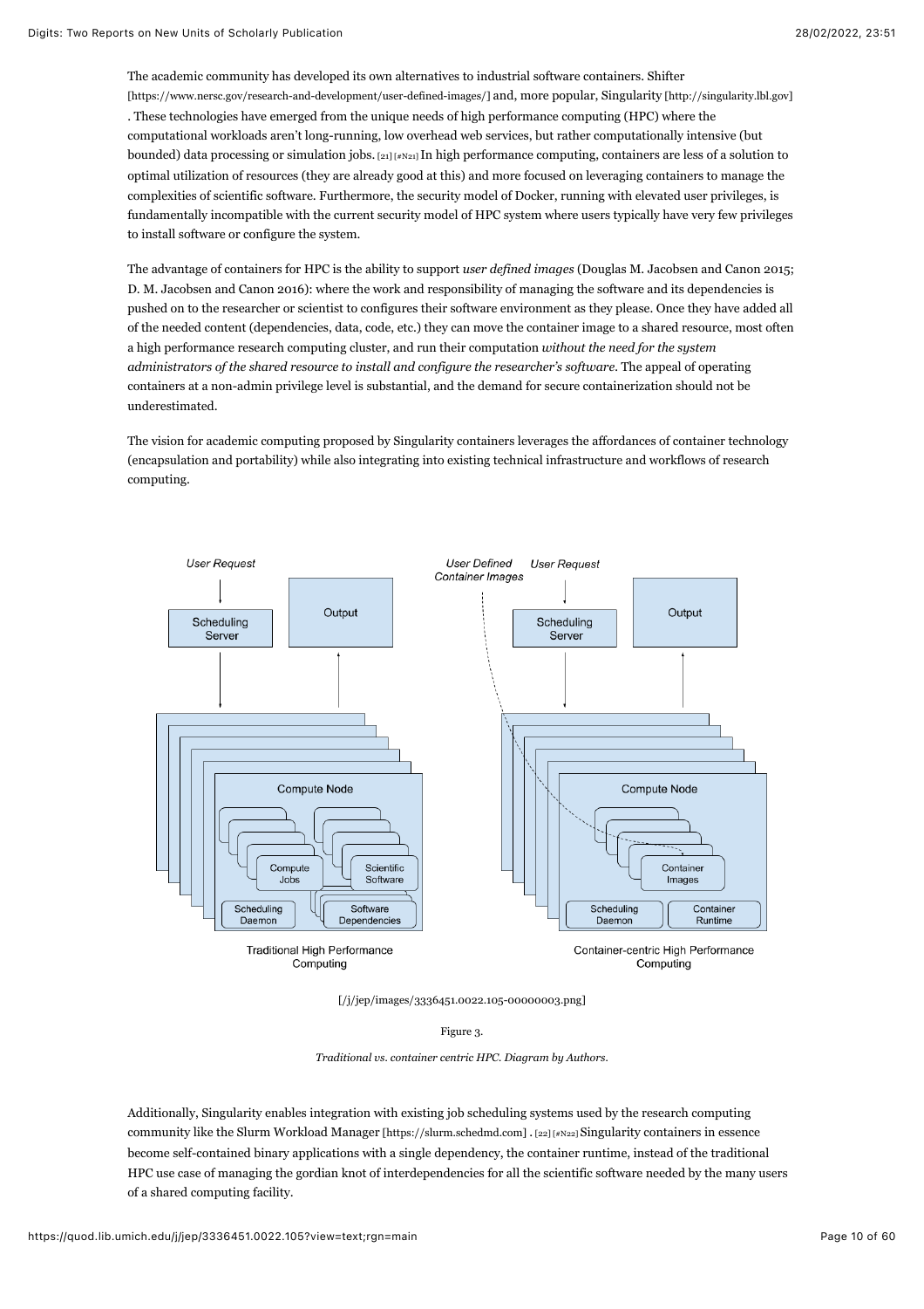The academic community has developed its own alternatives to industrial software containers. Shifter [https://www.nersc.gov/research-and-development/user-defined-images/] and, more popular, Singularity [http://singularity.lbl.gov]. These technologies have emerged from the unique needs of high performance computing (HPC) where the computational workloads aren't long-running, low overhead web services, but rather computationally intensive (but bounded) data processing or simulation jobs. [21] [#N21] In high performance computing, containers are less of a solution to optimal utilization of resources (they are already good at this) and more focused on leveraging containers to manage the complexities of scientific software. Furthermore, the security model of Docker, running with elevated user privileges, is fundamentally incompatible with the current security model of HPC system where users typically have very few privileges to install software or configure the system.

The advantage of containers for HPC is the ability to support *user defined images* (Douglas M. Jacobsen and Canon 2015; D. M. Jacobsen and Canon 2016): where the work and responsibility of managing the software and its dependencies is pushed on to the researcher or scientist to configures their software environment as they please. Once they have added all of the needed content (dependencies, data, code, etc.) they can move the container image to a shared resource, most often a high performance research computing cluster, and run their computation *without the need for the system administrators of the shared resource to install and configure the researcher's software*. The appeal of operating containers at a non-admin privilege level is substantial, and the demand for secure containerization should not be underestimated.

The vision for academic computing proposed by Singularity containers leverages the affordances of container technology (encapsulation and portability) while also integrating into existing technical infrastructure and workflows of research computing.

[/j/jep/images/3336451.0022.105-00000003.png]

Figure 3.

*Traditional vs. container centric HPC. Diagram by Authors.*

Additionally, Singularity enables integration with existing job scheduling systems used by the research computing community like the Slurm Workload Manager [https://slurm.schedmd.com]. [22] [#N22] Singularity containers in essence become self-contained binary applications with a single dependency, the container runtime, instead of the traditional HPC use case of managing the gordian knot of interdependencies for all the scientific software needed by the many users of a shared computing facility.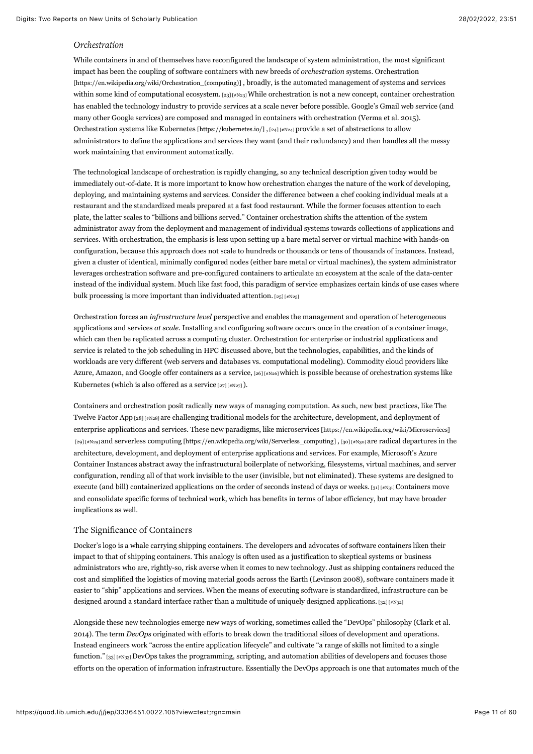### *Orchestration*

While containers in and of themselves have reconfigured the landscape of system administration, the most significant impact has been the coupling of software containers with new breeds of *orchestration* systems. Orchestration [https://en.wikipedia.org/wiki/Orchestration_(computing)] , broadly, is the automated management of systems and services within some kind of computational ecosystem. [23] [#N23] While orchestration is not a new concept, container orchestration has enabled the technology industry to provide services at a scale never before possible. Google's Gmail web service (and many other Google services) are composed and managed in containers with orchestration (Verma et al. 2015). Orchestration systems like Kubernetes [https://kubernetes.io/] , [24] [#N24] provide a set of abstractions to allow administrators to define the applications and services they want (and their redundancy) and then handles all the messy work maintaining that environment automatically.

The technological landscape of orchestration is rapidly changing, so any technical description given today would be immediately out-of-date. It is more important to know how orchestration changes the nature of the work of developing, deploying, and maintaining systems and services. Consider the difference between a chef cooking individual meals at a restaurant and the standardized meals prepared at a fast food restaurant. While the former focuses attention to each plate, the latter scales to "billions and billions served." Container orchestration shifts the attention of the system administrator away from the deployment and management of individual systems towards collections of applications and services. With orchestration, the emphasis is less upon setting up a bare metal server or virtual machine with hands-on configuration, because this approach does not scale to hundreds or thousands or tens of thousands of instances. Instead, given a cluster of identical, minimally configured nodes (either bare metal or virtual machines), the system administrator leverages orchestration software and pre-configured containers to articulate an ecosystem at the scale of the data-center instead of the individual system. Much like fast food, this paradigm of service emphasizes certain kinds of use cases where bulk processing is more important than individuated attention. [25] [#N25]

Orchestration forces an *infrastructure level* perspective and enables the management and operation of heterogeneous applications and services *at scale*. Installing and configuring software occurs once in the creation of a container image, which can then be replicated across a computing cluster. Orchestration for enterprise or industrial applications and service is related to the job scheduling in HPC discussed above, but the technologies, capabilities, and the kinds of workloads are very different (web servers and databases vs. computational modeling). Commodity cloud providers like Azure, Amazon, and Google offer containers as a service, [26] [#N26] which is possible because of orchestration systems like Kubernetes (which is also offered as a service [27] [#N27] ).

Containers and orchestration posit radically new ways of managing computation. As such, new best practices, like The Twelve Factor App [28] [#N28] are challenging traditional models for the architecture, development, and deployment of enterprise applications and services. These new paradigms, like microservices [https://en.wikipedia.org/wiki/Microservices] [29] [#N29] and serverless computing [https://en.wikipedia.org/wiki/Serverless_computing] , [30] [#N30] are radical departures in the architecture, development, and deployment of enterprise applications and services. For example, Microsoft's Azure Container Instances abstract away the infrastructural boilerplate of networking, filesystems, virtual machines, and server configuration, rending all of that work invisible to the user (invisible, but not eliminated). These systems are designed to execute (and bill) containerized applications on the order of seconds instead of days or weeks. [31] [#N31] Containers move and consolidate specific forms of technical work, which has benefits in terms of labor efficiency, but may have broader implications as well.

## The Significance of Containers

Docker's logo is a whale carrying shipping containers. The developers and advocates of software containers liken their impact to that of shipping containers. This analogy is often used as a justification to skeptical systems or business administrators who are, rightly-so, risk averse when it comes to new technology. Just as shipping containers reduced the cost and simplified the logistics of moving material goods across the Earth (Levinson 2008), software containers made it easier to "ship" applications and services. When the means of executing software is standardized, infrastructure can be designed around a standard interface rather than a multitude of uniquely designed applications. [32] [#N32]

Alongside these new technologies emerge new ways of working, sometimes called the "DevOps" philosophy (Clark et al. 2014). The term *DevOps* originated with efforts to break down the traditional siloes of development and operations. Instead engineers work "across the entire application lifecycle" and cultivate "a range of skills not limited to a single function." [33] [#N33] DevOps takes the programming, scripting, and automation abilities of developers and focuses those efforts on the operation of information infrastructure. Essentially the DevOps approach is one that automates much of the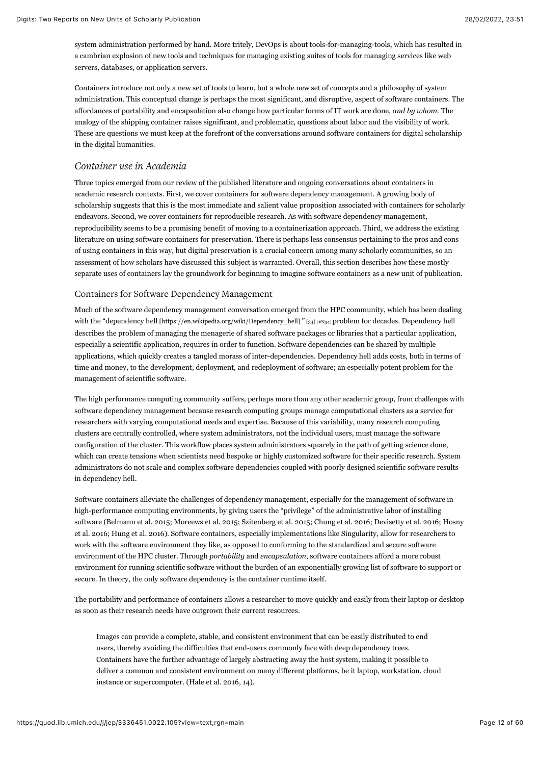system administration performed by hand. More tritely, DevOps is about tools-for-managing-tools, which has resulted in a cambrian explosion of new tools and techniques for managing existing suites of tools for managing services like web servers, databases, or application servers.

Containers introduce not only a new set of tools to learn, but a whole new set of concepts and a philosophy of system administration. This conceptual change is perhaps the most significant, and disruptive, aspect of software containers. The affordances of portability and encapsulation also change how particular forms of IT work are done, *and by whom*. The analogy of the shipping container raises significant, and problematic, questions about labor and the visibility of work. These are questions we must keep at the forefront of the conversations around software containers for digital scholarship in the digital humanities.

## *Container use in Academia*

Three topics emerged from our review of the published literature and ongoing conversations about containers in academic research contexts. First, we cover containers for software dependency management. A growing body of scholarship suggests that this is the most immediate and salient value proposition associated with containers for scholarly endeavors. Second, we cover containers for reproducible research. As with software dependency management, reproducibility seems to be a promising benefit of moving to a containerization approach. Third, we address the existing literature on using software containers for preservation. There is perhaps less consensus pertaining to the pros and cons of using containers in this way, but digital preservation is a crucial concern among many scholarly communities, so an assessment of how scholars have discussed this subject is warranted. Overall, this section describes how these mostly separate uses of containers lay the groundwork for beginning to imagine software containers as a new unit of publication.

### Containers for Software Dependency Management

Much of the software dependency management conversation emerged from the HPC community, which has been dealing with the "dependency hell [https://en.wikipedia.org/wiki/Dependency_hell] " [34] [#N34] problem for decades. Dependency hell describes the problem of managing the menagerie of shared software packages or libraries that a particular application, especially a scientific application, requires in order to function. Software dependencies can be shared by multiple applications, which quickly creates a tangled morass of inter-dependencies. Dependency hell adds costs, both in terms of time and money, to the development, deployment, and redeployment of software; an especially potent problem for the management of scientific software.

The high performance computing community suffers, perhaps more than any other academic group, from challenges with software dependency management because research computing groups manage computational clusters as a service for researchers with varying computational needs and expertise. Because of this variability, many research computing clusters are centrally controlled, where system administrators, not the individual users, must manage the software configuration of the cluster. This workflow places system administrators squarely in the path of getting science done, which can create tensions when scientists need bespoke or highly customized software for their specific research. System administrators do not scale and complex software dependencies coupled with poorly designed scientific software results in dependency hell.

Software containers alleviate the challenges of dependency management, especially for the management of software in high-performance computing environments, by giving users the "privilege" of the administrative labor of installing software (Belmann et al. 2015; Moreews et al. 2015; Szitenberg et al. 2015; Chung et al. 2016; Devisetty et al. 2016; Hosny et al. 2016; Hung et al. 2016). Software containers, especially implementations like Singularity, allow for researchers to work with the software environment they like, as opposed to conforming to the standardized and secure software environment of the HPC cluster. Through *portability* and *encapsulation*, software containers afford a more robust environment for running scientific software without the burden of an exponentially growing list of software to support or secure. In theory, the only software dependency is the container runtime itself.

The portability and performance of containers allows a researcher to move quickly and easily from their laptop or desktop as soon as their research needs have outgrown their current resources.

> Images can provide a complete, stable, and consistent environment that can be easily distributed to end users, thereby avoiding the difficulties that end-users commonly face with deep dependency trees. Containers have the further advantage of largely abstracting away the host system, making it possible to deliver a common and consistent environment on many different platforms, be it laptop, workstation, cloud instance or supercomputer. (Hale et al. 2016, 14).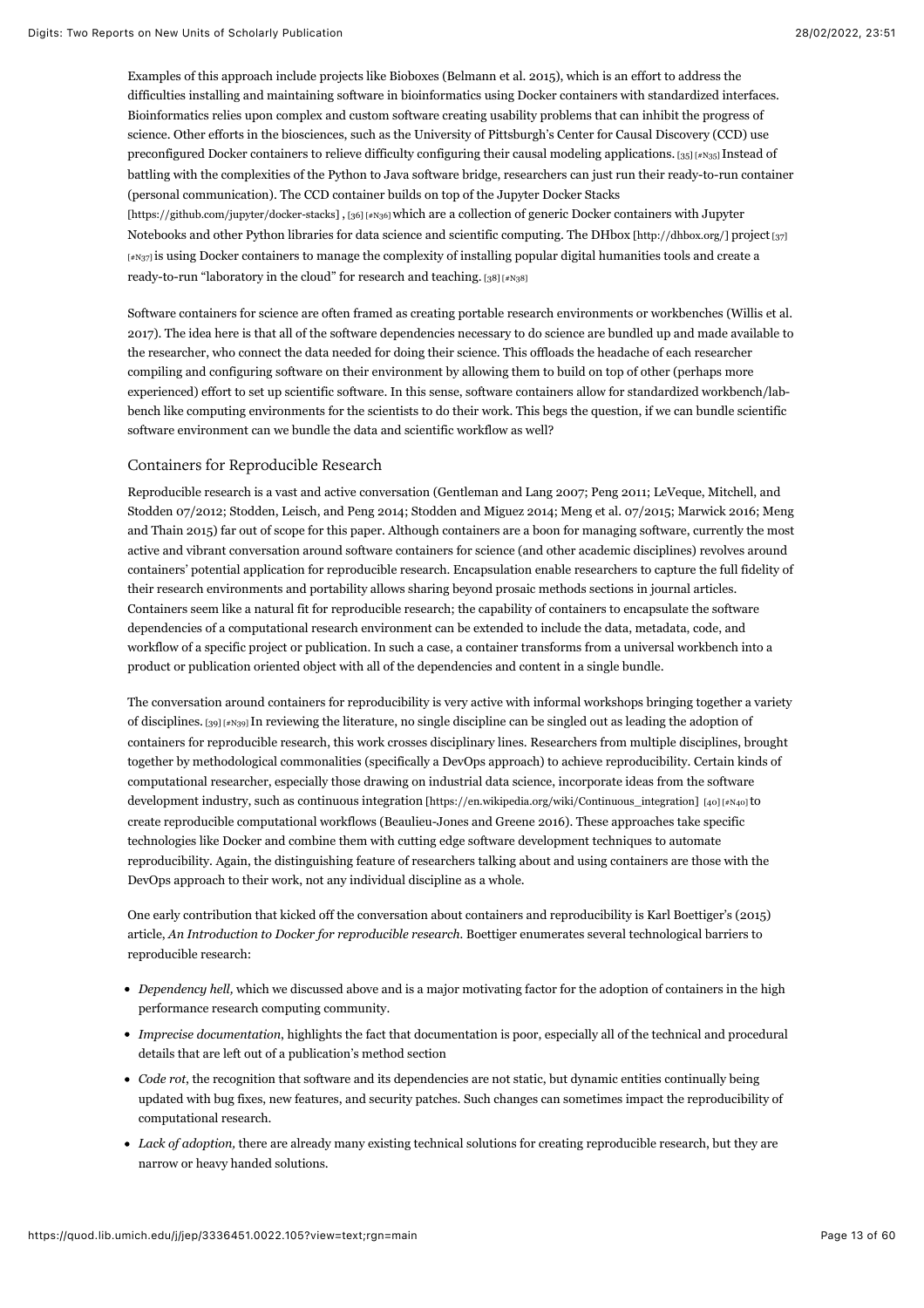Examples of this approach include projects like Bioboxes (Belmann et al. 2015), which is an effort to address the difficulties installing and maintaining software in bioinformatics using Docker containers with standardized interfaces. Bioinformatics relies upon complex and custom software creating usability problems that can inhibit the progress of science. Other efforts in the biosciences, such as the University of Pittsburgh's Center for Causal Discovery (CCD) use preconfigured Docker containers to relieve difficulty configuring their causal modeling applications. [35] [#N35] Instead of battling with the complexities of the Python to Java software bridge, researchers can just run their ready-to-run container (personal communication). The CCD container builds on top of the Jupyter Docker Stacks [https://github.com/jupyter/docker-stacks] , [36] [#N36] which are a collection of generic Docker containers with Jupyter Notebooks and other Python libraries for data science and scientific computing. The DHbox [http://dhbox.org/] project [37] [#N37] is using Docker containers to manage the complexity of installing popular digital humanities tools and create a ready-to-run "laboratory in the cloud" for research and teaching. [38] [#N38]

Software containers for science are often framed as creating portable research environments or workbenches (Willis et al. 2017). The idea here is that all of the software dependencies necessary to do science are bundled up and made available to the researcher, who connect the data needed for doing their science. This offloads the headache of each researcher compiling and configuring software on their environment by allowing them to build on top of other (perhaps more experienced) effort to set up scientific software. In this sense, software containers allow for standardized workbench/lab-bench like computing environments for the scientists to do their work. This begs the question, if we can bundle scientific software environment can we bundle the data and scientific workflow as well?

### Containers for Reproducible Research

Reproducible research is a vast and active conversation (Gentleman and Lang 2007; Peng 2011; LeVeque, Mitchell, and Stodden 07/2012; Stodden, Leisch, and Peng 2014; Stodden and Miguez 2014; Meng et al. 07/2015; Marwick 2016; Meng and Thain 2015) far out of scope for this paper. Although containers are a boon for managing software, currently the most active and vibrant conversation around software containers for science (and other academic disciplines) revolves around containers' potential application for reproducible research. Encapsulation enable researchers to capture the full fidelity of their research environments and portability allows sharing beyond prosaic methods sections in journal articles. Containers seem like a natural fit for reproducible research; the capability of containers to encapsulate the software dependencies of a computational research environment can be extended to include the data, metadata, code, and workflow of a specific project or publication. In such a case, a container transforms from a universal workbench into a product or publication oriented object with all of the dependencies and content in a single bundle.

The conversation around containers for reproducibility is very active with informal workshops bringing together a variety of disciplines. [39] [#N39] In reviewing the literature, no single discipline can be singled out as leading the adoption of containers for reproducible research, this work crosses disciplinary lines. Researchers from multiple disciplines, brought together by methodological commonalities (specifically a DevOps approach) to achieve reproducibility. Certain kinds of computational researcher, especially those drawing on industrial data science, incorporate ideas from the software development industry, such as continuous integration [https://en.wikipedia.org/wiki/Continuous_integration] [40] [#N40] to create reproducible computational workflows (Beaulieu-Jones and Greene 2016). These approaches take specific technologies like Docker and combine them with cutting edge software development techniques to automate reproducibility. Again, the distinguishing feature of researchers talking about and using containers are those with the DevOps approach to their work, not any individual discipline as a whole.

One early contribution that kicked off the conversation about containers and reproducibility is Karl Boettiger's (2015) article, *An Introduction to Docker for reproducible research*. Boettiger enumerates several technological barriers to reproducible research:

- *Dependency hell,* which we discussed above and is a major motivating factor for the adoption of containers in the high performance research computing community.
- *Imprecise documentation*, highlights the fact that documentation is poor, especially all of the technical and procedural details that are left out of a publication's method section
- *Code rot*, the recognition that software and its dependencies are not static, but dynamic entities continually being updated with bug fixes, new features, and security patches. Such changes can sometimes impact the reproducibility of computational research.
- *Lack of adoption,* there are already many existing technical solutions for creating reproducible research, but they are narrow or heavy handed solutions.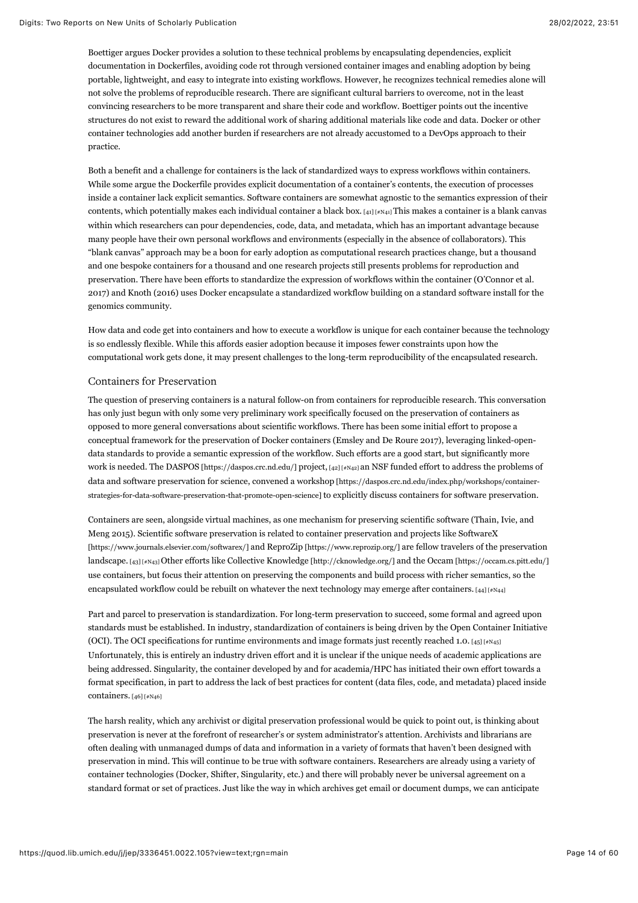Boettiger argues Docker provides a solution to these technical problems by encapsulating dependencies, explicit documentation in Dockerfiles, avoiding code rot through versioned container images and enabling adoption by being portable, lightweight, and easy to integrate into existing workflows. However, he recognizes technical remedies alone will not solve the problems of reproducible research. There are significant cultural barriers to overcome, not in the least convincing researchers to be more transparent and share their code and workflow. Boettiger points out the incentive structures do not exist to reward the additional work of sharing additional materials like code and data. Docker or other container technologies add another burden if researchers are not already accustomed to a DevOps approach to their practice.

Both a benefit and a challenge for containers is the lack of standardized ways to express workflows within containers. While some argue the Dockerfile provides explicit documentation of a container's contents, the execution of processes inside a container lack explicit semantics. Software containers are somewhat agnostic to the semantics expression of their contents, which potentially makes each individual container a black box. [41] [#N41] This makes a container is a blank canvas within which researchers can pour dependencies, code, data, and metadata, which has an important advantage because many people have their own personal workflows and environments (especially in the absence of collaborators). This "blank canvas" approach may be a boon for early adoption as computational research practices change, but a thousand and one bespoke containers for a thousand and one research projects still presents problems for reproduction and preservation. There have been efforts to standardize the expression of workflows within the container (O'Connor et al. 2017) and Knoth (2016) uses Docker encapsulate a standardized workflow building on a standard software install for the genomics community.

How data and code get into containers and how to execute a workflow is unique for each container because the technology is so endlessly flexible. While this affords easier adoption because it imposes fewer constraints upon how the computational work gets done, it may present challenges to the long-term reproducibility of the encapsulated research.

### Containers for Preservation

The question of preserving containers is a natural follow-on from containers for reproducible research. This conversation has only just begun with only some very preliminary work specifically focused on the preservation of containers as opposed to more general conversations about scientific workflows. There has been some initial effort to propose a conceptual framework for the preservation of Docker containers (Emsley and De Roure 2017), leveraging linked-open-data standards to provide a semantic expression of the workflow. Such efforts are a good start, but significantly more work is needed. The DASPOS [https://daspos.crc.nd.edu/] project, [42] [#N42] an NSF funded effort to address the problems of data and software preservation for science, convened a workshop [https://daspos.crc.nd.edu/index.php/workshops/container-strategies-for-data-software-preservation-that-promote-open-science] to explicitly discuss containers for software preservation.

Containers are seen, alongside virtual machines, as one mechanism for preserving scientific software (Thain, Ivie, and Meng 2015). Scientific software preservation is related to container preservation and projects like SoftwareX [https://www.journals.elsevier.com/softwarex/] and ReproZip [https://www.reprozip.org/] are fellow travelers of the preservation landscape. [43] [#N43] Other efforts like Collective Knowledge [http://cknowledge.org/] and the Occam [https://occam.cs.pitt.edu/] use containers, but focus their attention on preserving the components and build process with richer semantics, so the encapsulated workflow could be rebuilt on whatever the next technology may emerge after containers. [44] [#N44]

Part and parcel to preservation is standardization. For long-term preservation to succeed, some formal and agreed upon standards must be established. In industry, standardization of containers is being driven by the Open Container Initiative (OCI). The OCI specifications for runtime environments and image formats just recently reached 1.0. [45] [#N45] Unfortunately, this is entirely an industry driven effort and it is unclear if the unique needs of academic applications are being addressed. Singularity, the container developed by and for academia/HPC has initiated their own effort towards a format specification, in part to address the lack of best practices for content (data files, code, and metadata) placed inside containers. [46] [#N46]

The harsh reality, which any archivist or digital preservation professional would be quick to point out, is thinking about preservation is never at the forefront of researcher's or system administrator's attention. Archivists and librarians are often dealing with unmanaged dumps of data and information in a variety of formats that haven't been designed with preservation in mind. This will continue to be true with software containers. Researchers are already using a variety of container technologies (Docker, Shifter, Singularity, etc.) and there will probably never be universal agreement on a standard format or set of practices. Just like the way in which archives get email or document dumps, we can anticipate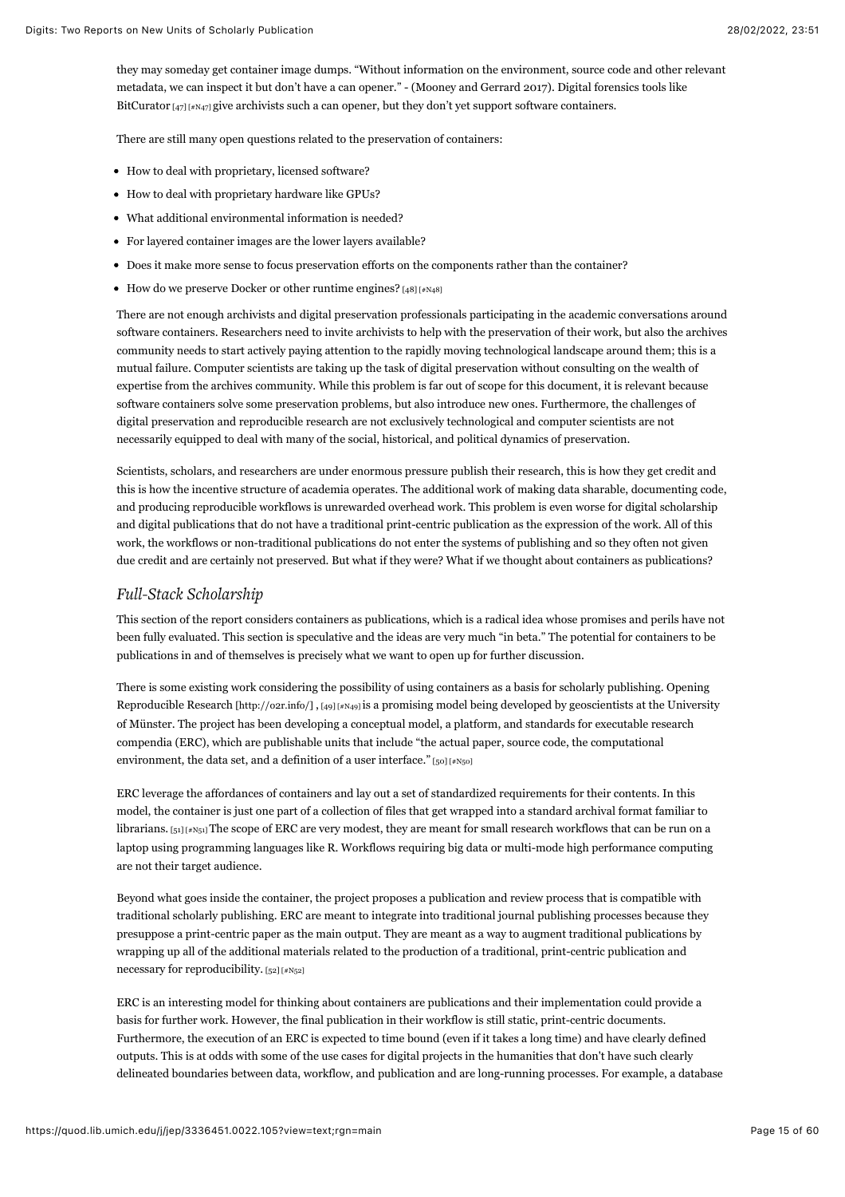they may someday get container image dumps. "Without information on the environment, source code and other relevant metadata, we can inspect it but don't have a can opener." - (Mooney and Gerrard 2017). Digital forensics tools like BitCurator [47] [#N47] give archivists such a can opener, but they don't yet support software containers.

There are still many open questions related to the preservation of containers:

- How to deal with proprietary, licensed software?
- How to deal with proprietary hardware like GPUs?
- What additional environmental information is needed?
- For layered container images are the lower layers available?
- Does it make more sense to focus preservation efforts on the components rather than the container?
- How do we preserve Docker or other runtime engines? [48] [#N48]

There are not enough archivists and digital preservation professionals participating in the academic conversations around software containers. Researchers need to invite archivists to help with the preservation of their work, but also the archives community needs to start actively paying attention to the rapidly moving technological landscape around them; this is a mutual failure. Computer scientists are taking up the task of digital preservation without consulting on the wealth of expertise from the archives community. While this problem is far out of scope for this document, it is relevant because software containers solve some preservation problems, but also introduce new ones. Furthermore, the challenges of digital preservation and reproducible research are not exclusively technological and computer scientists are not necessarily equipped to deal with many of the social, historical, and political dynamics of preservation.

Scientists, scholars, and researchers are under enormous pressure publish their research, this is how they get credit and this is how the incentive structure of academia operates. The additional work of making data sharable, documenting code, and producing reproducible workflows is unrewarded overhead work. This problem is even worse for digital scholarship and digital publications that do not have a traditional print-centric publication as the expression of the work. All of this work, the workflows or non-traditional publications do not enter the systems of publishing and so they often not given due credit and are certainly not preserved. But what if they were? What if we thought about containers as publications?

## *Full-Stack Scholarship*

This section of the report considers containers as publications, which is a radical idea whose promises and perils have not been fully evaluated. This section is speculative and the ideas are very much "in beta." The potential for containers to be publications in and of themselves is precisely what we want to open up for further discussion.

There is some existing work considering the possibility of using containers as a basis for scholarly publishing. Opening Reproducible Research [http://o2r.info/] , [49] [#N49] is a promising model being developed by geoscientists at the University of Münster. The project has been developing a conceptual model, a platform, and standards for executable research compendia (ERC), which are publishable units that include "the actual paper, source code, the computational environment, the data set, and a definition of a user interface." [50] [#N50]

ERC leverage the affordances of containers and lay out a set of standardized requirements for their contents. In this model, the container is just one part of a collection of files that get wrapped into a standard archival format familiar to librarians. [51] [#N51] The scope of ERC are very modest, they are meant for small research workflows that can be run on a laptop using programming languages like R. Workflows requiring big data or multi-mode high performance computing are not their target audience.

Beyond what goes inside the container, the project proposes a publication and review process that is compatible with traditional scholarly publishing. ERC are meant to integrate into traditional journal publishing processes because they presuppose a print-centric paper as the main output. They are meant as a way to augment traditional publications by wrapping up all of the additional materials related to the production of a traditional, print-centric publication and necessary for reproducibility. [52] [#N52]

ERC is an interesting model for thinking about containers are publications and their implementation could provide a basis for further work. However, the final publication in their workflow is still static, print-centric documents. Furthermore, the execution of an ERC is expected to time bound (even if it takes a long time) and have clearly defined outputs. This is at odds with some of the use cases for digital projects in the humanities that don't have such clearly delineated boundaries between data, workflow, and publication and are long-running processes. For example, a database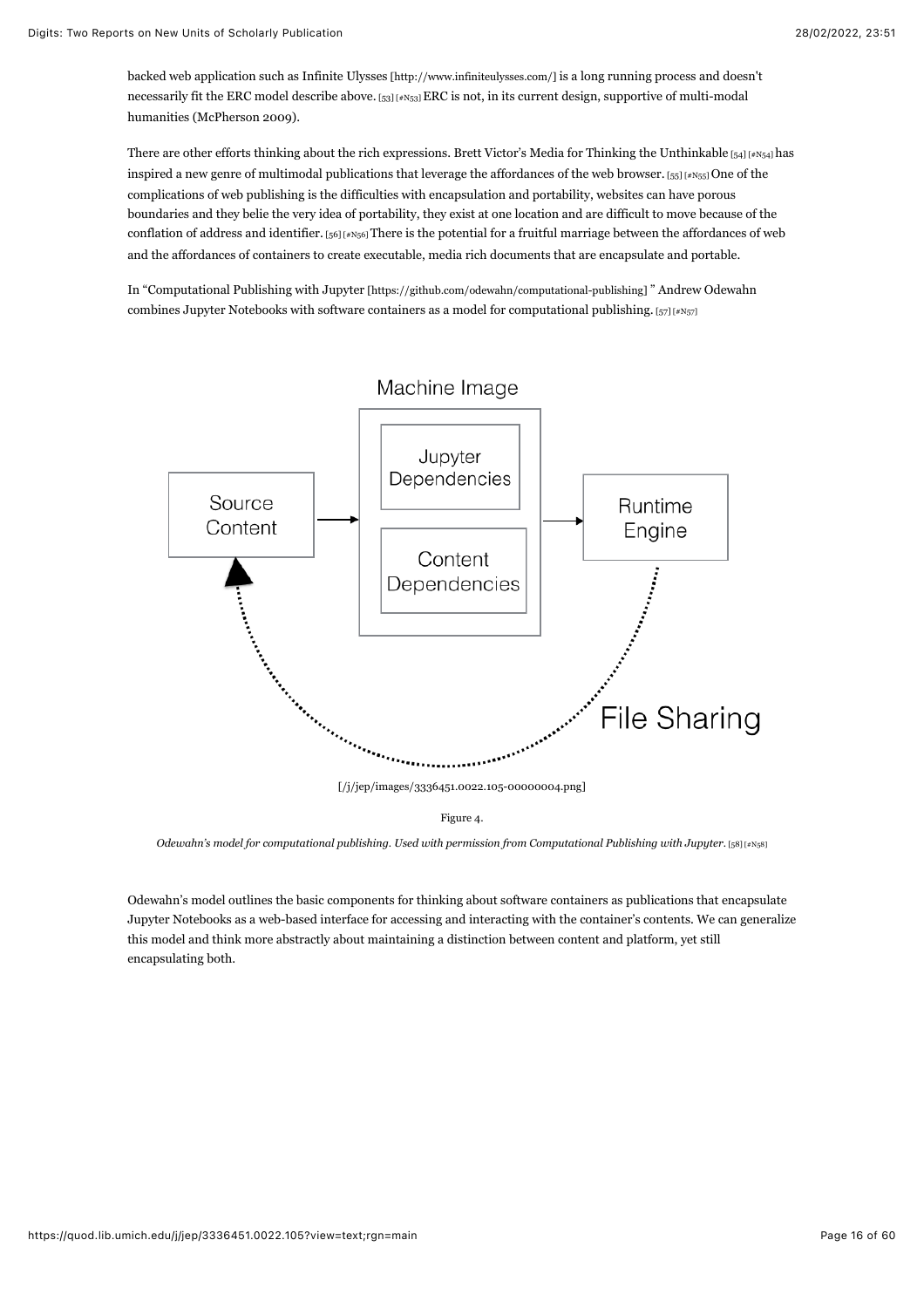backed web application such as Infinite Ulysses [http://www.infiniteulysses.com/] is a long running process and doesn't necessarily fit the ERC model describe above. [53] [#N53] ERC is not, in its current design, supportive of multi-modal humanities (McPherson 2009).

There are other efforts thinking about the rich expressions. Brett Victor's Media for Thinking the Unthinkable [54] [#N54] has inspired a new genre of multimodal publications that leverage the affordances of the web browser. [55] [#N55] One of the complications of web publishing is the difficulties with encapsulation and portability, websites can have porous boundaries and they belie the very idea of portability, they exist at one location and are difficult to move because of the conflation of address and identifier. [56] [#N56] There is the potential for a fruitful marriage between the affordances of web and the affordances of containers to create executable, media rich documents that are encapsulate and portable.

In "Computational Publishing with Jupyter [https://github.com/odewahn/computational-publishing] " Andrew Odewahn combines Jupyter Notebooks with software containers as a model for computational publishing. [57] [#N57]

[/j/jep/images/3336451.0022.105-00000004.png]

Figure 4.

*Odewahn's model for computational publishing. Used with permission from Computational Publishing with Jupyter.* [58] [#N58]

Odewahn's model outlines the basic components for thinking about software containers as publications that encapsulate Jupyter Notebooks as a web-based interface for accessing and interacting with the container's contents. We can generalize this model and think more abstractly about maintaining a distinction between content and platform, yet still encapsulating both.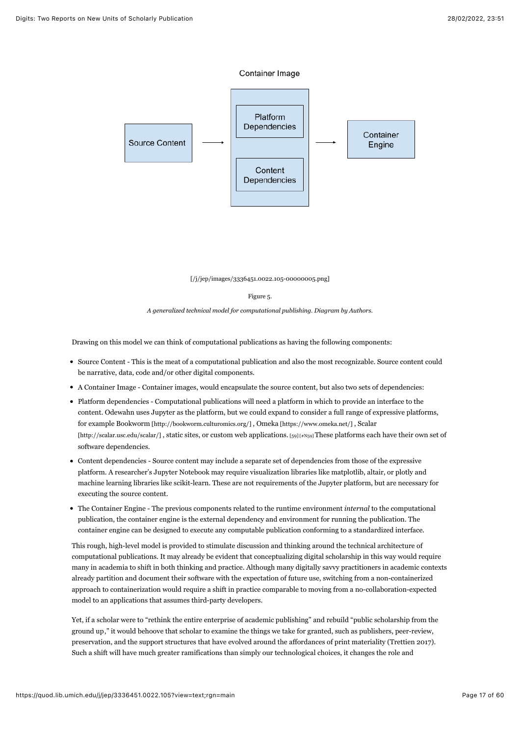Container Image

Source Content → [Platform Dependencies / Content Dependencies] → Container Engine

[/j/jep/images/3336451.0022.105-00000005.png]

Figure 5.

*A generalized technical model for computational publishing. Diagram by Authors.*

Drawing on this model we can think of computational publications as having the following components:

- Source Content - This is the meat of a computational publication and also the most recognizable. Source content could be narrative, data, code and/or other digital components.
- A Container Image - Container images, would encapsulate the source content, but also two sets of dependencies:
- Platform dependencies - Computational publications will need a platform in which to provide an interface to the content. Odewahn uses Jupyter as the platform, but we could expand to consider a full range of expressive platforms, for example Bookworm [http://bookworm.culturomics.org/] , Omeka [https://www.omeka.net/] , Scalar [http://scalar.usc.edu/scalar/] , static sites, or custom web applications. [59] [#N59] These platforms each have their own set of software dependencies.
- Content dependencies - Source content may include a separate set of dependencies from those of the expressive platform. A researcher's Jupyter Notebook may require visualization libraries like matplotlib, altair, or plotly and machine learning libraries like scikit-learn. These are not requirements of the Jupyter platform, but are necessary for executing the source content.
- The Container Engine - The previous components related to the runtime environment *internal* to the computational publication, the container engine is the external dependency and environment for running the publication. The container engine can be designed to execute any computable publication conforming to a standardized interface.

This rough, high-level model is provided to stimulate discussion and thinking around the technical architecture of computational publications. It may already be evident that conceptualizing digital scholarship in this way would require many in academia to shift in both thinking and practice. Although many digitally savvy practitioners in academic contexts already partition and document their software with the expectation of future use, switching from a non-containerized approach to containerization would require a shift in practice comparable to moving from a no-collaboration-expected model to an applications that assumes third-party developers.

Yet, if a scholar were to "rethink the entire enterprise of academic publishing" and rebuild "public scholarship from the ground up," it would behoove that scholar to examine the things we take for granted, such as publishers, peer-review, preservation, and the support structures that have evolved around the affordances of print materiality (Trettien 2017). Such a shift will have much greater ramifications than simply our technological choices, it changes the role and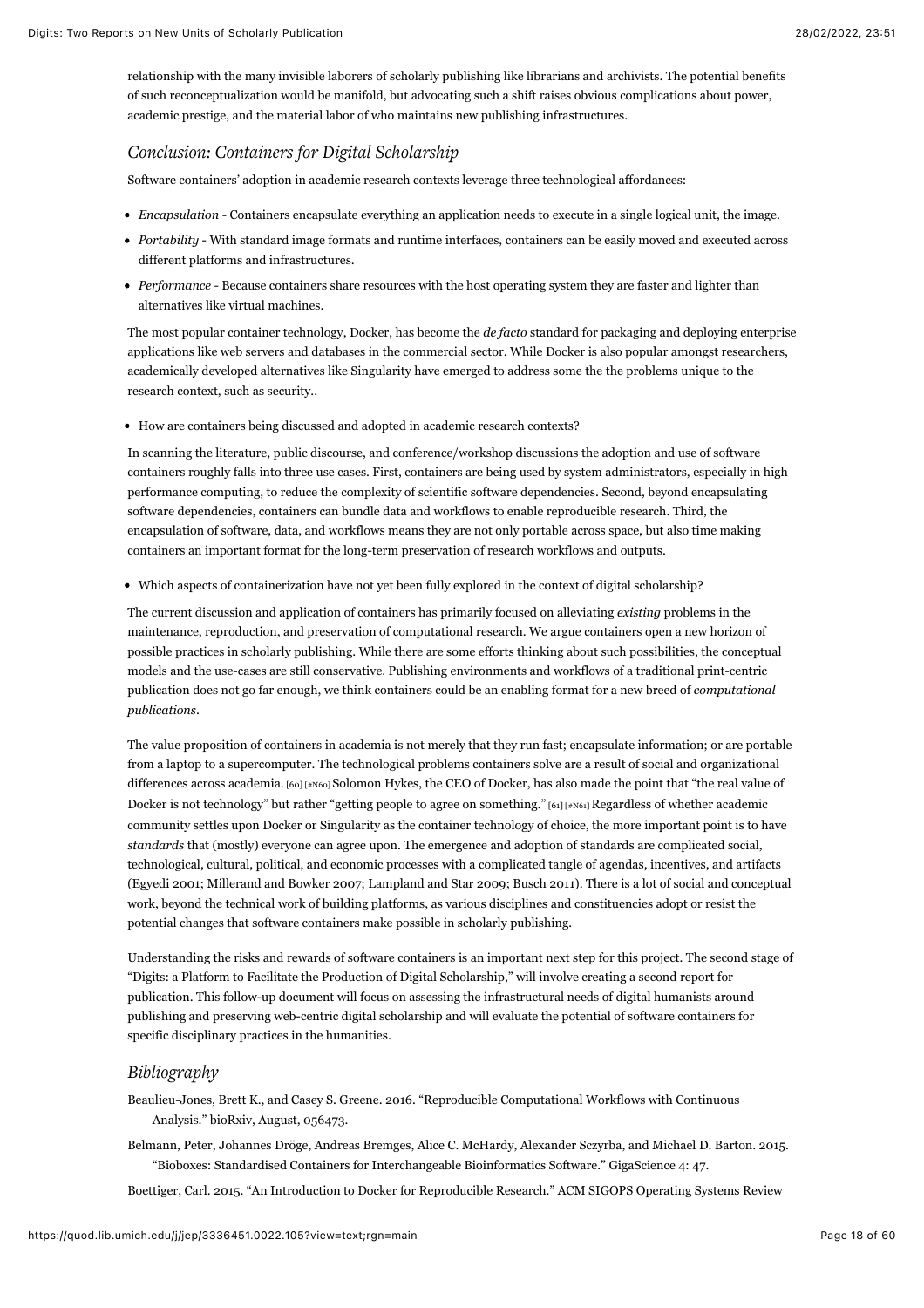relationship with the many invisible laborers of scholarly publishing like librarians and archivists. The potential benefits of such reconceptualization would be manifold, but advocating such a shift raises obvious complications about power, academic prestige, and the material labor of who maintains new publishing infrastructures.

## *Conclusion: Containers for Digital Scholarship*

Software containers' adoption in academic research contexts leverage three technological affordances:

- *Encapsulation* - Containers encapsulate everything an application needs to execute in a single logical unit, the image.
- *Portability* - With standard image formats and runtime interfaces, containers can be easily moved and executed across different platforms and infrastructures.
- *Performance* - Because containers share resources with the host operating system they are faster and lighter than alternatives like virtual machines.

The most popular container technology, Docker, has become the *de facto* standard for packaging and deploying enterprise applications like web servers and databases in the commercial sector. While Docker is also popular amongst researchers, academically developed alternatives like Singularity have emerged to address some the the problems unique to the research context, such as security..

- How are containers being discussed and adopted in academic research contexts?

In scanning the literature, public discourse, and conference/workshop discussions the adoption and use of software containers roughly falls into three use cases. First, containers are being used by system administrators, especially in high performance computing, to reduce the complexity of scientific software dependencies. Second, beyond encapsulating software dependencies, containers can bundle data and workflows to enable reproducible research. Third, the encapsulation of software, data, and workflows means they are not only portable across space, but also time making containers an important format for the long-term preservation of research workflows and outputs.

- Which aspects of containerization have not yet been fully explored in the context of digital scholarship?

The current discussion and application of containers has primarily focused on alleviating *existing* problems in the maintenance, reproduction, and preservation of computational research. We argue containers open a new horizon of possible practices in scholarly publishing. While there are some efforts thinking about such possibilities, the conceptual models and the use-cases are still conservative. Publishing environments and workflows of a traditional print-centric publication does not go far enough, we think containers could be an enabling format for a new breed of *computational publications*.

The value proposition of containers in academia is not merely that they run fast; encapsulate information; or are portable from a laptop to a supercomputer. The technological problems containers solve are a result of social and organizational differences across academia. [60] [#N60] Solomon Hykes, the CEO of Docker, has also made the point that "the real value of Docker is not technology" but rather "getting people to agree on something." [61] [#N61] Regardless of whether academic community settles upon Docker or Singularity as the container technology of choice, the more important point is to have *standards* that (mostly) everyone can agree upon. The emergence and adoption of standards are complicated social, technological, cultural, political, and economic processes with a complicated tangle of agendas, incentives, and artifacts (Egyedi 2001; Millerand and Bowker 2007; Lampland and Star 2009; Busch 2011). There is a lot of social and conceptual work, beyond the technical work of building platforms, as various disciplines and constituencies adopt or resist the potential changes that software containers make possible in scholarly publishing.

Understanding the risks and rewards of software containers is an important next step for this project. The second stage of "Digits: a Platform to Facilitate the Production of Digital Scholarship," will involve creating a second report for publication. This follow-up document will focus on assessing the infrastructural needs of digital humanists around publishing and preserving web-centric digital scholarship and will evaluate the potential of software containers for specific disciplinary practices in the humanities.

## *Bibliography*

Beaulieu-Jones, Brett K., and Casey S. Greene. 2016. "Reproducible Computational Workflows with Continuous Analysis." bioRxiv, August, 056473.

Belmann, Peter, Johannes Dröge, Andreas Bremges, Alice C. McHardy, Alexander Sczyrba, and Michael D. Barton. 2015. "Bioboxes: Standardised Containers for Interchangeable Bioinformatics Software." GigaScience 4: 47.

Boettiger, Carl. 2015. "An Introduction to Docker for Reproducible Research." ACM SIGOPS Operating Systems Review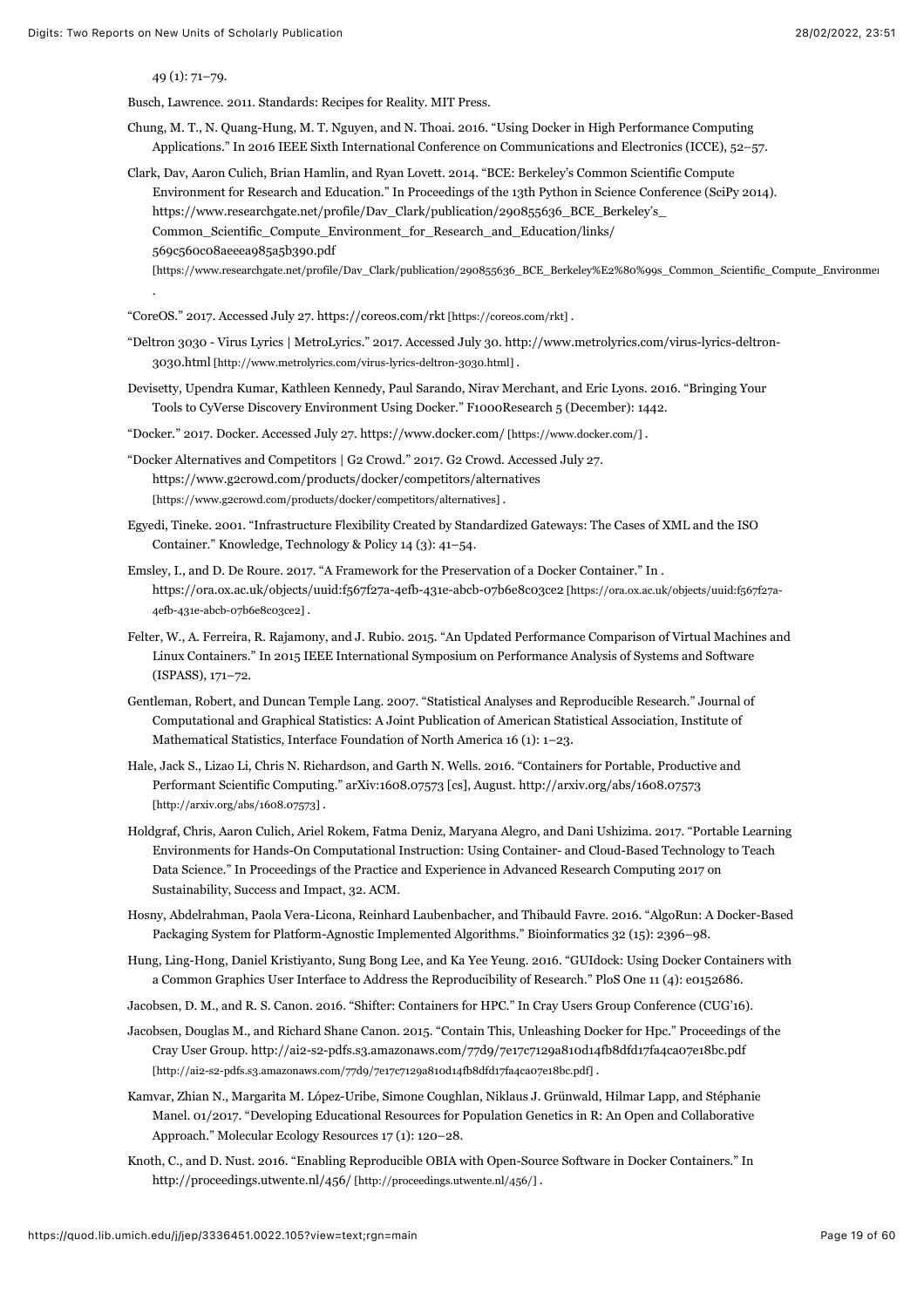49 (1): 71–79.

Busch, Lawrence. 2011. Standards: Recipes for Reality. MIT Press.

Chung, M. T., N. Quang-Hung, M. T. Nguyen, and N. Thoai. 2016. “Using Docker in High Performance Computing Applications.” In 2016 IEEE Sixth International Conference on Communications and Electronics (ICCE), 52–57.

Clark, Dav, Aaron Culich, Brian Hamlin, and Ryan Lovett. 2014. “BCE: Berkeley’s Common Scientific Compute Environment for Research and Education.” In Proceedings of the 13th Python in Science Conference (SciPy 2014). https://www.researchgate.net/profile/Dav_Clark/publication/290855636_BCE_Berkeley’s_Common_Scientific_Compute_Environment_for_Research_and_Education/links/569c560c08aeeea985a5b390.pdf [https://www.researchgate.net/profile/Dav_Clark/publication/290855636_BCE_Berkeley%E2%80%99s_Common_Scientific_Compute_Environme .

“CoreOS.” 2017. Accessed July 27. https://coreos.com/rkt [https://coreos.com/rkt] .

“Deltron 3030 - Virus Lyrics | MetroLyrics.” 2017. Accessed July 30. http://www.metrolyrics.com/virus-lyrics-deltron-3030.html [http://www.metrolyrics.com/virus-lyrics-deltron-3030.html] .

Devisetty, Upendra Kumar, Kathleen Kennedy, Paul Sarando, Nirav Merchant, and Eric Lyons. 2016. “Bringing Your Tools to CyVerse Discovery Environment Using Docker.” F1000Research 5 (December): 1442.

“Docker.” 2017. Docker. Accessed July 27. https://www.docker.com/ [https://www.docker.com/] .

“Docker Alternatives and Competitors | G2 Crowd.” 2017. G2 Crowd. Accessed July 27. https://www.g2crowd.com/products/docker/competitors/alternatives [https://www.g2crowd.com/products/docker/competitors/alternatives] .

Egyedi, Tineke. 2001. “Infrastructure Flexibility Created by Standardized Gateways: The Cases of XML and the ISO Container.” Knowledge, Technology & Policy 14 (3): 41–54.

Emsley, I., and D. De Roure. 2017. “A Framework for the Preservation of a Docker Container.” In . https://ora.ox.ac.uk/objects/uuid:f567f27a-4efb-431e-abcb-07b6e8c03ce2 [https://ora.ox.ac.uk/objects/uuid:f567f27a-4efb-431e-abcb-07b6e8c03ce2] .

Felter, W., A. Ferreira, R. Rajamony, and J. Rubio. 2015. “An Updated Performance Comparison of Virtual Machines and Linux Containers.” In 2015 IEEE International Symposium on Performance Analysis of Systems and Software (ISPASS), 171–72.

Gentleman, Robert, and Duncan Temple Lang. 2007. “Statistical Analyses and Reproducible Research.” Journal of Computational and Graphical Statistics: A Joint Publication of American Statistical Association, Institute of Mathematical Statistics, Interface Foundation of North America 16 (1): 1–23.

Hale, Jack S., Lizao Li, Chris N. Richardson, and Garth N. Wells. 2016. “Containers for Portable, Productive and Performant Scientific Computing.” arXiv:1608.07573 [cs], August. http://arxiv.org/abs/1608.07573 [http://arxiv.org/abs/1608.07573] .

Holdgraf, Chris, Aaron Culich, Ariel Rokem, Fatma Deniz, Maryana Alegro, and Dani Ushizima. 2017. “Portable Learning Environments for Hands-On Computational Instruction: Using Container- and Cloud-Based Technology to Teach Data Science.” In Proceedings of the Practice and Experience in Advanced Research Computing 2017 on Sustainability, Success and Impact, 32. ACM.

Hosny, Abdelrahman, Paola Vera-Licona, Reinhard Laubenbacher, and Thibauld Favre. 2016. “AlgoRun: A Docker-Based Packaging System for Platform-Agnostic Implemented Algorithms.” Bioinformatics 32 (15): 2396–98.

Hung, Ling-Hong, Daniel Kristiyanto, Sung Bong Lee, and Ka Yee Yeung. 2016. “GUIdock: Using Docker Containers with a Common Graphics User Interface to Address the Reproducibility of Research.” PloS One 11 (4): e0152686.

Jacobsen, D. M., and R. S. Canon. 2016. “Shifter: Containers for HPC.” In Cray Users Group Conference (CUG’16).

Jacobsen, Douglas M., and Richard Shane Canon. 2015. “Contain This, Unleashing Docker for Hpc.” Proceedings of the Cray User Group. http://ai2-s2-pdfs.s3.amazonaws.com/77d9/7e17c7129a810d14fb8dfd17fa4ca07e18bc.pdf [http://ai2-s2-pdfs.s3.amazonaws.com/77d9/7e17c7129a810d14fb8dfd17fa4ca07e18bc.pdf] .

Kamvar, Zhian N., Margarita M. López-Uribe, Simone Coughlan, Niklaus J. Grünwald, Hilmar Lapp, and Stéphanie Manel. 01/2017. “Developing Educational Resources for Population Genetics in R: An Open and Collaborative Approach.” Molecular Ecology Resources 17 (1): 120–28.

Knoth, C., and D. Nust. 2016. “Enabling Reproducible OBIA with Open-Source Software in Docker Containers.” In http://proceedings.utwente.nl/456/ [http://proceedings.utwente.nl/456/] .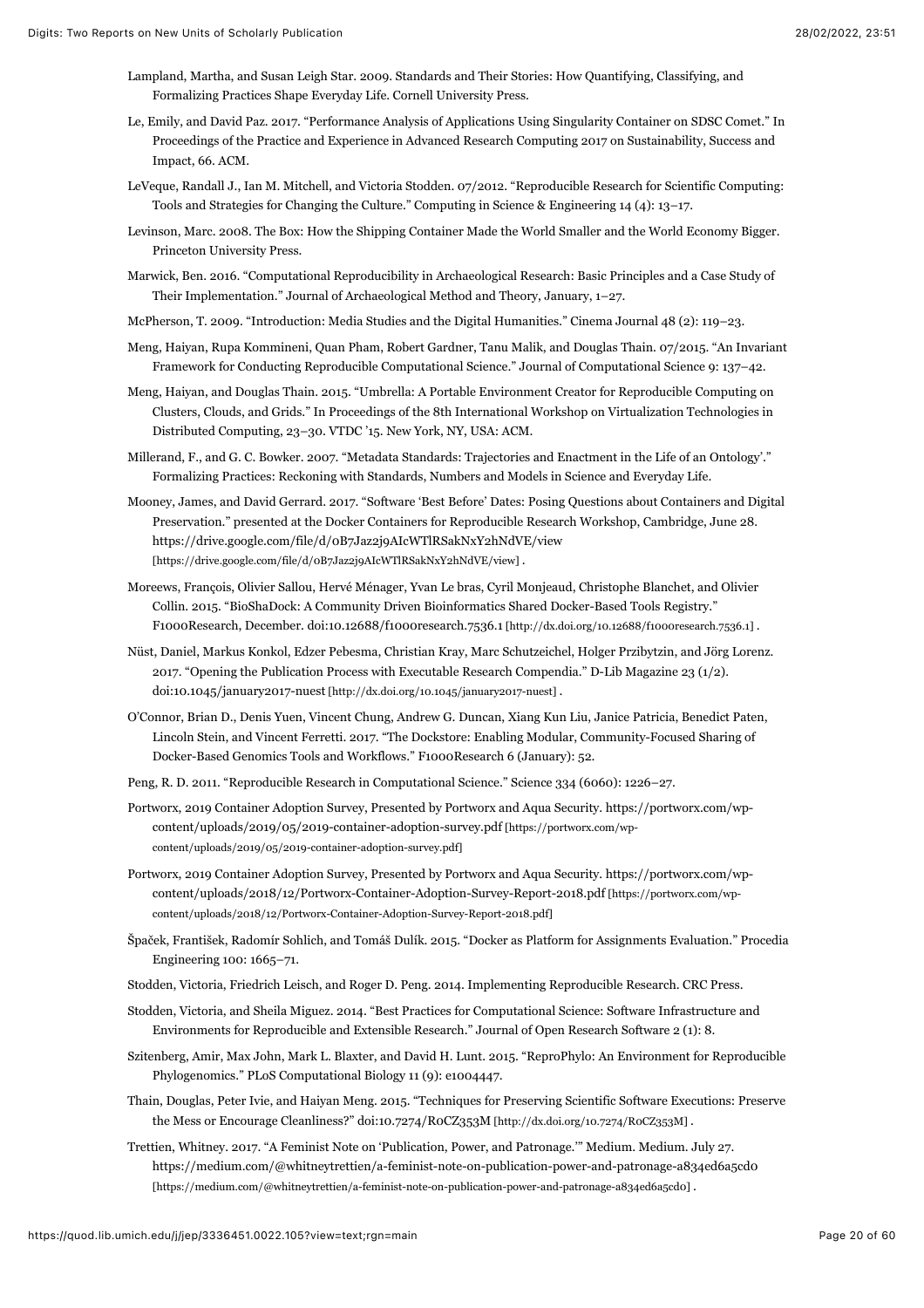Lampland, Martha, and Susan Leigh Star. 2009. Standards and Their Stories: How Quantifying, Classifying, and Formalizing Practices Shape Everyday Life. Cornell University Press.

Le, Emily, and David Paz. 2017. "Performance Analysis of Applications Using Singularity Container on SDSC Comet." In Proceedings of the Practice and Experience in Advanced Research Computing 2017 on Sustainability, Success and Impact, 66. ACM.

LeVeque, Randall J., Ian M. Mitchell, and Victoria Stodden. 07/2012. "Reproducible Research for Scientific Computing: Tools and Strategies for Changing the Culture." Computing in Science & Engineering 14 (4): 13–17.

Levinson, Marc. 2008. The Box: How the Shipping Container Made the World Smaller and the World Economy Bigger. Princeton University Press.

Marwick, Ben. 2016. "Computational Reproducibility in Archaeological Research: Basic Principles and a Case Study of Their Implementation." Journal of Archaeological Method and Theory, January, 1–27.

McPherson, T. 2009. "Introduction: Media Studies and the Digital Humanities." Cinema Journal 48 (2): 119–23.

Meng, Haiyan, Rupa Kommineni, Quan Pham, Robert Gardner, Tanu Malik, and Douglas Thain. 07/2015. "An Invariant Framework for Conducting Reproducible Computational Science." Journal of Computational Science 9: 137–42.

Meng, Haiyan, and Douglas Thain. 2015. "Umbrella: A Portable Environment Creator for Reproducible Computing on Clusters, Clouds, and Grids." In Proceedings of the 8th International Workshop on Virtualization Technologies in Distributed Computing, 23–30. VTDC '15. New York, NY, USA: ACM.

Millerand, F., and G. C. Bowker. 2007. "Metadata Standards: Trajectories and Enactment in the Life of an Ontology'." Formalizing Practices: Reckoning with Standards, Numbers and Models in Science and Everyday Life.

Mooney, James, and David Gerrard. 2017. "Software 'Best Before' Dates: Posing Questions about Containers and Digital Preservation." presented at the Docker Containers for Reproducible Research Workshop, Cambridge, June 28. https://drive.google.com/file/d/0B7Jaz2j9AIcWTlRSakNxY2hNdVE/view [https://drive.google.com/file/d/0B7Jaz2j9AIcWTlRSakNxY2hNdVE/view] .

Moreews, François, Olivier Sallou, Hervé Ménager, Yvan Le bras, Cyril Monjeaud, Christophe Blanchet, and Olivier Collin. 2015. "BioShaDock: A Community Driven Bioinformatics Shared Docker-Based Tools Registry." F1000Research, December. doi:10.12688/f1000research.7536.1 [http://dx.doi.org/10.12688/f1000research.7536.1] .

Nüst, Daniel, Markus Konkol, Edzer Pebesma, Christian Kray, Marc Schutzeichel, Holger Przibytzin, and Jörg Lorenz. 2017. "Opening the Publication Process with Executable Research Compendia." D-Lib Magazine 23 (1/2). doi:10.1045/january2017-nuest [http://dx.doi.org/10.1045/january2017-nuest] .

O'Connor, Brian D., Denis Yuen, Vincent Chung, Andrew G. Duncan, Xiang Kun Liu, Janice Patricia, Benedict Paten, Lincoln Stein, and Vincent Ferretti. 2017. "The Dockstore: Enabling Modular, Community-Focused Sharing of Docker-Based Genomics Tools and Workflows." F1000Research 6 (January): 52.

Peng, R. D. 2011. "Reproducible Research in Computational Science." Science 334 (6060): 1226–27.

Portworx, 2019 Container Adoption Survey, Presented by Portworx and Aqua Security. https://portworx.com/wp-content/uploads/2019/05/2019-container-adoption-survey.pdf [https://portworx.com/wp-content/uploads/2019/05/2019-container-adoption-survey.pdf]

Portworx, 2019 Container Adoption Survey, Presented by Portworx and Aqua Security. https://portworx.com/wp-content/uploads/2018/12/Portworx-Container-Adoption-Survey-Report-2018.pdf [https://portworx.com/wp-content/uploads/2018/12/Portworx-Container-Adoption-Survey-Report-2018.pdf]

Špaček, František, Radomír Sohlich, and Tomáš Dulík. 2015. "Docker as Platform for Assignments Evaluation." Procedia Engineering 100: 1665–71.

Stodden, Victoria, Friedrich Leisch, and Roger D. Peng. 2014. Implementing Reproducible Research. CRC Press.

Stodden, Victoria, and Sheila Miguez. 2014. "Best Practices for Computational Science: Software Infrastructure and Environments for Reproducible and Extensible Research." Journal of Open Research Software 2 (1): 8.

Szitenberg, Amir, Max John, Mark L. Blaxter, and David H. Lunt. 2015. "ReproPhylo: An Environment for Reproducible Phylogenomics." PLoS Computational Biology 11 (9): e1004447.

Thain, Douglas, Peter Ivie, and Haiyan Meng. 2015. "Techniques for Preserving Scientific Software Executions: Preserve the Mess or Encourage Cleanliness?" doi:10.7274/R0CZ353M [http://dx.doi.org/10.7274/R0CZ353M] .

Trettien, Whitney. 2017. "A Feminist Note on 'Publication, Power, and Patronage.'" Medium. Medium. July 27. https://medium.com/@whitneytrettien/a-feminist-note-on-publication-power-and-patronage-a834ed6a5cd0 [https://medium.com/@whitneytrettien/a-feminist-note-on-publication-power-and-patronage-a834ed6a5cd0] .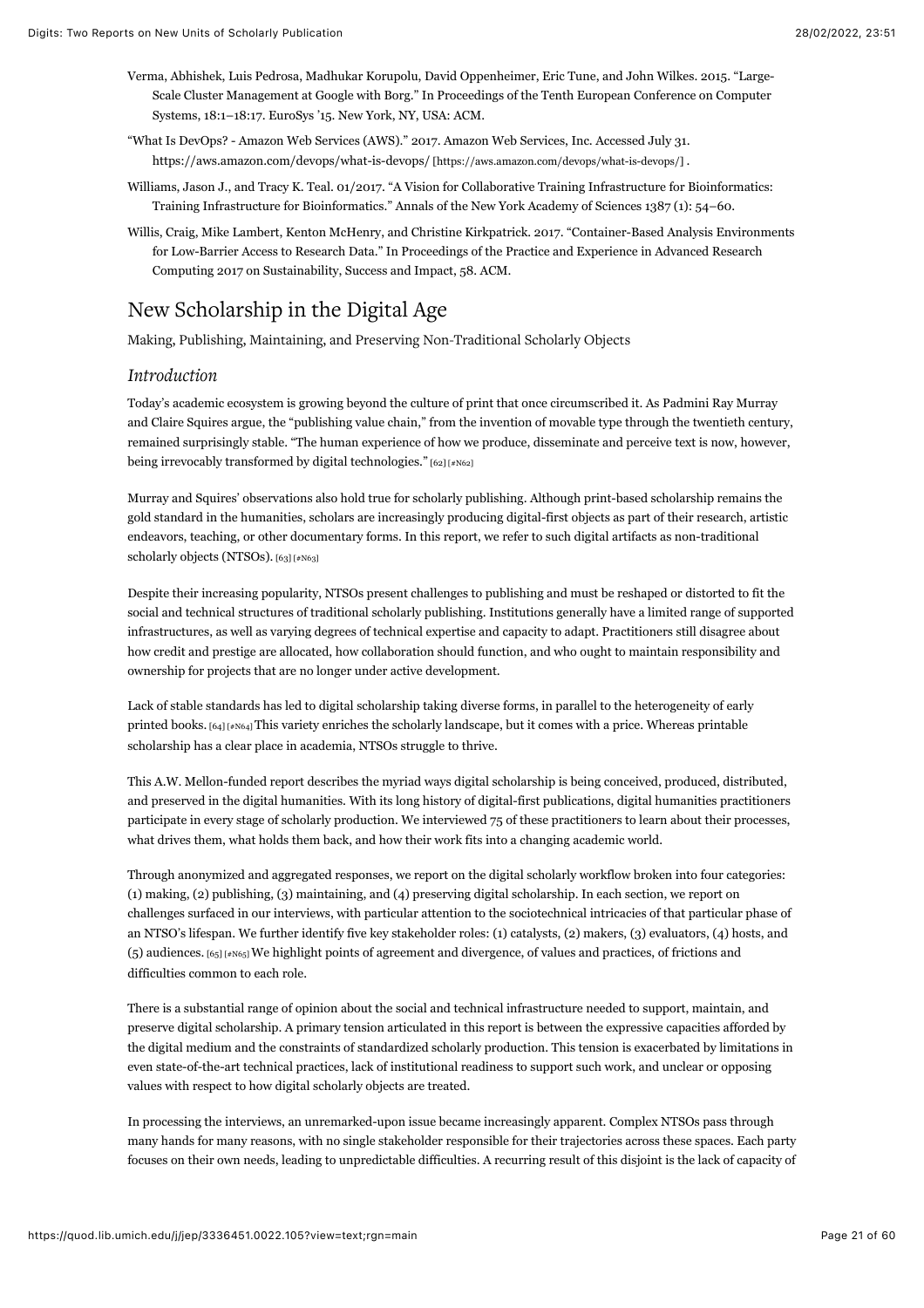Verma, Abhishek, Luis Pedrosa, Madhukar Korupolu, David Oppenheimer, Eric Tune, and John Wilkes. 2015. "Large-Scale Cluster Management at Google with Borg." In Proceedings of the Tenth European Conference on Computer Systems, 18:1–18:17. EuroSys '15. New York, NY, USA: ACM.

"What Is DevOps? - Amazon Web Services (AWS)." 2017. Amazon Web Services, Inc. Accessed July 31. https://aws.amazon.com/devops/what-is-devops/ [https://aws.amazon.com/devops/what-is-devops/] .

Williams, Jason J., and Tracy K. Teal. 01/2017. "A Vision for Collaborative Training Infrastructure for Bioinformatics: Training Infrastructure for Bioinformatics." Annals of the New York Academy of Sciences 1387 (1): 54–60.

Willis, Craig, Mike Lambert, Kenton McHenry, and Christine Kirkpatrick. 2017. "Container-Based Analysis Environments for Low-Barrier Access to Research Data." In Proceedings of the Practice and Experience in Advanced Research Computing 2017 on Sustainability, Success and Impact, 58. ACM.

# New Scholarship in the Digital Age

Making, Publishing, Maintaining, and Preserving Non-Traditional Scholarly Objects

## *Introduction*

Today's academic ecosystem is growing beyond the culture of print that once circumscribed it. As Padmini Ray Murray and Claire Squires argue, the "publishing value chain," from the invention of movable type through the twentieth century, remained surprisingly stable. "The human experience of how we produce, disseminate and perceive text is now, however, being irrevocably transformed by digital technologies." [62] [#N62]

Murray and Squires' observations also hold true for scholarly publishing. Although print-based scholarship remains the gold standard in the humanities, scholars are increasingly producing digital-first objects as part of their research, artistic endeavors, teaching, or other documentary forms. In this report, we refer to such digital artifacts as non-traditional scholarly objects (NTSOs). [63] [#N63]

Despite their increasing popularity, NTSOs present challenges to publishing and must be reshaped or distorted to fit the social and technical structures of traditional scholarly publishing. Institutions generally have a limited range of supported infrastructures, as well as varying degrees of technical expertise and capacity to adapt. Practitioners still disagree about how credit and prestige are allocated, how collaboration should function, and who ought to maintain responsibility and ownership for projects that are no longer under active development.

Lack of stable standards has led to digital scholarship taking diverse forms, in parallel to the heterogeneity of early printed books. [64] [#N64] This variety enriches the scholarly landscape, but it comes with a price. Whereas printable scholarship has a clear place in academia, NTSOs struggle to thrive.

This A.W. Mellon-funded report describes the myriad ways digital scholarship is being conceived, produced, distributed, and preserved in the digital humanities. With its long history of digital-first publications, digital humanities practitioners participate in every stage of scholarly production. We interviewed 75 of these practitioners to learn about their processes, what drives them, what holds them back, and how their work fits into a changing academic world.

Through anonymized and aggregated responses, we report on the digital scholarly workflow broken into four categories: (1) making, (2) publishing, (3) maintaining, and (4) preserving digital scholarship. In each section, we report on challenges surfaced in our interviews, with particular attention to the sociotechnical intricacies of that particular phase of an NTSO's lifespan. We further identify five key stakeholder roles: (1) catalysts, (2) makers, (3) evaluators, (4) hosts, and (5) audiences. [65] [#N65] We highlight points of agreement and divergence, of values and practices, of frictions and difficulties common to each role.

There is a substantial range of opinion about the social and technical infrastructure needed to support, maintain, and preserve digital scholarship. A primary tension articulated in this report is between the expressive capacities afforded by the digital medium and the constraints of standardized scholarly production. This tension is exacerbated by limitations in even state-of-the-art technical practices, lack of institutional readiness to support such work, and unclear or opposing values with respect to how digital scholarly objects are treated.

In processing the interviews, an unremarked-upon issue became increasingly apparent. Complex NTSOs pass through many hands for many reasons, with no single stakeholder responsible for their trajectories across these spaces. Each party focuses on their own needs, leading to unpredictable difficulties. A recurring result of this disjoint is the lack of capacity of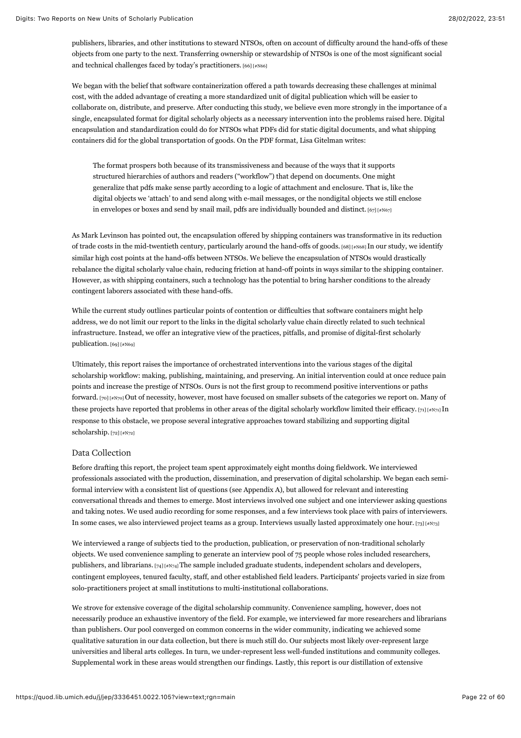publishers, libraries, and other institutions to steward NTSOs, often on account of difficulty around the hand-offs of these objects from one party to the next. Transferring ownership or stewardship of NTSOs is one of the most significant social and technical challenges faced by today's practitioners. [66] [#N66]

We began with the belief that software containerization offered a path towards decreasing these challenges at minimal cost, with the added advantage of creating a more standardized unit of digital publication which will be easier to collaborate on, distribute, and preserve. After conducting this study, we believe even more strongly in the importance of a single, encapsulated format for digital scholarly objects as a necessary intervention into the problems raised here. Digital encapsulation and standardization could do for NTSOs what PDFs did for static digital documents, and what shipping containers did for the global transportation of goods. On the PDF format, Lisa Gitelman writes:

> The format prospers both because of its transmissiveness and because of the ways that it supports structured hierarchies of authors and readers ("workflow") that depend on documents. One might generalize that pdfs make sense partly according to a logic of attachment and enclosure. That is, like the digital objects we 'attach' to and send along with e-mail messages, or the nondigital objects we still enclose in envelopes or boxes and send by snail mail, pdfs are individually bounded and distinct. [67] [#N67]

As Mark Levinson has pointed out, the encapsulation offered by shipping containers was transformative in its reduction of trade costs in the mid-twentieth century, particularly around the hand-offs of goods. [68] [#N68] In our study, we identify similar high cost points at the hand-offs between NTSOs. We believe the encapsulation of NTSOs would drastically rebalance the digital scholarly value chain, reducing friction at hand-off points in ways similar to the shipping container. However, as with shipping containers, such a technology has the potential to bring harsher conditions to the already contingent laborers associated with these hand-offs.

While the current study outlines particular points of contention or difficulties that software containers might help address, we do not limit our report to the links in the digital scholarly value chain directly related to such technical infrastructure. Instead, we offer an integrative view of the practices, pitfalls, and promise of digital-first scholarly publication. [69] [#N69]

Ultimately, this report raises the importance of orchestrated interventions into the various stages of the digital scholarship workflow: making, publishing, maintaining, and preserving. An initial intervention could at once reduce pain points and increase the prestige of NTSOs. Ours is not the first group to recommend positive interventions or paths forward. [70] [#N70] Out of necessity, however, most have focused on smaller subsets of the categories we report on. Many of these projects have reported that problems in other areas of the digital scholarly workflow limited their efficacy. [71] [#N71] In response to this obstacle, we propose several integrative approaches toward stabilizing and supporting digital scholarship. [72] [#N72]

## Data Collection

Before drafting this report, the project team spent approximately eight months doing fieldwork. We interviewed professionals associated with the production, dissemination, and preservation of digital scholarship. We began each semi-formal interview with a consistent list of questions (see Appendix A), but allowed for relevant and interesting conversational threads and themes to emerge. Most interviews involved one subject and one interviewer asking questions and taking notes. We used audio recording for some responses, and a few interviews took place with pairs of interviewers. In some cases, we also interviewed project teams as a group. Interviews usually lasted approximately one hour. [73] [#N73]

We interviewed a range of subjects tied to the production, publication, or preservation of non-traditional scholarly objects. We used convenience sampling to generate an interview pool of 75 people whose roles included researchers, publishers, and librarians. [74] [#N74] The sample included graduate students, independent scholars and developers, contingent employees, tenured faculty, staff, and other established field leaders. Participants' projects varied in size from solo-practitioners project at small institutions to multi-institutional collaborations.

We strove for extensive coverage of the digital scholarship community. Convenience sampling, however, does not necessarily produce an exhaustive inventory of the field. For example, we interviewed far more researchers and librarians than publishers. Our pool converged on common concerns in the wider community, indicating we achieved some qualitative saturation in our data collection, but there is much still do. Our subjects most likely over-represent large universities and liberal arts colleges. In turn, we under-represent less well-funded institutions and community colleges. Supplemental work in these areas would strengthen our findings. Lastly, this report is our distillation of extensive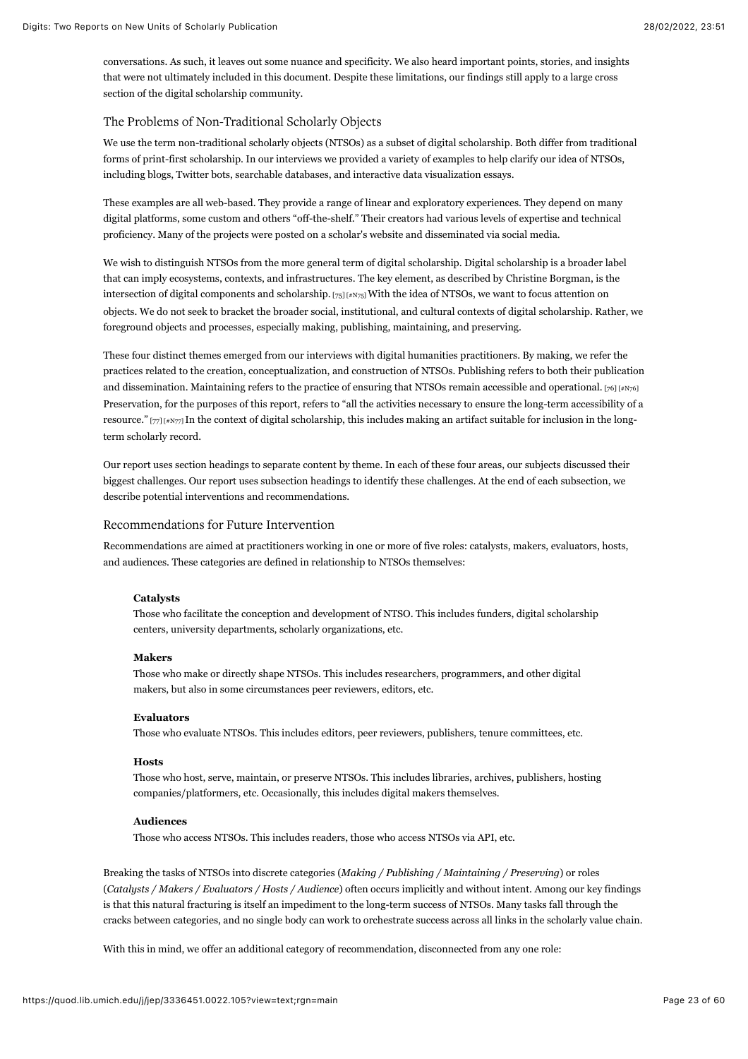conversations. As such, it leaves out some nuance and specificity. We also heard important points, stories, and insights that were not ultimately included in this document. Despite these limitations, our findings still apply to a large cross section of the digital scholarship community.

### The Problems of Non-Traditional Scholarly Objects

We use the term non-traditional scholarly objects (NTSOs) as a subset of digital scholarship. Both differ from traditional forms of print-first scholarship. In our interviews we provided a variety of examples to help clarify our idea of NTSOs, including blogs, Twitter bots, searchable databases, and interactive data visualization essays.

These examples are all web-based. They provide a range of linear and exploratory experiences. They depend on many digital platforms, some custom and others "off-the-shelf." Their creators had various levels of expertise and technical proficiency. Many of the projects were posted on a scholar's website and disseminated via social media.

We wish to distinguish NTSOs from the more general term of digital scholarship. Digital scholarship is a broader label that can imply ecosystems, contexts, and infrastructures. The key element, as described by Christine Borgman, is the intersection of digital components and scholarship. [75] [#N75] With the idea of NTSOs, we want to focus attention on objects. We do not seek to bracket the broader social, institutional, and cultural contexts of digital scholarship. Rather, we foreground objects and processes, especially making, publishing, maintaining, and preserving.

These four distinct themes emerged from our interviews with digital humanities practitioners. By making, we refer the practices related to the creation, conceptualization, and construction of NTSOs. Publishing refers to both their publication and dissemination. Maintaining refers to the practice of ensuring that NTSOs remain accessible and operational. [76] [#N76] Preservation, for the purposes of this report, refers to "all the activities necessary to ensure the long-term accessibility of a resource." [77] [#N77] In the context of digital scholarship, this includes making an artifact suitable for inclusion in the long-term scholarly record.

Our report uses section headings to separate content by theme. In each of these four areas, our subjects discussed their biggest challenges. Our report uses subsection headings to identify these challenges. At the end of each subsection, we describe potential interventions and recommendations.

### Recommendations for Future Intervention

Recommendations are aimed at practitioners working in one or more of five roles: catalysts, makers, evaluators, hosts, and audiences. These categories are defined in relationship to NTSOs themselves:

**Catalysts**
Those who facilitate the conception and development of NTSO. This includes funders, digital scholarship centers, university departments, scholarly organizations, etc.

**Makers**
Those who make or directly shape NTSOs. This includes researchers, programmers, and other digital makers, but also in some circumstances peer reviewers, editors, etc.

**Evaluators**
Those who evaluate NTSOs. This includes editors, peer reviewers, publishers, tenure committees, etc.

**Hosts**
Those who host, serve, maintain, or preserve NTSOs. This includes libraries, archives, publishers, hosting companies/platformers, etc. Occasionally, this includes digital makers themselves.

**Audiences**
Those who access NTSOs. This includes readers, those who access NTSOs via API, etc.

Breaking the tasks of NTSOs into discrete categories (*Making / Publishing / Maintaining / Preserving*) or roles (*Catalysts / Makers / Evaluators / Hosts / Audience*) often occurs implicitly and without intent. Among our key findings is that this natural fracturing is itself an impediment to the long-term success of NTSOs. Many tasks fall through the cracks between categories, and no single body can work to orchestrate success across all links in the scholarly value chain.

With this in mind, we offer an additional category of recommendation, disconnected from any one role: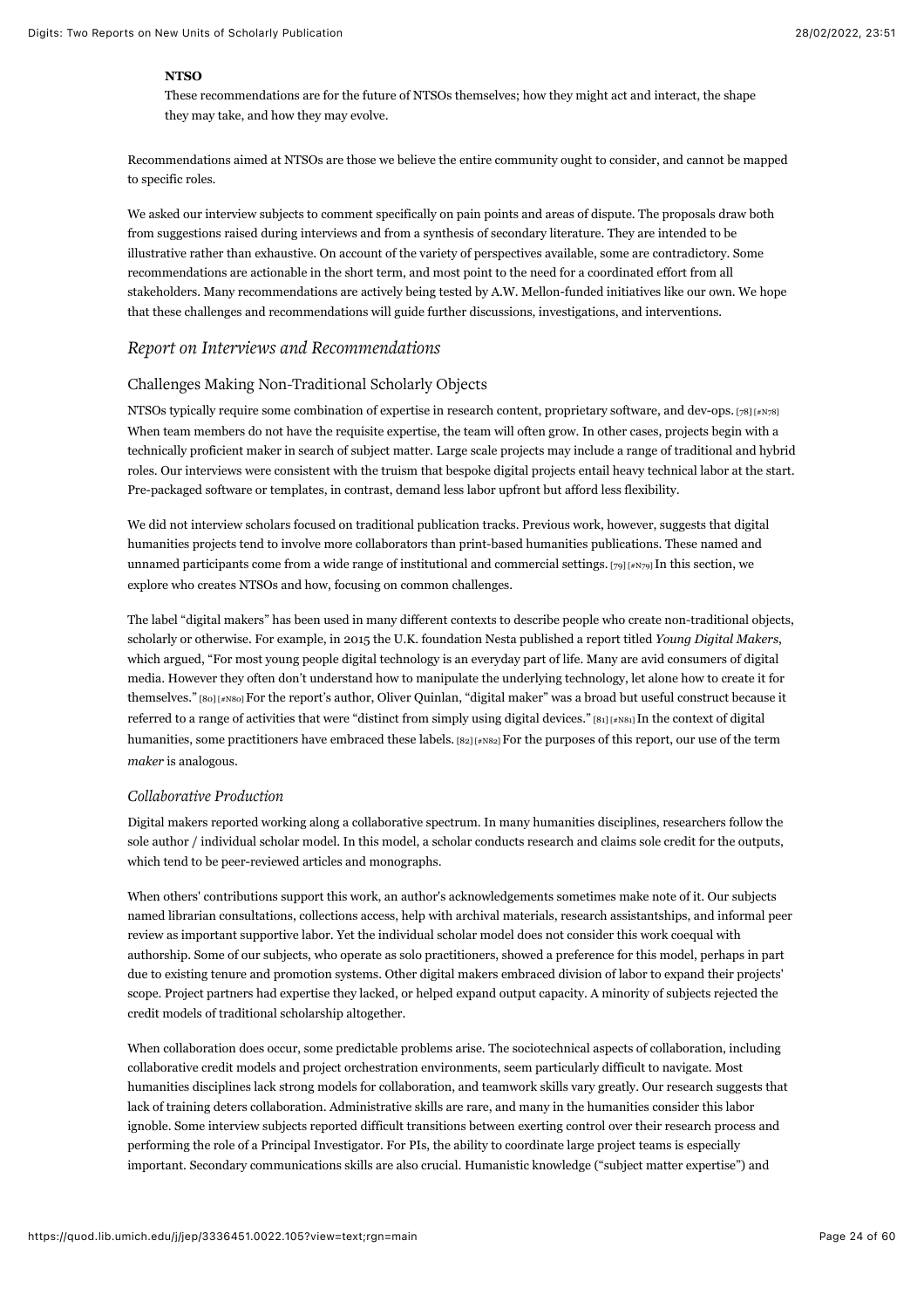**NTSO**
These recommendations are for the future of NTSOs themselves; how they might act and interact, the shape they may take, and how they may evolve.

Recommendations aimed at NTSOs are those we believe the entire community ought to consider, and cannot be mapped to specific roles.

We asked our interview subjects to comment specifically on pain points and areas of dispute. The proposals draw both from suggestions raised during interviews and from a synthesis of secondary literature. They are intended to be illustrative rather than exhaustive. On account of the variety of perspectives available, some are contradictory. Some recommendations are actionable in the short term, and most point to the need for a coordinated effort from all stakeholders. Many recommendations are actively being tested by A.W. Mellon-funded initiatives like our own. We hope that these challenges and recommendations will guide further discussions, investigations, and interventions.

## *Report on Interviews and Recommendations*

### Challenges Making Non-Traditional Scholarly Objects

NTSOs typically require some combination of expertise in research content, proprietary software, and dev-ops. [78] [#N78] When team members do not have the requisite expertise, the team will often grow. In other cases, projects begin with a technically proficient maker in search of subject matter. Large scale projects may include a range of traditional and hybrid roles. Our interviews were consistent with the truism that bespoke digital projects entail heavy technical labor at the start. Pre-packaged software or templates, in contrast, demand less labor upfront but afford less flexibility.

We did not interview scholars focused on traditional publication tracks. Previous work, however, suggests that digital humanities projects tend to involve more collaborators than print-based humanities publications. These named and unnamed participants come from a wide range of institutional and commercial settings. [79] [#N79] In this section, we explore who creates NTSOs and how, focusing on common challenges.

The label "digital makers" has been used in many different contexts to describe people who create non-traditional objects, scholarly or otherwise. For example, in 2015 the U.K. foundation Nesta published a report titled *Young Digital Makers*, which argued, "For most young people digital technology is an everyday part of life. Many are avid consumers of digital media. However they often don't understand how to manipulate the underlying technology, let alone how to create it for themselves." [80] [#N80] For the report's author, Oliver Quinlan, "digital maker" was a broad but useful construct because it referred to a range of activities that were "distinct from simply using digital devices." [81] [#N81] In the context of digital humanities, some practitioners have embraced these labels. [82] [#N82] For the purposes of this report, our use of the term *maker* is analogous.

#### *Collaborative Production*

Digital makers reported working along a collaborative spectrum. In many humanities disciplines, researchers follow the sole author / individual scholar model. In this model, a scholar conducts research and claims sole credit for the outputs, which tend to be peer-reviewed articles and monographs.

When others' contributions support this work, an author's acknowledgements sometimes make note of it. Our subjects named librarian consultations, collections access, help with archival materials, research assistantships, and informal peer review as important supportive labor. Yet the individual scholar model does not consider this work coequal with authorship. Some of our subjects, who operate as solo practitioners, showed a preference for this model, perhaps in part due to existing tenure and promotion systems. Other digital makers embraced division of labor to expand their projects' scope. Project partners had expertise they lacked, or helped expand output capacity. A minority of subjects rejected the credit models of traditional scholarship altogether.

When collaboration does occur, some predictable problems arise. The sociotechnical aspects of collaboration, including collaborative credit models and project orchestration environments, seem particularly difficult to navigate. Most humanities disciplines lack strong models for collaboration, and teamwork skills vary greatly. Our research suggests that lack of training deters collaboration. Administrative skills are rare, and many in the humanities consider this labor ignoble. Some interview subjects reported difficult transitions between exerting control over their research process and performing the role of a Principal Investigator. For PIs, the ability to coordinate large project teams is especially important. Secondary communications skills are also crucial. Humanistic knowledge ("subject matter expertise") and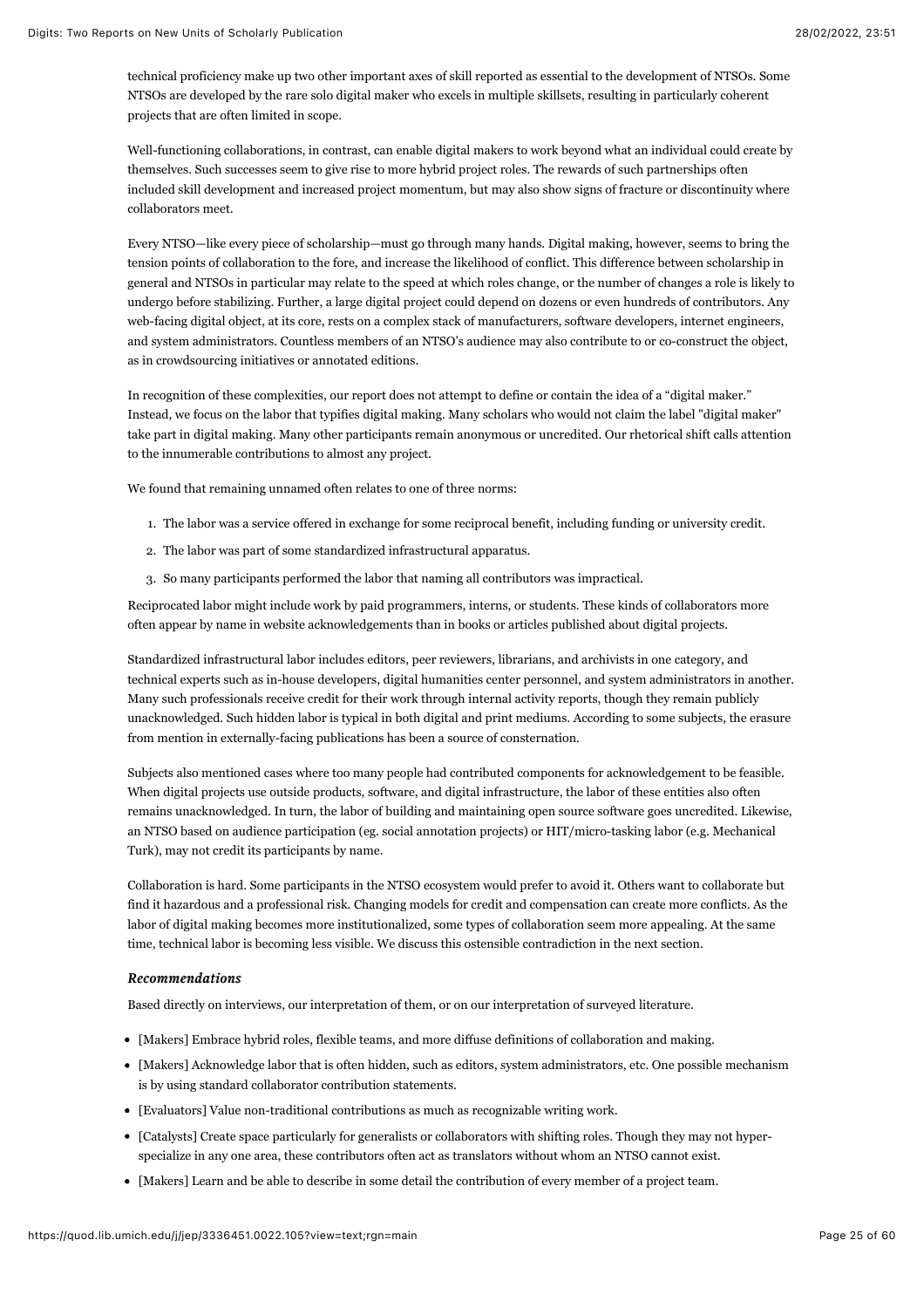technical proficiency make up two other important axes of skill reported as essential to the development of NTSOs. Some NTSOs are developed by the rare solo digital maker who excels in multiple skillsets, resulting in particularly coherent projects that are often limited in scope.

Well-functioning collaborations, in contrast, can enable digital makers to work beyond what an individual could create by themselves. Such successes seem to give rise to more hybrid project roles. The rewards of such partnerships often included skill development and increased project momentum, but may also show signs of fracture or discontinuity where collaborators meet.

Every NTSO—like every piece of scholarship—must go through many hands. Digital making, however, seems to bring the tension points of collaboration to the fore, and increase the likelihood of conflict. This difference between scholarship in general and NTSOs in particular may relate to the speed at which roles change, or the number of changes a role is likely to undergo before stabilizing. Further, a large digital project could depend on dozens or even hundreds of contributors. Any web-facing digital object, at its core, rests on a complex stack of manufacturers, software developers, internet engineers, and system administrators. Countless members of an NTSO's audience may also contribute to or co-construct the object, as in crowdsourcing initiatives or annotated editions.

In recognition of these complexities, our report does not attempt to define or contain the idea of a "digital maker." Instead, we focus on the labor that typifies digital making. Many scholars who would not claim the label "digital maker" take part in digital making. Many other participants remain anonymous or uncredited. Our rhetorical shift calls attention to the innumerable contributions to almost any project.

We found that remaining unnamed often relates to one of three norms:

1. The labor was a service offered in exchange for some reciprocal benefit, including funding or university credit.
2. The labor was part of some standardized infrastructural apparatus.
3. So many participants performed the labor that naming all contributors was impractical.

Reciprocated labor might include work by paid programmers, interns, or students. These kinds of collaborators more often appear by name in website acknowledgements than in books or articles published about digital projects.

Standardized infrastructural labor includes editors, peer reviewers, librarians, and archivists in one category, and technical experts such as in-house developers, digital humanities center personnel, and system administrators in another. Many such professionals receive credit for their work through internal activity reports, though they remain publicly unacknowledged. Such hidden labor is typical in both digital and print mediums. According to some subjects, the erasure from mention in externally-facing publications has been a source of consternation.

Subjects also mentioned cases where too many people had contributed components for acknowledgement to be feasible. When digital projects use outside products, software, and digital infrastructure, the labor of these entities also often remains unacknowledged. In turn, the labor of building and maintaining open source software goes uncredited. Likewise, an NTSO based on audience participation (eg. social annotation projects) or HIT/micro-tasking labor (e.g. Mechanical Turk), may not credit its participants by name.

Collaboration is hard. Some participants in the NTSO ecosystem would prefer to avoid it. Others want to collaborate but find it hazardous and a professional risk. Changing models for credit and compensation can create more conflicts. As the labor of digital making becomes more institutionalized, some types of collaboration seem more appealing. At the same time, technical labor is becoming less visible. We discuss this ostensible contradiction in the next section.

#### *Recommendations*

Based directly on interviews, our interpretation of them, or on our interpretation of surveyed literature.

- [Makers] Embrace hybrid roles, flexible teams, and more diffuse definitions of collaboration and making.
- [Makers] Acknowledge labor that is often hidden, such as editors, system administrators, etc. One possible mechanism is by using standard collaborator contribution statements.
- [Evaluators] Value non-traditional contributions as much as recognizable writing work.
- [Catalysts] Create space particularly for generalists or collaborators with shifting roles. Though they may not hyper-specialize in any one area, these contributors often act as translators without whom an NTSO cannot exist.
- [Makers] Learn and be able to describe in some detail the contribution of every member of a project team.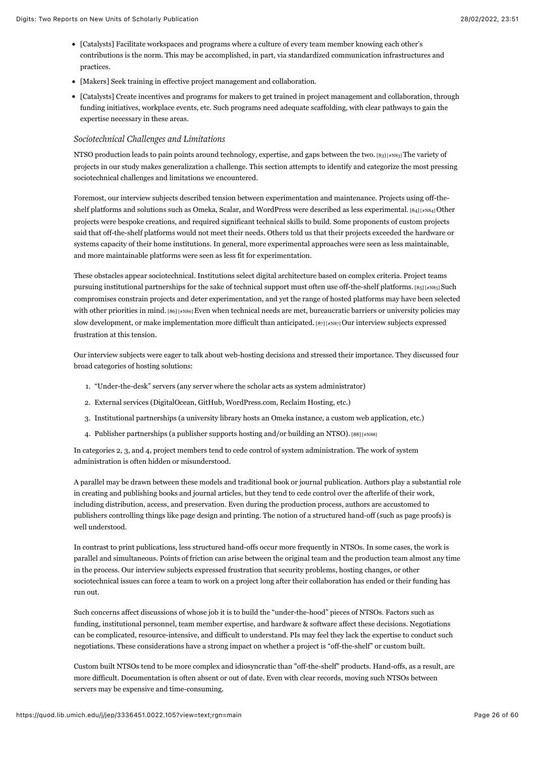- [Catalysts] Facilitate workspaces and programs where a culture of every team member knowing each other's contributions is the norm. This may be accomplished, in part, via standardized communication infrastructures and practices.
- [Makers] Seek training in effective project management and collaboration.
- [Catalysts] Create incentives and programs for makers to get trained in project management and collaboration, through funding initiatives, workplace events, etc. Such programs need adequate scaffolding, with clear pathways to gain the expertise necessary in these areas.

### *Sociotechnical Challenges and Limitations*

NTSO production leads to pain points around technology, expertise, and gaps between the two. [83] [#N83] The variety of projects in our study makes generalization a challenge. This section attempts to identify and categorize the most pressing sociotechnical challenges and limitations we encountered.

Foremost, our interview subjects described tension between experimentation and maintenance. Projects using off-the-shelf platforms and solutions such as Omeka, Scalar, and WordPress were described as less experimental. [84] [#N84] Other projects were bespoke creations, and required significant technical skills to build. Some proponents of custom projects said that off-the-shelf platforms would not meet their needs. Others told us that their projects exceeded the hardware or systems capacity of their home institutions. In general, more experimental approaches were seen as less maintainable, and more maintainable platforms were seen as less fit for experimentation.

These obstacles appear sociotechnical. Institutions select digital architecture based on complex criteria. Project teams pursuing institutional partnerships for the sake of technical support must often use off-the-shelf platforms. [85] [#N85] Such compromises constrain projects and deter experimentation, and yet the range of hosted platforms may have been selected with other priorities in mind. [86] [#N86] Even when technical needs are met, bureaucratic barriers or university policies may slow development, or make implementation more difficult than anticipated. [87] [#N87] Our interview subjects expressed frustration at this tension.

Our interview subjects were eager to talk about web-hosting decisions and stressed their importance. They discussed four broad categories of hosting solutions:

1. "Under-the-desk" servers (any server where the scholar acts as system administrator)
2. External services (DigitalOcean, GitHub, WordPress.com, Reclaim Hosting, etc.)
3. Institutional partnerships (a university library hosts an Omeka instance, a custom web application, etc.)
4. Publisher partnerships (a publisher supports hosting and/or building an NTSO). [88] [#N88]

In categories 2, 3, and 4, project members tend to cede control of system administration. The work of system administration is often hidden or misunderstood.

A parallel may be drawn between these models and traditional book or journal publication. Authors play a substantial role in creating and publishing books and journal articles, but they tend to cede control over the afterlife of their work, including distribution, access, and preservation. Even during the production process, authors are accustomed to publishers controlling things like page design and printing. The notion of a structured hand-off (such as page proofs) is well understood.

In contrast to print publications, less structured hand-offs occur more frequently in NTSOs. In some cases, the work is parallel and simultaneous. Points of friction can arise between the original team and the production team almost any time in the process. Our interview subjects expressed frustration that security problems, hosting changes, or other sociotechnical issues can force a team to work on a project long after their collaboration has ended or their funding has run out.

Such concerns affect discussions of whose job it is to build the "under-the-hood" pieces of NTSOs. Factors such as funding, institutional personnel, team member expertise, and hardware & software affect these decisions. Negotiations can be complicated, resource-intensive, and difficult to understand. PIs may feel they lack the expertise to conduct such negotiations. These considerations have a strong impact on whether a project is "off-the-shelf" or custom built.

Custom built NTSOs tend to be more complex and idiosyncratic than "off-the-shelf" products. Hand-offs, as a result, are more difficult. Documentation is often absent or out of date. Even with clear records, moving such NTSOs between servers may be expensive and time-consuming.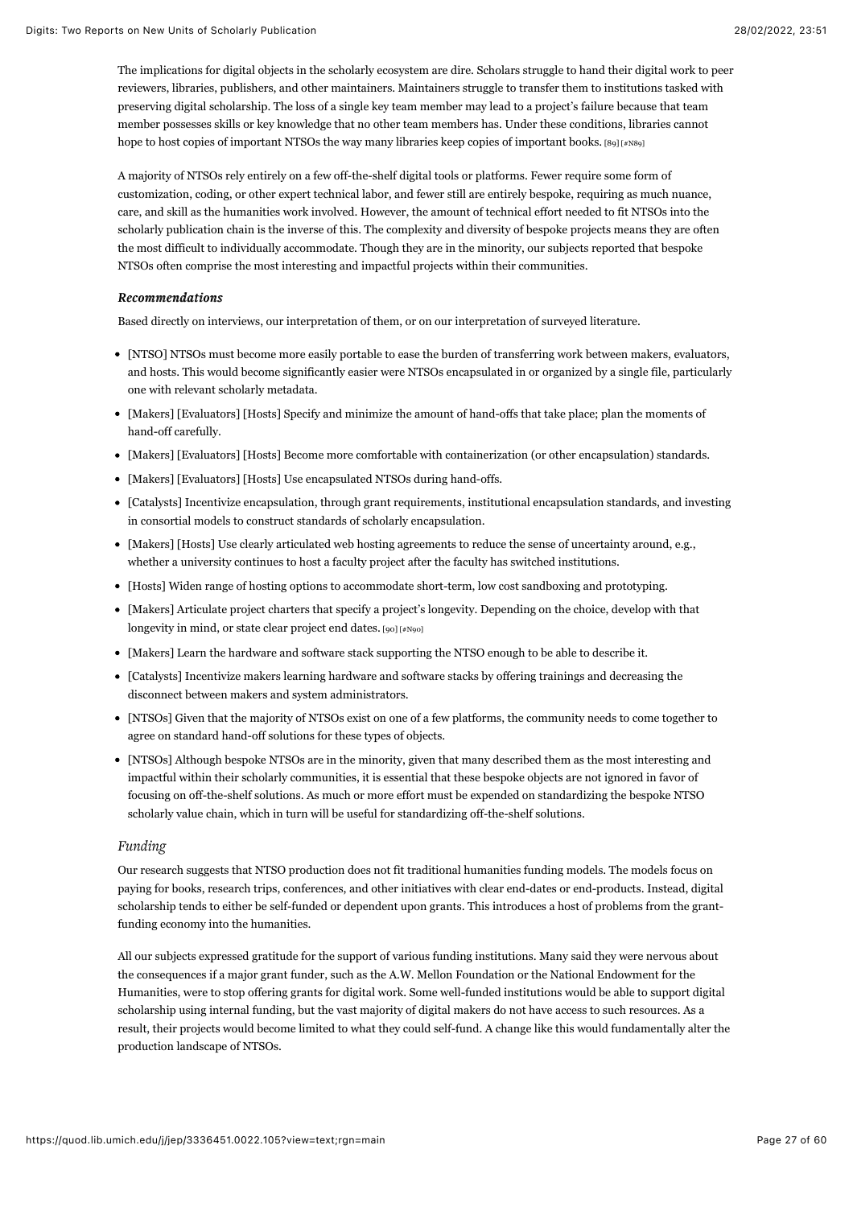The implications for digital objects in the scholarly ecosystem are dire. Scholars struggle to hand their digital work to peer reviewers, libraries, publishers, and other maintainers. Maintainers struggle to transfer them to institutions tasked with preserving digital scholarship. The loss of a single key team member may lead to a project's failure because that team member possesses skills or key knowledge that no other team members has. Under these conditions, libraries cannot hope to host copies of important NTSOs the way many libraries keep copies of important books. [89] [#N89]

A majority of NTSOs rely entirely on a few off-the-shelf digital tools or platforms. Fewer require some form of customization, coding, or other expert technical labor, and fewer still are entirely bespoke, requiring as much nuance, care, and skill as the humanities work involved. However, the amount of technical effort needed to fit NTSOs into the scholarly publication chain is the inverse of this. The complexity and diversity of bespoke projects means they are often the most difficult to individually accommodate. Though they are in the minority, our subjects reported that bespoke NTSOs often comprise the most interesting and impactful projects within their communities.

***Recommendations***

Based directly on interviews, our interpretation of them, or on our interpretation of surveyed literature.

- [NTSO] NTSOs must become more easily portable to ease the burden of transferring work between makers, evaluators, and hosts. This would become significantly easier were NTSOs encapsulated in or organized by a single file, particularly one with relevant scholarly metadata.
- [Makers] [Evaluators] [Hosts] Specify and minimize the amount of hand-offs that take place; plan the moments of hand-off carefully.
- [Makers] [Evaluators] [Hosts] Become more comfortable with containerization (or other encapsulation) standards.
- [Makers] [Evaluators] [Hosts] Use encapsulated NTSOs during hand-offs.
- [Catalysts] Incentivize encapsulation, through grant requirements, institutional encapsulation standards, and investing in consortial models to construct standards of scholarly encapsulation.
- [Makers] [Hosts] Use clearly articulated web hosting agreements to reduce the sense of uncertainty around, e.g., whether a university continues to host a faculty project after the faculty has switched institutions.
- [Hosts] Widen range of hosting options to accommodate short-term, low cost sandboxing and prototyping.
- [Makers] Articulate project charters that specify a project's longevity. Depending on the choice, develop with that longevity in mind, or state clear project end dates. [90] [#N90]
- [Makers] Learn the hardware and software stack supporting the NTSO enough to be able to describe it.
- [Catalysts] Incentivize makers learning hardware and software stacks by offering trainings and decreasing the disconnect between makers and system administrators.
- [NTSOs] Given that the majority of NTSOs exist on one of a few platforms, the community needs to come together to agree on standard hand-off solutions for these types of objects.
- [NTSOs] Although bespoke NTSOs are in the minority, given that many described them as the most interesting and impactful within their scholarly communities, it is essential that these bespoke objects are not ignored in favor of focusing on off-the-shelf solutions. As much or more effort must be expended on standardizing the bespoke NTSO scholarly value chain, which in turn will be useful for standardizing off-the-shelf solutions.

### *Funding*

Our research suggests that NTSO production does not fit traditional humanities funding models. The models focus on paying for books, research trips, conferences, and other initiatives with clear end-dates or end-products. Instead, digital scholarship tends to either be self-funded or dependent upon grants. This introduces a host of problems from the grant-funding economy into the humanities.

All our subjects expressed gratitude for the support of various funding institutions. Many said they were nervous about the consequences if a major grant funder, such as the A.W. Mellon Foundation or the National Endowment for the Humanities, were to stop offering grants for digital work. Some well-funded institutions would be able to support digital scholarship using internal funding, but the vast majority of digital makers do not have access to such resources. As a result, their projects would become limited to what they could self-fund. A change like this would fundamentally alter the production landscape of NTSOs.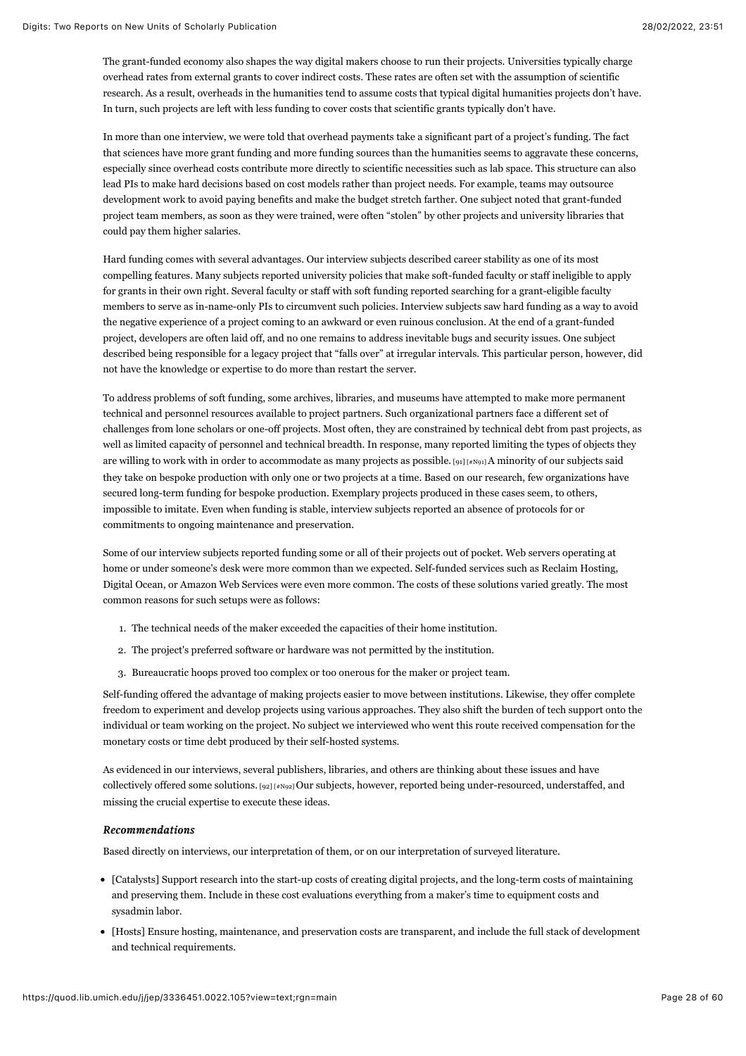The grant-funded economy also shapes the way digital makers choose to run their projects. Universities typically charge overhead rates from external grants to cover indirect costs. These rates are often set with the assumption of scientific research. As a result, overheads in the humanities tend to assume costs that typical digital humanities projects don't have. In turn, such projects are left with less funding to cover costs that scientific grants typically don't have.

In more than one interview, we were told that overhead payments take a significant part of a project's funding. The fact that sciences have more grant funding and more funding sources than the humanities seems to aggravate these concerns, especially since overhead costs contribute more directly to scientific necessities such as lab space. This structure can also lead PIs to make hard decisions based on cost models rather than project needs. For example, teams may outsource development work to avoid paying benefits and make the budget stretch farther. One subject noted that grant-funded project team members, as soon as they were trained, were often "stolen" by other projects and university libraries that could pay them higher salaries.

Hard funding comes with several advantages. Our interview subjects described career stability as one of its most compelling features. Many subjects reported university policies that make soft-funded faculty or staff ineligible to apply for grants in their own right. Several faculty or staff with soft funding reported searching for a grant-eligible faculty members to serve as in-name-only PIs to circumvent such policies. Interview subjects saw hard funding as a way to avoid the negative experience of a project coming to an awkward or even ruinous conclusion. At the end of a grant-funded project, developers are often laid off, and no one remains to address inevitable bugs and security issues. One subject described being responsible for a legacy project that "falls over" at irregular intervals. This particular person, however, did not have the knowledge or expertise to do more than restart the server.

To address problems of soft funding, some archives, libraries, and museums have attempted to make more permanent technical and personnel resources available to project partners. Such organizational partners face a different set of challenges from lone scholars or one-off projects. Most often, they are constrained by technical debt from past projects, as well as limited capacity of personnel and technical breadth. In response, many reported limiting the types of objects they are willing to work with in order to accommodate as many projects as possible. [91] [#N91] A minority of our subjects said they take on bespoke production with only one or two projects at a time. Based on our research, few organizations have secured long-term funding for bespoke production. Exemplary projects produced in these cases seem, to others, impossible to imitate. Even when funding is stable, interview subjects reported an absence of protocols for or commitments to ongoing maintenance and preservation.

Some of our interview subjects reported funding some or all of their projects out of pocket. Web servers operating at home or under someone's desk were more common than we expected. Self-funded services such as Reclaim Hosting, Digital Ocean, or Amazon Web Services were even more common. The costs of these solutions varied greatly. The most common reasons for such setups were as follows:

1. The technical needs of the maker exceeded the capacities of their home institution.
2. The project's preferred software or hardware was not permitted by the institution.
3. Bureaucratic hoops proved too complex or too onerous for the maker or project team.

Self-funding offered the advantage of making projects easier to move between institutions. Likewise, they offer complete freedom to experiment and develop projects using various approaches. They also shift the burden of tech support onto the individual or team working on the project. No subject we interviewed who went this route received compensation for the monetary costs or time debt produced by their self-hosted systems.

As evidenced in our interviews, several publishers, libraries, and others are thinking about these issues and have collectively offered some solutions. [92] [#N92] Our subjects, however, reported being under-resourced, understaffed, and missing the crucial expertise to execute these ideas.

### *Recommendations*

Based directly on interviews, our interpretation of them, or on our interpretation of surveyed literature.

- [Catalysts] Support research into the start-up costs of creating digital projects, and the long-term costs of maintaining and preserving them. Include in these cost evaluations everything from a maker's time to equipment costs and sysadmin labor.
- [Hosts] Ensure hosting, maintenance, and preservation costs are transparent, and include the full stack of development and technical requirements.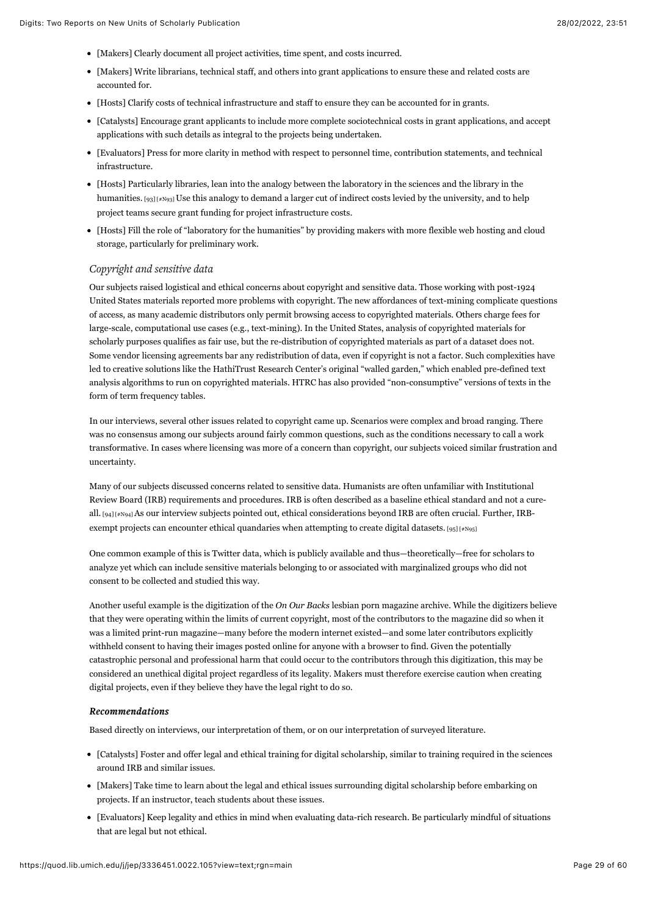- [Makers] Clearly document all project activities, time spent, and costs incurred.
- [Makers] Write librarians, technical staff, and others into grant applications to ensure these and related costs are accounted for.
- [Hosts] Clarify costs of technical infrastructure and staff to ensure they can be accounted for in grants.
- [Catalysts] Encourage grant applicants to include more complete sociotechnical costs in grant applications, and accept applications with such details as integral to the projects being undertaken.
- [Evaluators] Press for more clarity in method with respect to personnel time, contribution statements, and technical infrastructure.
- [Hosts] Particularly libraries, lean into the analogy between the laboratory in the sciences and the library in the humanities. [93] [#N93] Use this analogy to demand a larger cut of indirect costs levied by the university, and to help project teams secure grant funding for project infrastructure costs.
- [Hosts] Fill the role of "laboratory for the humanities" by providing makers with more flexible web hosting and cloud storage, particularly for preliminary work.

### *Copyright and sensitive data*

Our subjects raised logistical and ethical concerns about copyright and sensitive data. Those working with post-1924 United States materials reported more problems with copyright. The new affordances of text-mining complicate questions of access, as many academic distributors only permit browsing access to copyrighted materials. Others charge fees for large-scale, computational use cases (e.g., text-mining). In the United States, analysis of copyrighted materials for scholarly purposes qualifies as fair use, but the re-distribution of copyrighted materials as part of a dataset does not. Some vendor licensing agreements bar any redistribution of data, even if copyright is not a factor. Such complexities have led to creative solutions like the HathiTrust Research Center's original "walled garden," which enabled pre-defined text analysis algorithms to run on copyrighted materials. HTRC has also provided "non-consumptive" versions of texts in the form of term frequency tables.

In our interviews, several other issues related to copyright came up. Scenarios were complex and broad ranging. There was no consensus among our subjects around fairly common questions, such as the conditions necessary to call a work transformative. In cases where licensing was more of a concern than copyright, our subjects voiced similar frustration and uncertainty.

Many of our subjects discussed concerns related to sensitive data. Humanists are often unfamiliar with Institutional Review Board (IRB) requirements and procedures. IRB is often described as a baseline ethical standard and not a cure-all. [94] [#N94] As our interview subjects pointed out, ethical considerations beyond IRB are often crucial. Further, IRB-exempt projects can encounter ethical quandaries when attempting to create digital datasets. [95] [#N95]

One common example of this is Twitter data, which is publicly available and thus—theoretically—free for scholars to analyze yet which can include sensitive materials belonging to or associated with marginalized groups who did not consent to be collected and studied this way.

Another useful example is the digitization of the *On Our Backs* lesbian porn magazine archive. While the digitizers believe that they were operating within the limits of current copyright, most of the contributors to the magazine did so when it was a limited print-run magazine—many before the modern internet existed—and some later contributors explicitly withheld consent to having their images posted online for anyone with a browser to find. Given the potentially catastrophic personal and professional harm that could occur to the contributors through this digitization, this may be considered an unethical digital project regardless of its legality. Makers must therefore exercise caution when creating digital projects, even if they believe they have the legal right to do so.

#### ***Recommendations***

Based directly on interviews, our interpretation of them, or on our interpretation of surveyed literature.

- [Catalysts] Foster and offer legal and ethical training for digital scholarship, similar to training required in the sciences around IRB and similar issues.
- [Makers] Take time to learn about the legal and ethical issues surrounding digital scholarship before embarking on projects. If an instructor, teach students about these issues.
- [Evaluators] Keep legality and ethics in mind when evaluating data-rich research. Be particularly mindful of situations that are legal but not ethical.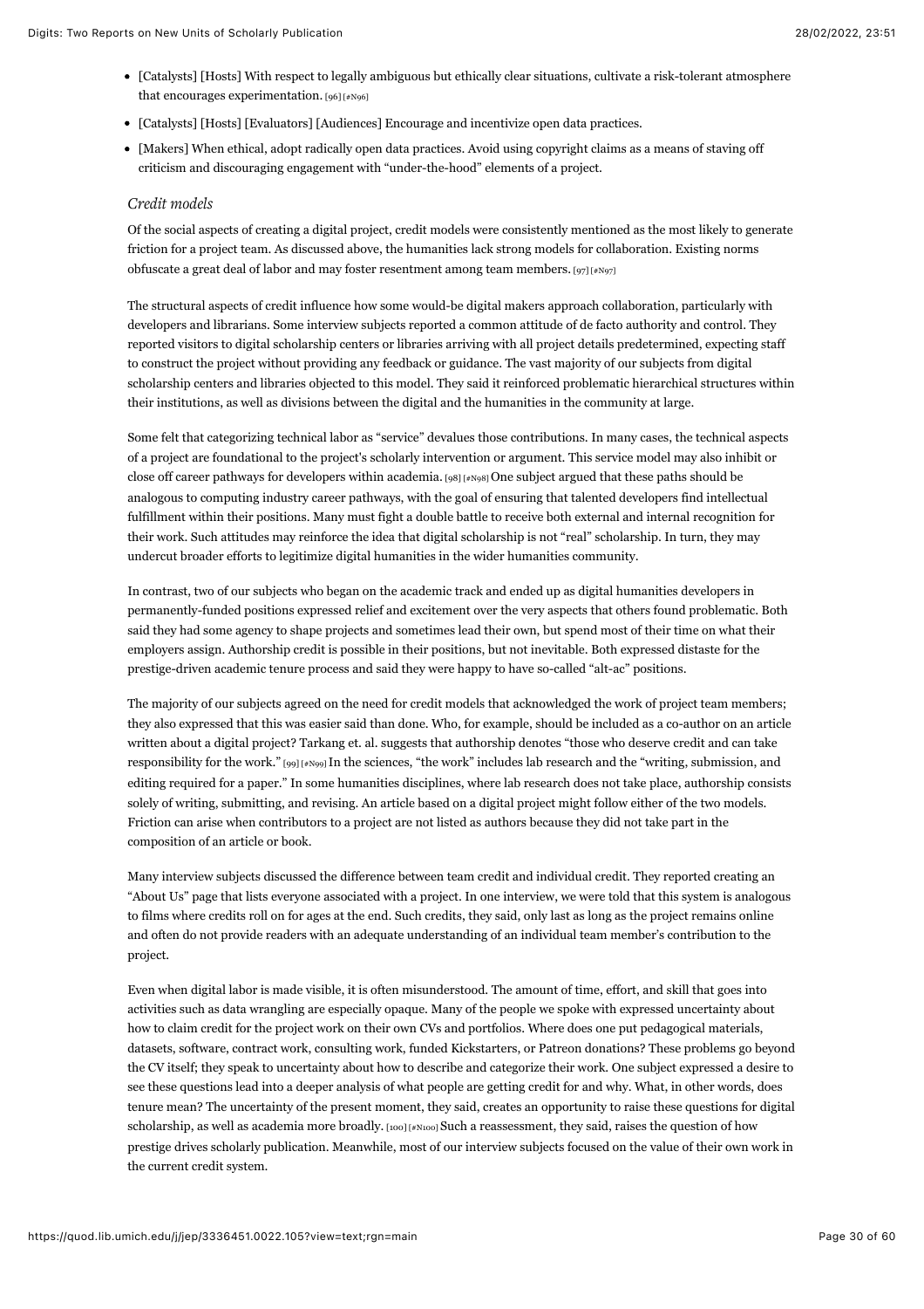- [Catalysts] [Hosts] With respect to legally ambiguous but ethically clear situations, cultivate a risk-tolerant atmosphere that encourages experimentation. [96] [#N96]
- [Catalysts] [Hosts] [Evaluators] [Audiences] Encourage and incentivize open data practices.
- [Makers] When ethical, adopt radically open data practices. Avoid using copyright claims as a means of staving off criticism and discouraging engagement with "under-the-hood" elements of a project.

### *Credit models*

Of the social aspects of creating a digital project, credit models were consistently mentioned as the most likely to generate friction for a project team. As discussed above, the humanities lack strong models for collaboration. Existing norms obfuscate a great deal of labor and may foster resentment among team members. [97] [#N97]

The structural aspects of credit influence how some would-be digital makers approach collaboration, particularly with developers and librarians. Some interview subjects reported a common attitude of de facto authority and control. They reported visitors to digital scholarship centers or libraries arriving with all project details predetermined, expecting staff to construct the project without providing any feedback or guidance. The vast majority of our subjects from digital scholarship centers and libraries objected to this model. They said it reinforced problematic hierarchical structures within their institutions, as well as divisions between the digital and the humanities in the community at large.

Some felt that categorizing technical labor as "service" devalues those contributions. In many cases, the technical aspects of a project are foundational to the project's scholarly intervention or argument. This service model may also inhibit or close off career pathways for developers within academia. [98] [#N98] One subject argued that these paths should be analogous to computing industry career pathways, with the goal of ensuring that talented developers find intellectual fulfillment within their positions. Many must fight a double battle to receive both external and internal recognition for their work. Such attitudes may reinforce the idea that digital scholarship is not "real" scholarship. In turn, they may undercut broader efforts to legitimize digital humanities in the wider humanities community.

In contrast, two of our subjects who began on the academic track and ended up as digital humanities developers in permanently-funded positions expressed relief and excitement over the very aspects that others found problematic. Both said they had some agency to shape projects and sometimes lead their own, but spend most of their time on what their employers assign. Authorship credit is possible in their positions, but not inevitable. Both expressed distaste for the prestige-driven academic tenure process and said they were happy to have so-called "alt-ac" positions.

The majority of our subjects agreed on the need for credit models that acknowledged the work of project team members; they also expressed that this was easier said than done. Who, for example, should be included as a co-author on an article written about a digital project? Tarkang et. al. suggests that authorship denotes "those who deserve credit and can take responsibility for the work." [99] [#N99] In the sciences, "the work" includes lab research and the "writing, submission, and editing required for a paper." In some humanities disciplines, where lab research does not take place, authorship consists solely of writing, submitting, and revising. An article based on a digital project might follow either of the two models. Friction can arise when contributors to a project are not listed as authors because they did not take part in the composition of an article or book.

Many interview subjects discussed the difference between team credit and individual credit. They reported creating an "About Us" page that lists everyone associated with a project. In one interview, we were told that this system is analogous to films where credits roll on for ages at the end. Such credits, they said, only last as long as the project remains online and often do not provide readers with an adequate understanding of an individual team member's contribution to the project.

Even when digital labor is made visible, it is often misunderstood. The amount of time, effort, and skill that goes into activities such as data wrangling are especially opaque. Many of the people we spoke with expressed uncertainty about how to claim credit for the project work on their own CVs and portfolios. Where does one put pedagogical materials, datasets, software, contract work, consulting work, funded Kickstarters, or Patreon donations? These problems go beyond the CV itself; they speak to uncertainty about how to describe and categorize their work. One subject expressed a desire to see these questions lead into a deeper analysis of what people are getting credit for and why. What, in other words, does tenure mean? The uncertainty of the present moment, they said, creates an opportunity to raise these questions for digital scholarship, as well as academia more broadly. [100] [#N100] Such a reassessment, they said, raises the question of how prestige drives scholarly publication. Meanwhile, most of our interview subjects focused on the value of their own work in the current credit system.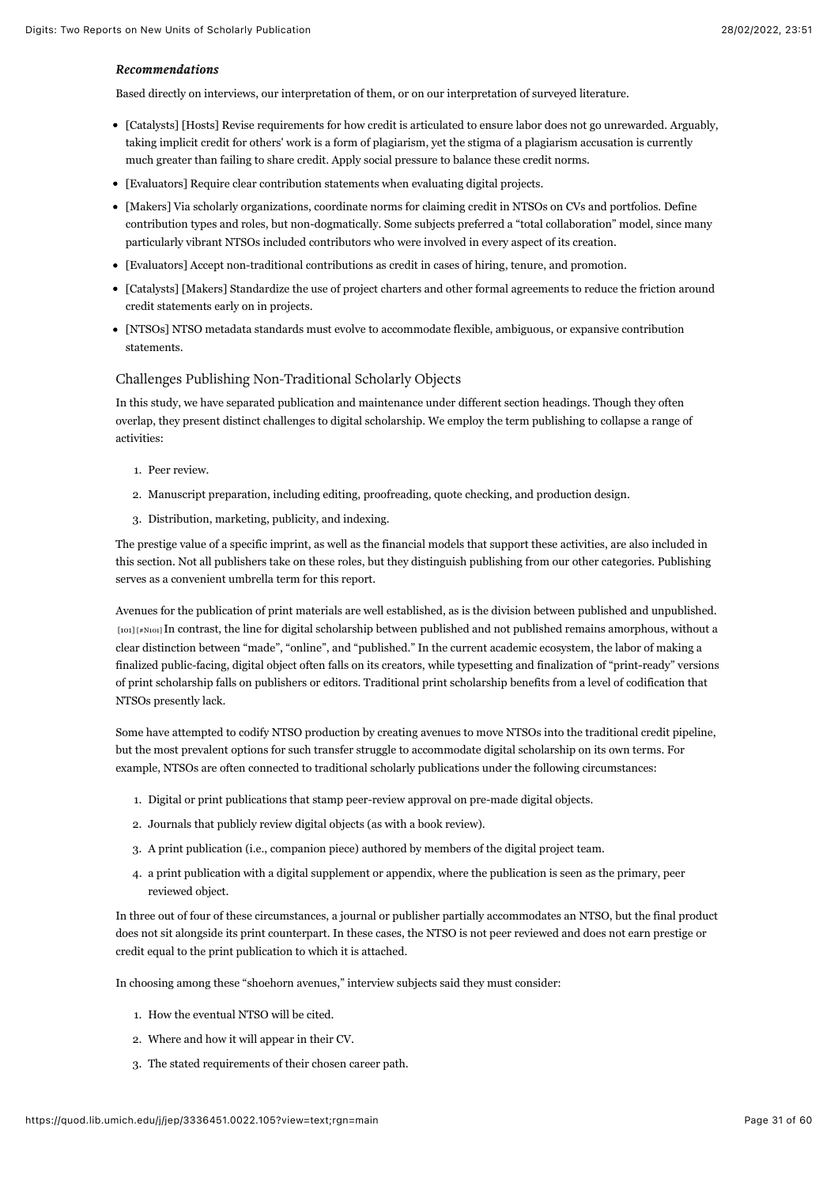#### *Recommendations*

Based directly on interviews, our interpretation of them, or on our interpretation of surveyed literature.

- [Catalysts] [Hosts] Revise requirements for how credit is articulated to ensure labor does not go unrewarded. Arguably, taking implicit credit for others' work is a form of plagiarism, yet the stigma of a plagiarism accusation is currently much greater than failing to share credit. Apply social pressure to balance these credit norms.
- [Evaluators] Require clear contribution statements when evaluating digital projects.
- [Makers] Via scholarly organizations, coordinate norms for claiming credit in NTSOs on CVs and portfolios. Define contribution types and roles, but non-dogmatically. Some subjects preferred a "total collaboration" model, since many particularly vibrant NTSOs included contributors who were involved in every aspect of its creation.
- [Evaluators] Accept non-traditional contributions as credit in cases of hiring, tenure, and promotion.
- [Catalysts] [Makers] Standardize the use of project charters and other formal agreements to reduce the friction around credit statements early on in projects.
- [NTSOs] NTSO metadata standards must evolve to accommodate flexible, ambiguous, or expansive contribution statements.

### Challenges Publishing Non-Traditional Scholarly Objects

In this study, we have separated publication and maintenance under different section headings. Though they often overlap, they present distinct challenges to digital scholarship. We employ the term publishing to collapse a range of activities:

1. Peer review.
2. Manuscript preparation, including editing, proofreading, quote checking, and production design.
3. Distribution, marketing, publicity, and indexing.

The prestige value of a specific imprint, as well as the financial models that support these activities, are also included in this section. Not all publishers take on these roles, but they distinguish publishing from our other categories. Publishing serves as a convenient umbrella term for this report.

Avenues for the publication of print materials are well established, as is the division between published and unpublished. [101] [#N101] In contrast, the line for digital scholarship between published and not published remains amorphous, without a clear distinction between "made", "online", and "published." In the current academic ecosystem, the labor of making a finalized public-facing, digital object often falls on its creators, while typesetting and finalization of "print-ready" versions of print scholarship falls on publishers or editors. Traditional print scholarship benefits from a level of codification that NTSOs presently lack.

Some have attempted to codify NTSO production by creating avenues to move NTSOs into the traditional credit pipeline, but the most prevalent options for such transfer struggle to accommodate digital scholarship on its own terms. For example, NTSOs are often connected to traditional scholarly publications under the following circumstances:

1. Digital or print publications that stamp peer-review approval on pre-made digital objects.
2. Journals that publicly review digital objects (as with a book review).
3. A print publication (i.e., companion piece) authored by members of the digital project team.
4. a print publication with a digital supplement or appendix, where the publication is seen as the primary, peer reviewed object.

In three out of four of these circumstances, a journal or publisher partially accommodates an NTSO, but the final product does not sit alongside its print counterpart. In these cases, the NTSO is not peer reviewed and does not earn prestige or credit equal to the print publication to which it is attached.

In choosing among these "shoehorn avenues," interview subjects said they must consider:

1. How the eventual NTSO will be cited.
2. Where and how it will appear in their CV.
3. The stated requirements of their chosen career path.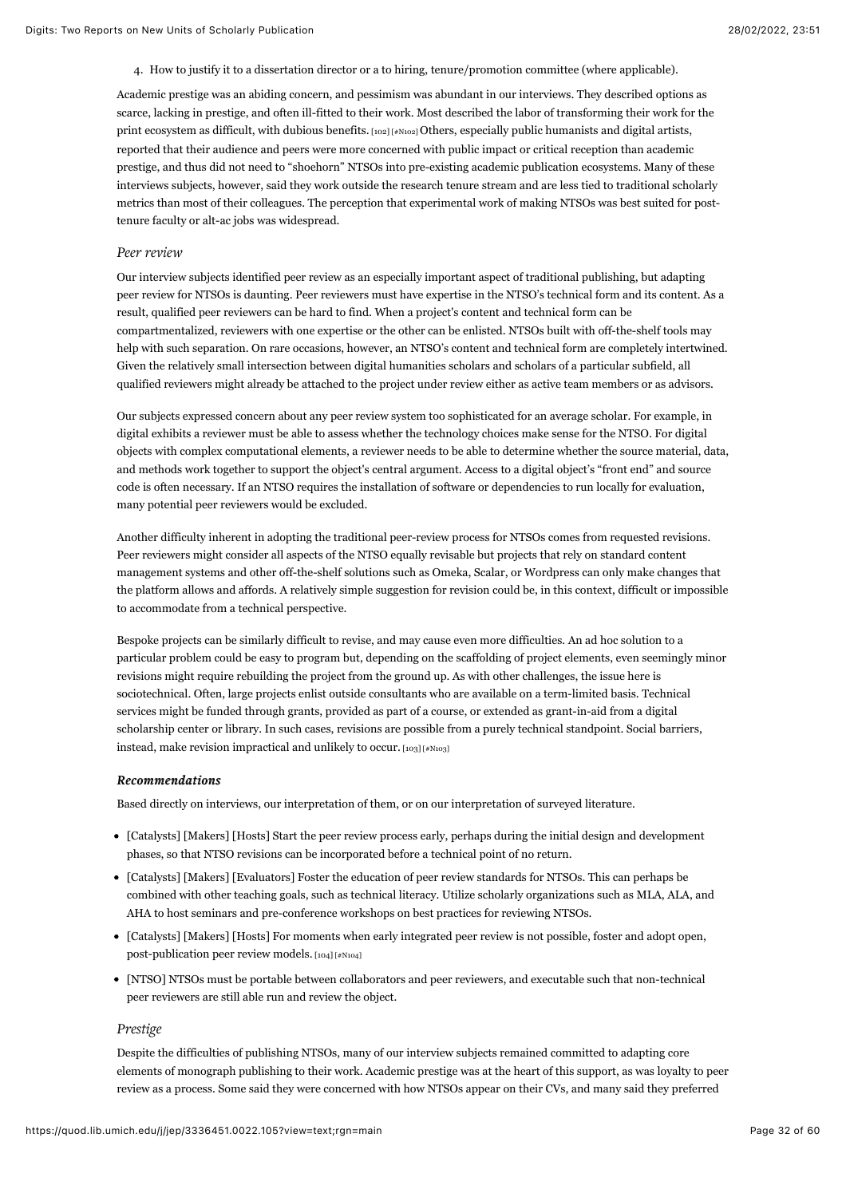4. How to justify it to a dissertation director or a to hiring, tenure/promotion committee (where applicable).

Academic prestige was an abiding concern, and pessimism was abundant in our interviews. They described options as scarce, lacking in prestige, and often ill-fitted to their work. Most described the labor of transforming their work for the print ecosystem as difficult, with dubious benefits. [102] [#N102] Others, especially public humanists and digital artists, reported that their audience and peers were more concerned with public impact or critical reception than academic prestige, and thus did not need to "shoehorn" NTSOs into pre-existing academic publication ecosystems. Many of these interviews subjects, however, said they work outside the research tenure stream and are less tied to traditional scholarly metrics than most of their colleagues. The perception that experimental work of making NTSOs was best suited for post-tenure faculty or alt-ac jobs was widespread.

### *Peer review*

Our interview subjects identified peer review as an especially important aspect of traditional publishing, but adapting peer review for NTSOs is daunting. Peer reviewers must have expertise in the NTSO's technical form and its content. As a result, qualified peer reviewers can be hard to find. When a project's content and technical form can be compartmentalized, reviewers with one expertise or the other can be enlisted. NTSOs built with off-the-shelf tools may help with such separation. On rare occasions, however, an NTSO's content and technical form are completely intertwined. Given the relatively small intersection between digital humanities scholars and scholars of a particular subfield, all qualified reviewers might already be attached to the project under review either as active team members or as advisors.

Our subjects expressed concern about any peer review system too sophisticated for an average scholar. For example, in digital exhibits a reviewer must be able to assess whether the technology choices make sense for the NTSO. For digital objects with complex computational elements, a reviewer needs to be able to determine whether the source material, data, and methods work together to support the object's central argument. Access to a digital object's "front end" and source code is often necessary. If an NTSO requires the installation of software or dependencies to run locally for evaluation, many potential peer reviewers would be excluded.

Another difficulty inherent in adopting the traditional peer-review process for NTSOs comes from requested revisions. Peer reviewers might consider all aspects of the NTSO equally revisable but projects that rely on standard content management systems and other off-the-shelf solutions such as Omeka, Scalar, or Wordpress can only make changes that the platform allows and affords. A relatively simple suggestion for revision could be, in this context, difficult or impossible to accommodate from a technical perspective.

Bespoke projects can be similarly difficult to revise, and may cause even more difficulties. An ad hoc solution to a particular problem could be easy to program but, depending on the scaffolding of project elements, even seemingly minor revisions might require rebuilding the project from the ground up. As with other challenges, the issue here is sociotechnical. Often, large projects enlist outside consultants who are available on a term-limited basis. Technical services might be funded through grants, provided as part of a course, or extended as grant-in-aid from a digital scholarship center or library. In such cases, revisions are possible from a purely technical standpoint. Social barriers, instead, make revision impractical and unlikely to occur. [103] [#N103]

#### ***Recommendations***

Based directly on interviews, our interpretation of them, or on our interpretation of surveyed literature.

- [Catalysts] [Makers] [Hosts] Start the peer review process early, perhaps during the initial design and development phases, so that NTSO revisions can be incorporated before a technical point of no return.
- [Catalysts] [Makers] [Evaluators] Foster the education of peer review standards for NTSOs. This can perhaps be combined with other teaching goals, such as technical literacy. Utilize scholarly organizations such as MLA, ALA, and AHA to host seminars and pre-conference workshops on best practices for reviewing NTSOs.
- [Catalysts] [Makers] [Hosts] For moments when early integrated peer review is not possible, foster and adopt open, post-publication peer review models. [104] [#N104]
- [NTSO] NTSOs must be portable between collaborators and peer reviewers, and executable such that non-technical peer reviewers are still able run and review the object.

### *Prestige*

Despite the difficulties of publishing NTSOs, many of our interview subjects remained committed to adapting core elements of monograph publishing to their work. Academic prestige was at the heart of this support, as was loyalty to peer review as a process. Some said they were concerned with how NTSOs appear on their CVs, and many said they preferred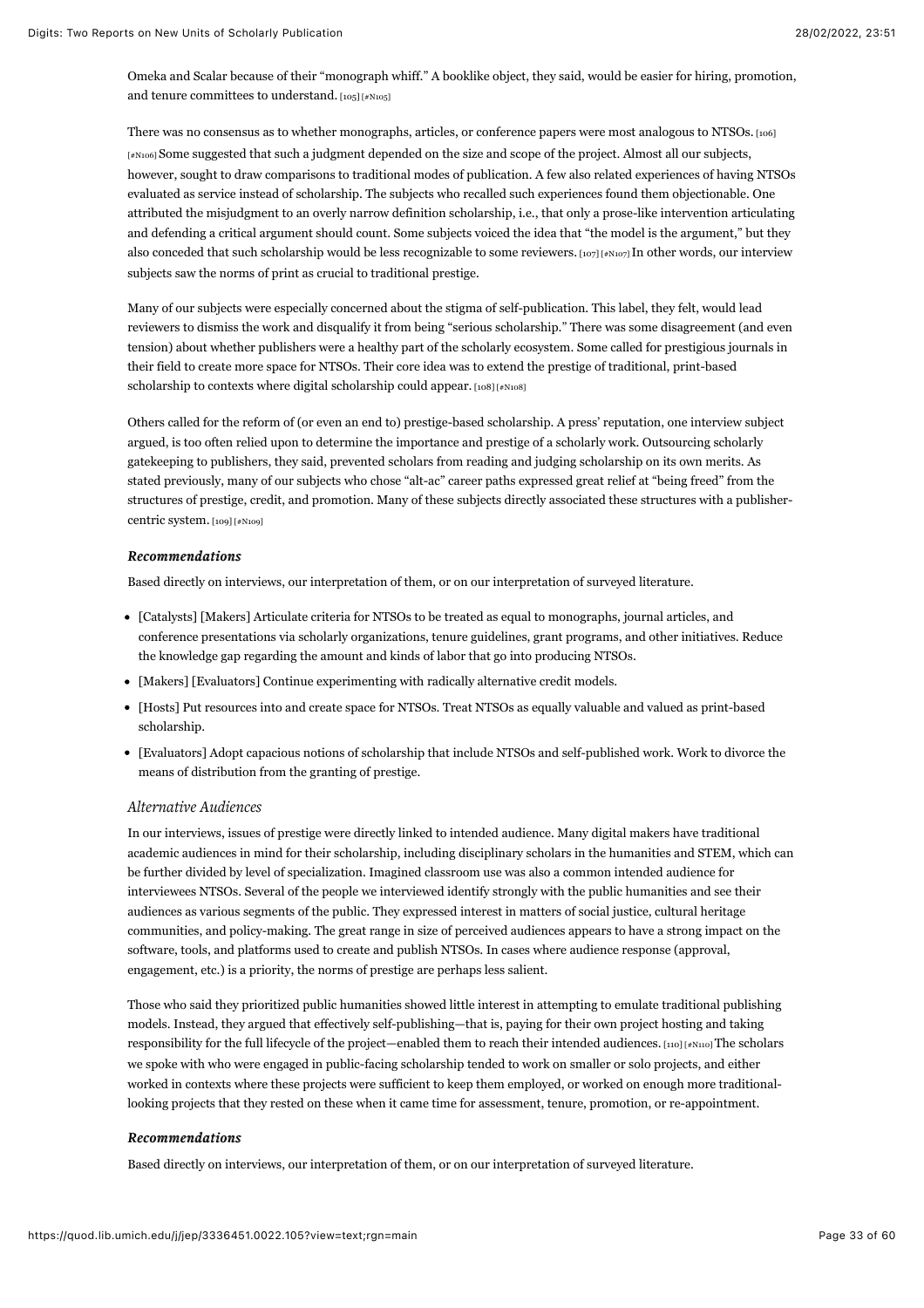Omeka and Scalar because of their "monograph whiff." A booklike object, they said, would be easier for hiring, promotion, and tenure committees to understand. [105] [#N105]

There was no consensus as to whether monographs, articles, or conference papers were most analogous to NTSOs. [106] [#N106] Some suggested that such a judgment depended on the size and scope of the project. Almost all our subjects, however, sought to draw comparisons to traditional modes of publication. A few also related experiences of having NTSOs evaluated as service instead of scholarship. The subjects who recalled such experiences found them objectionable. One attributed the misjudgment to an overly narrow definition scholarship, i.e., that only a prose-like intervention articulating and defending a critical argument should count. Some subjects voiced the idea that "the model is the argument," but they also conceded that such scholarship would be less recognizable to some reviewers. [107] [#N107] In other words, our interview subjects saw the norms of print as crucial to traditional prestige.

Many of our subjects were especially concerned about the stigma of self-publication. This label, they felt, would lead reviewers to dismiss the work and disqualify it from being "serious scholarship." There was some disagreement (and even tension) about whether publishers were a healthy part of the scholarly ecosystem. Some called for prestigious journals in their field to create more space for NTSOs. Their core idea was to extend the prestige of traditional, print-based scholarship to contexts where digital scholarship could appear. [108] [#N108]

Others called for the reform of (or even an end to) prestige-based scholarship. A press' reputation, one interview subject argued, is too often relied upon to determine the importance and prestige of a scholarly work. Outsourcing scholarly gatekeeping to publishers, they said, prevented scholars from reading and judging scholarship on its own merits. As stated previously, many of our subjects who chose "alt-ac" career paths expressed great relief at "being freed" from the structures of prestige, credit, and promotion. Many of these subjects directly associated these structures with a publisher-centric system. [109] [#N109]

#### *Recommendations*

Based directly on interviews, our interpretation of them, or on our interpretation of surveyed literature.

- [Catalysts] [Makers] Articulate criteria for NTSOs to be treated as equal to monographs, journal articles, and conference presentations via scholarly organizations, tenure guidelines, grant programs, and other initiatives. Reduce the knowledge gap regarding the amount and kinds of labor that go into producing NTSOs.
- [Makers] [Evaluators] Continue experimenting with radically alternative credit models.
- [Hosts] Put resources into and create space for NTSOs. Treat NTSOs as equally valuable and valued as print-based scholarship.
- [Evaluators] Adopt capacious notions of scholarship that include NTSOs and self-published work. Work to divorce the means of distribution from the granting of prestige.

### *Alternative Audiences*

In our interviews, issues of prestige were directly linked to intended audience. Many digital makers have traditional academic audiences in mind for their scholarship, including disciplinary scholars in the humanities and STEM, which can be further divided by level of specialization. Imagined classroom use was also a common intended audience for interviewees NTSOs. Several of the people we interviewed identify strongly with the public humanities and see their audiences as various segments of the public. They expressed interest in matters of social justice, cultural heritage communities, and policy-making. The great range in size of perceived audiences appears to have a strong impact on the software, tools, and platforms used to create and publish NTSOs. In cases where audience response (approval, engagement, etc.) is a priority, the norms of prestige are perhaps less salient.

Those who said they prioritized public humanities showed little interest in attempting to emulate traditional publishing models. Instead, they argued that effectively self-publishing—that is, paying for their own project hosting and taking responsibility for the full lifecycle of the project—enabled them to reach their intended audiences. [110] [#N110] The scholars we spoke with who were engaged in public-facing scholarship tended to work on smaller or solo projects, and either worked in contexts where these projects were sufficient to keep them employed, or worked on enough more traditional-looking projects that they rested on these when it came time for assessment, tenure, promotion, or re-appointment.

#### *Recommendations*

Based directly on interviews, our interpretation of them, or on our interpretation of surveyed literature.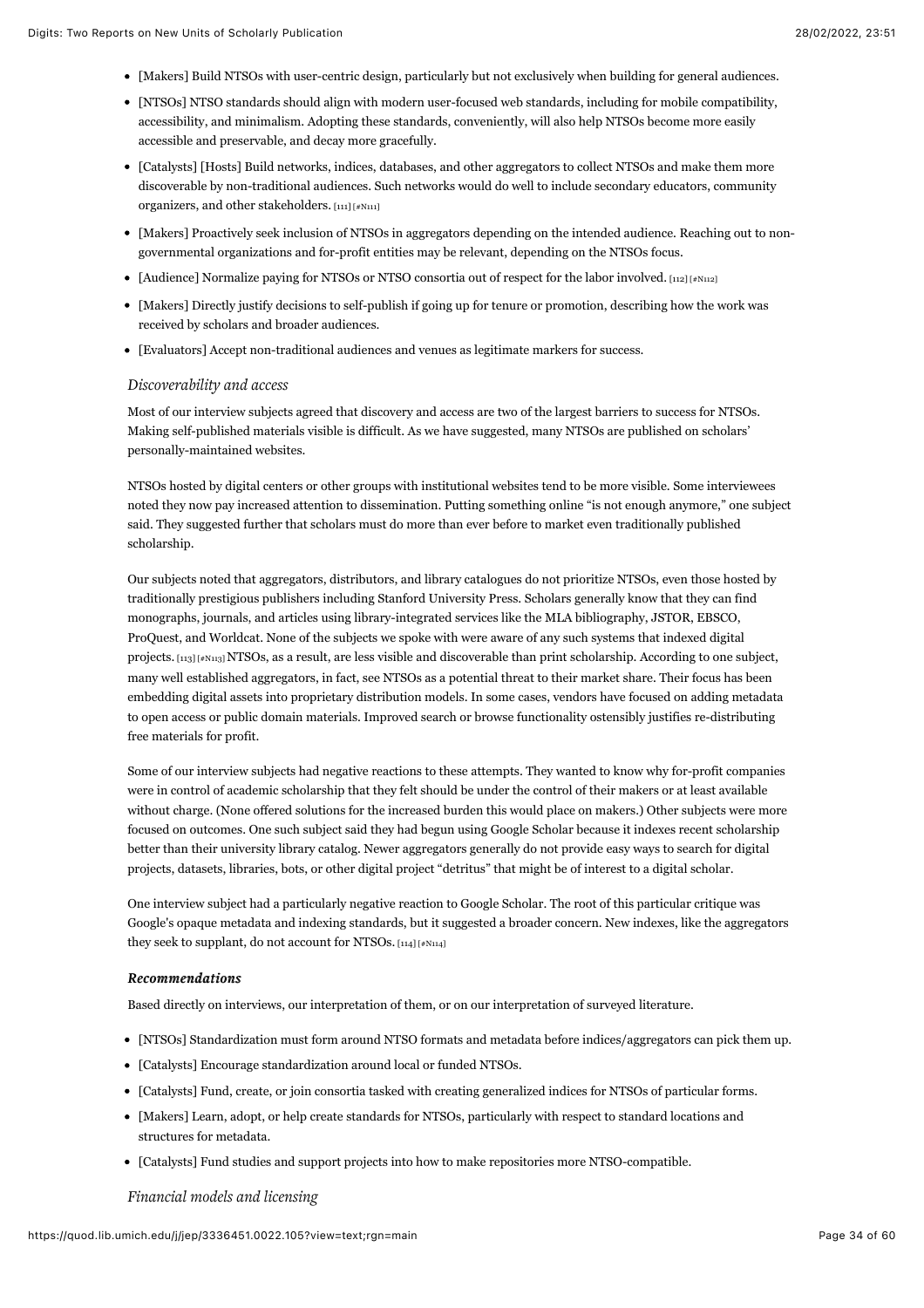- [Makers] Build NTSOs with user-centric design, particularly but not exclusively when building for general audiences.
- [NTSOs] NTSO standards should align with modern user-focused web standards, including for mobile compatibility, accessibility, and minimalism. Adopting these standards, conveniently, will also help NTSOs become more easily accessible and preservable, and decay more gracefully.
- [Catalysts] [Hosts] Build networks, indices, databases, and other aggregators to collect NTSOs and make them more discoverable by non-traditional audiences. Such networks would do well to include secondary educators, community organizers, and other stakeholders. [111] [#N111]
- [Makers] Proactively seek inclusion of NTSOs in aggregators depending on the intended audience. Reaching out to non-governmental organizations and for-profit entities may be relevant, depending on the NTSOs focus.
- [Audience] Normalize paying for NTSOs or NTSO consortia out of respect for the labor involved. [112] [#N112]
- [Makers] Directly justify decisions to self-publish if going up for tenure or promotion, describing how the work was received by scholars and broader audiences.
- [Evaluators] Accept non-traditional audiences and venues as legitimate markers for success.

*Discoverability and access*

Most of our interview subjects agreed that discovery and access are two of the largest barriers to success for NTSOs. Making self-published materials visible is difficult. As we have suggested, many NTSOs are published on scholars' personally-maintained websites.

NTSOs hosted by digital centers or other groups with institutional websites tend to be more visible. Some interviewees noted they now pay increased attention to dissemination. Putting something online "is not enough anymore," one subject said. They suggested further that scholars must do more than ever before to market even traditionally published scholarship.

Our subjects noted that aggregators, distributors, and library catalogues do not prioritize NTSOs, even those hosted by traditionally prestigious publishers including Stanford University Press. Scholars generally know that they can find monographs, journals, and articles using library-integrated services like the MLA bibliography, JSTOR, EBSCO, ProQuest, and Worldcat. None of the subjects we spoke with were aware of any such systems that indexed digital projects. [113] [#N113] NTSOs, as a result, are less visible and discoverable than print scholarship. According to one subject, many well established aggregators, in fact, see NTSOs as a potential threat to their market share. Their focus has been embedding digital assets into proprietary distribution models. In some cases, vendors have focused on adding metadata to open access or public domain materials. Improved search or browse functionality ostensibly justifies re-distributing free materials for profit.

Some of our interview subjects had negative reactions to these attempts. They wanted to know why for-profit companies were in control of academic scholarship that they felt should be under the control of their makers or at least available without charge. (None offered solutions for the increased burden this would place on makers.) Other subjects were more focused on outcomes. One such subject said they had begun using Google Scholar because it indexes recent scholarship better than their university library catalog. Newer aggregators generally do not provide easy ways to search for digital projects, datasets, libraries, bots, or other digital project "detritus" that might be of interest to a digital scholar.

One interview subject had a particularly negative reaction to Google Scholar. The root of this particular critique was Google's opaque metadata and indexing standards, but it suggested a broader concern. New indexes, like the aggregators they seek to supplant, do not account for NTSOs. [114] [#N114]

***Recommendations***

Based directly on interviews, our interpretation of them, or on our interpretation of surveyed literature.

- [NTSOs] Standardization must form around NTSO formats and metadata before indices/aggregators can pick them up.
- [Catalysts] Encourage standardization around local or funded NTSOs.
- [Catalysts] Fund, create, or join consortia tasked with creating generalized indices for NTSOs of particular forms.
- [Makers] Learn, adopt, or help create standards for NTSOs, particularly with respect to standard locations and structures for metadata.
- [Catalysts] Fund studies and support projects into how to make repositories more NTSO-compatible.

*Financial models and licensing*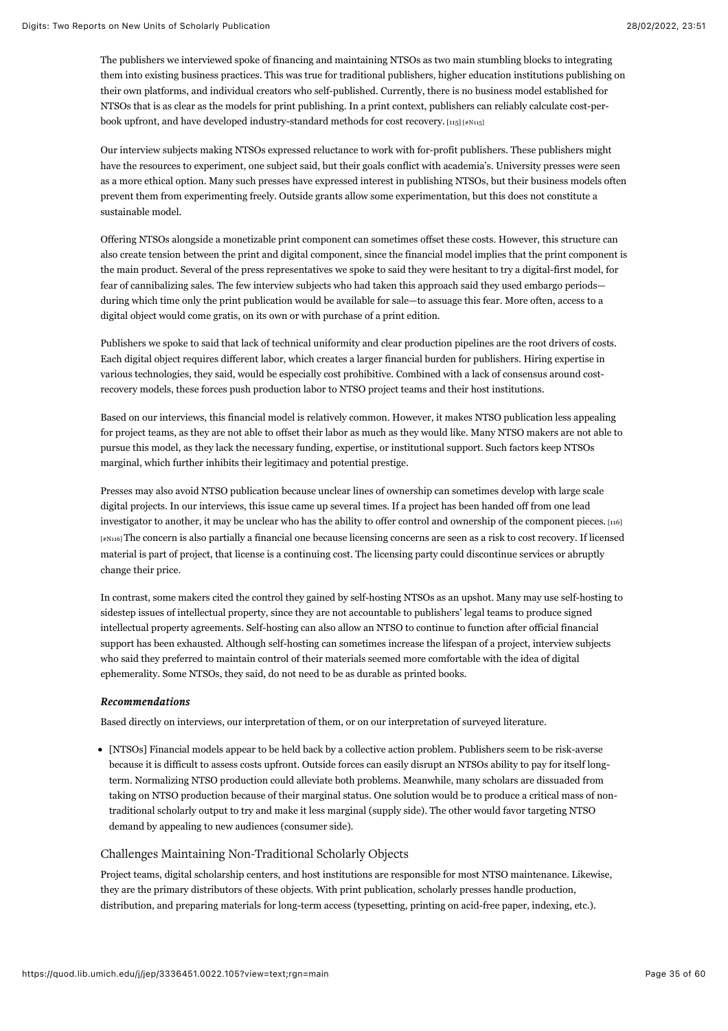The publishers we interviewed spoke of financing and maintaining NTSOs as two main stumbling blocks to integrating them into existing business practices. This was true for traditional publishers, higher education institutions publishing on their own platforms, and individual creators who self-published. Currently, there is no business model established for NTSOs that is as clear as the models for print publishing. In a print context, publishers can reliably calculate cost-per-book upfront, and have developed industry-standard methods for cost recovery. [115] [#N115]

Our interview subjects making NTSOs expressed reluctance to work with for-profit publishers. These publishers might have the resources to experiment, one subject said, but their goals conflict with academia's. University presses were seen as a more ethical option. Many such presses have expressed interest in publishing NTSOs, but their business models often prevent them from experimenting freely. Outside grants allow some experimentation, but this does not constitute a sustainable model.

Offering NTSOs alongside a monetizable print component can sometimes offset these costs. However, this structure can also create tension between the print and digital component, since the financial model implies that the print component is the main product. Several of the press representatives we spoke to said they were hesitant to try a digital-first model, for fear of cannibalizing sales. The few interview subjects who had taken this approach said they used embargo periods—during which time only the print publication would be available for sale—to assuage this fear. More often, access to a digital object would come gratis, on its own or with purchase of a print edition.

Publishers we spoke to said that lack of technical uniformity and clear production pipelines are the root drivers of costs. Each digital object requires different labor, which creates a larger financial burden for publishers. Hiring expertise in various technologies, they said, would be especially cost prohibitive. Combined with a lack of consensus around cost-recovery models, these forces push production labor to NTSO project teams and their host institutions.

Based on our interviews, this financial model is relatively common. However, it makes NTSO publication less appealing for project teams, as they are not able to offset their labor as much as they would like. Many NTSO makers are not able to pursue this model, as they lack the necessary funding, expertise, or institutional support. Such factors keep NTSOs marginal, which further inhibits their legitimacy and potential prestige.

Presses may also avoid NTSO publication because unclear lines of ownership can sometimes develop with large scale digital projects. In our interviews, this issue came up several times. If a project has been handed off from one lead investigator to another, it may be unclear who has the ability to offer control and ownership of the component pieces. [116] [#N116] The concern is also partially a financial one because licensing concerns are seen as a risk to cost recovery. If licensed material is part of project, that license is a continuing cost. The licensing party could discontinue services or abruptly change their price.

In contrast, some makers cited the control they gained by self-hosting NTSOs as an upshot. Many may use self-hosting to sidestep issues of intellectual property, since they are not accountable to publishers' legal teams to produce signed intellectual property agreements. Self-hosting can also allow an NTSO to continue to function after official financial support has been exhausted. Although self-hosting can sometimes increase the lifespan of a project, interview subjects who said they preferred to maintain control of their materials seemed more comfortable with the idea of digital ephemerality. Some NTSOs, they said, do not need to be as durable as printed books.

#### *Recommendations*

Based directly on interviews, our interpretation of them, or on our interpretation of surveyed literature.

- [NTSOs] Financial models appear to be held back by a collective action problem. Publishers seem to be risk-averse because it is difficult to assess costs upfront. Outside forces can easily disrupt an NTSOs ability to pay for itself long-term. Normalizing NTSO production could alleviate both problems. Meanwhile, many scholars are dissuaded from taking on NTSO production because of their marginal status. One solution would be to produce a critical mass of non-traditional scholarly output to try and make it less marginal (supply side). The other would favor targeting NTSO demand by appealing to new audiences (consumer side).

### Challenges Maintaining Non-Traditional Scholarly Objects

Project teams, digital scholarship centers, and host institutions are responsible for most NTSO maintenance. Likewise, they are the primary distributors of these objects. With print publication, scholarly presses handle production, distribution, and preparing materials for long-term access (typesetting, printing on acid-free paper, indexing, etc.).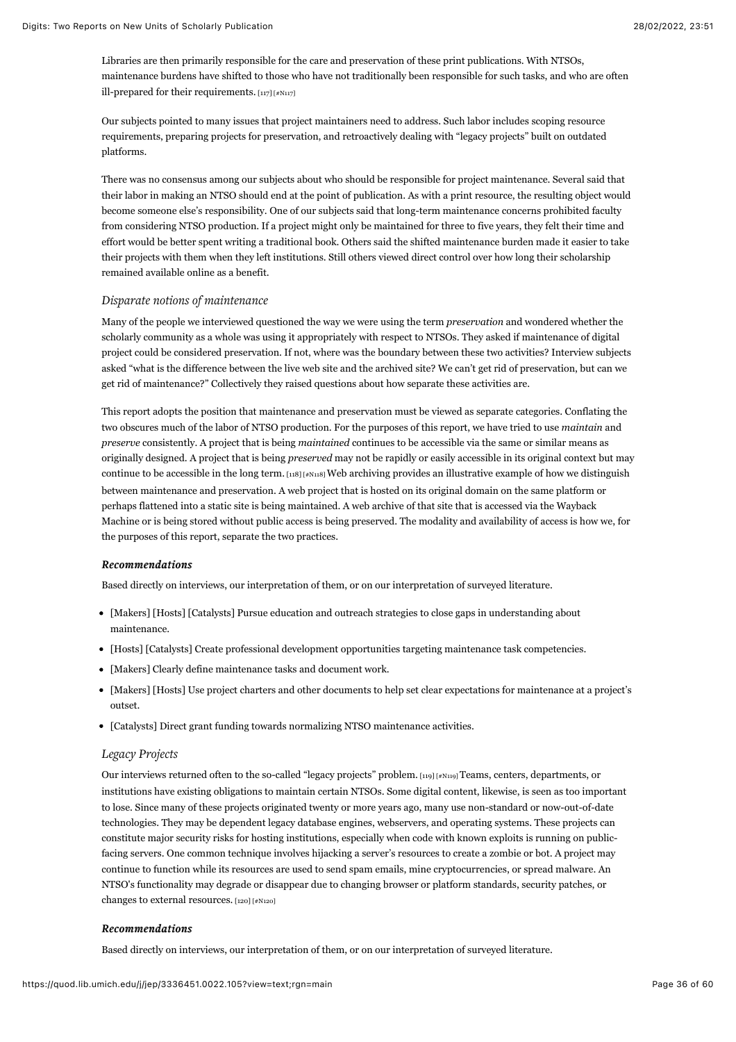Libraries are then primarily responsible for the care and preservation of these print publications. With NTSOs, maintenance burdens have shifted to those who have not traditionally been responsible for such tasks, and who are often ill-prepared for their requirements. [117] [#N117]

Our subjects pointed to many issues that project maintainers need to address. Such labor includes scoping resource requirements, preparing projects for preservation, and retroactively dealing with "legacy projects" built on outdated platforms.

There was no consensus among our subjects about who should be responsible for project maintenance. Several said that their labor in making an NTSO should end at the point of publication. As with a print resource, the resulting object would become someone else's responsibility. One of our subjects said that long-term maintenance concerns prohibited faculty from considering NTSO production. If a project might only be maintained for three to five years, they felt their time and effort would be better spent writing a traditional book. Others said the shifted maintenance burden made it easier to take their projects with them when they left institutions. Still others viewed direct control over how long their scholarship remained available online as a benefit.

### *Disparate notions of maintenance*

Many of the people we interviewed questioned the way we were using the term *preservation* and wondered whether the scholarly community as a whole was using it appropriately with respect to NTSOs. They asked if maintenance of digital project could be considered preservation. If not, where was the boundary between these two activities? Interview subjects asked "what is the difference between the live web site and the archived site? We can't get rid of preservation, but can we get rid of maintenance?" Collectively they raised questions about how separate these activities are.

This report adopts the position that maintenance and preservation must be viewed as separate categories. Conflating the two obscures much of the labor of NTSO production. For the purposes of this report, we have tried to use *maintain* and *preserve* consistently. A project that is being *maintained* continues to be accessible via the same or similar means as originally designed. A project that is being *preserved* may not be rapidly or easily accessible in its original context but may continue to be accessible in the long term. [118] [#N118] Web archiving provides an illustrative example of how we distinguish between maintenance and preservation. A web project that is hosted on its original domain on the same platform or perhaps flattened into a static site is being maintained. A web archive of that site that is accessed via the Wayback Machine or is being stored without public access is being preserved. The modality and availability of access is how we, for the purposes of this report, separate the two practices.

#### ***Recommendations***

Based directly on interviews, our interpretation of them, or on our interpretation of surveyed literature.

- [Makers] [Hosts] [Catalysts] Pursue education and outreach strategies to close gaps in understanding about maintenance.
- [Hosts] [Catalysts] Create professional development opportunities targeting maintenance task competencies.
- [Makers] Clearly define maintenance tasks and document work.
- [Makers] [Hosts] Use project charters and other documents to help set clear expectations for maintenance at a project's outset.
- [Catalysts] Direct grant funding towards normalizing NTSO maintenance activities.

### *Legacy Projects*

Our interviews returned often to the so-called "legacy projects" problem. [119] [#N119] Teams, centers, departments, or institutions have existing obligations to maintain certain NTSOs. Some digital content, likewise, is seen as too important to lose. Since many of these projects originated twenty or more years ago, many use non-standard or now-out-of-date technologies. They may be dependent legacy database engines, webservers, and operating systems. These projects can constitute major security risks for hosting institutions, especially when code with known exploits is running on public-facing servers. One common technique involves hijacking a server's resources to create a zombie or bot. A project may continue to function while its resources are used to send spam emails, mine cryptocurrencies, or spread malware. An NTSO's functionality may degrade or disappear due to changing browser or platform standards, security patches, or changes to external resources. [120] [#N120]

#### ***Recommendations***

Based directly on interviews, our interpretation of them, or on our interpretation of surveyed literature.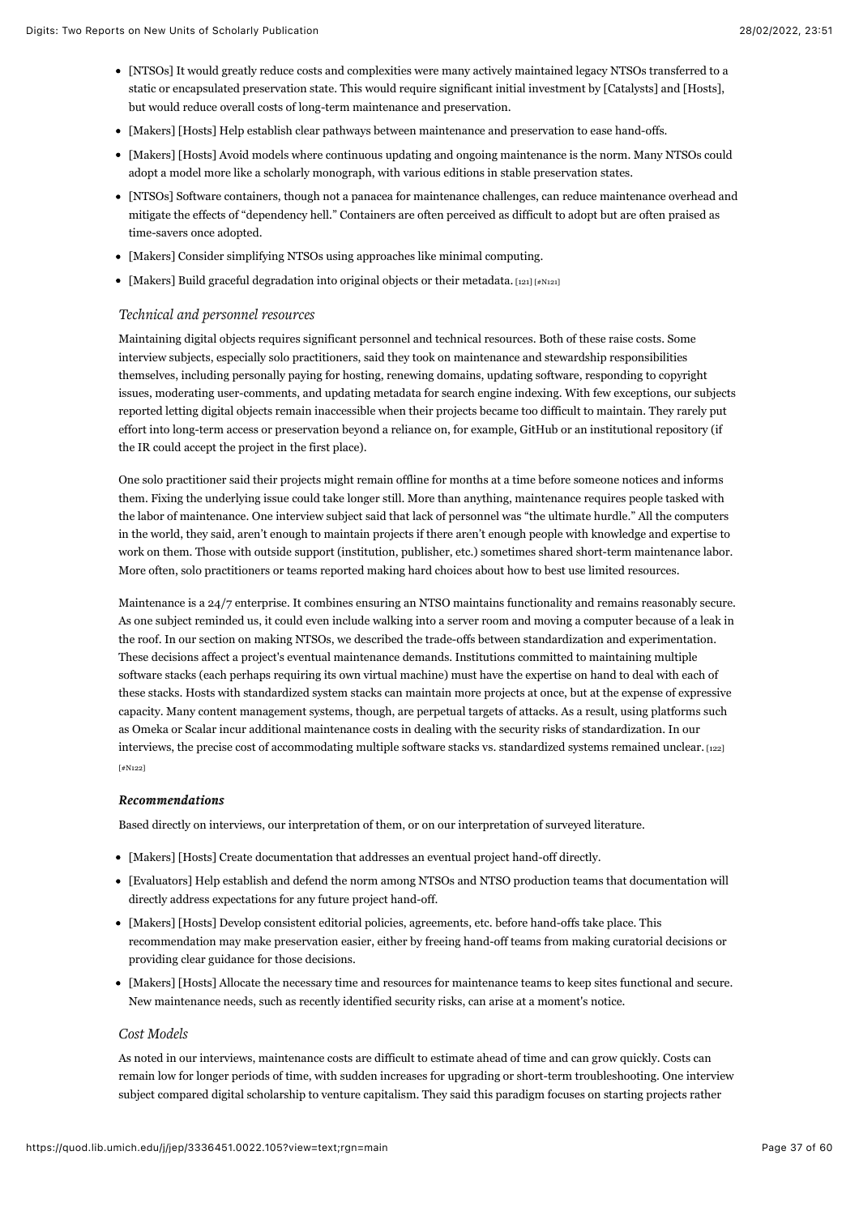- [NTSOs] It would greatly reduce costs and complexities were many actively maintained legacy NTSOs transferred to a static or encapsulated preservation state. This would require significant initial investment by [Catalysts] and [Hosts], but would reduce overall costs of long-term maintenance and preservation.
- [Makers] [Hosts] Help establish clear pathways between maintenance and preservation to ease hand-offs.
- [Makers] [Hosts] Avoid models where continuous updating and ongoing maintenance is the norm. Many NTSOs could adopt a model more like a scholarly monograph, with various editions in stable preservation states.
- [NTSOs] Software containers, though not a panacea for maintenance challenges, can reduce maintenance overhead and mitigate the effects of "dependency hell." Containers are often perceived as difficult to adopt but are often praised as time-savers once adopted.
- [Makers] Consider simplifying NTSOs using approaches like minimal computing.
- [Makers] Build graceful degradation into original objects or their metadata. [121] [#N121]

### *Technical and personnel resources*

Maintaining digital objects requires significant personnel and technical resources. Both of these raise costs. Some interview subjects, especially solo practitioners, said they took on maintenance and stewardship responsibilities themselves, including personally paying for hosting, renewing domains, updating software, responding to copyright issues, moderating user-comments, and updating metadata for search engine indexing. With few exceptions, our subjects reported letting digital objects remain inaccessible when their projects became too difficult to maintain. They rarely put effort into long-term access or preservation beyond a reliance on, for example, GitHub or an institutional repository (if the IR could accept the project in the first place).

One solo practitioner said their projects might remain offline for months at a time before someone notices and informs them. Fixing the underlying issue could take longer still. More than anything, maintenance requires people tasked with the labor of maintenance. One interview subject said that lack of personnel was "the ultimate hurdle." All the computers in the world, they said, aren't enough to maintain projects if there aren't enough people with knowledge and expertise to work on them. Those with outside support (institution, publisher, etc.) sometimes shared short-term maintenance labor. More often, solo practitioners or teams reported making hard choices about how to best use limited resources.

Maintenance is a 24/7 enterprise. It combines ensuring an NTSO maintains functionality and remains reasonably secure. As one subject reminded us, it could even include walking into a server room and moving a computer because of a leak in the roof. In our section on making NTSOs, we described the trade-offs between standardization and experimentation. These decisions affect a project's eventual maintenance demands. Institutions committed to maintaining multiple software stacks (each perhaps requiring its own virtual machine) must have the expertise on hand to deal with each of these stacks. Hosts with standardized system stacks can maintain more projects at once, but at the expense of expressive capacity. Many content management systems, though, are perpetual targets of attacks. As a result, using platforms such as Omeka or Scalar incur additional maintenance costs in dealing with the security risks of standardization. In our interviews, the precise cost of accommodating multiple software stacks vs. standardized systems remained unclear. [122] [#N122]

#### ***Recommendations***

Based directly on interviews, our interpretation of them, or on our interpretation of surveyed literature.

- [Makers] [Hosts] Create documentation that addresses an eventual project hand-off directly.
- [Evaluators] Help establish and defend the norm among NTSOs and NTSO production teams that documentation will directly address expectations for any future project hand-off.
- [Makers] [Hosts] Develop consistent editorial policies, agreements, etc. before hand-offs take place. This recommendation may make preservation easier, either by freeing hand-off teams from making curatorial decisions or providing clear guidance for those decisions.
- [Makers] [Hosts] Allocate the necessary time and resources for maintenance teams to keep sites functional and secure. New maintenance needs, such as recently identified security risks, can arise at a moment's notice.

### *Cost Models*

As noted in our interviews, maintenance costs are difficult to estimate ahead of time and can grow quickly. Costs can remain low for longer periods of time, with sudden increases for upgrading or short-term troubleshooting. One interview subject compared digital scholarship to venture capitalism. They said this paradigm focuses on starting projects rather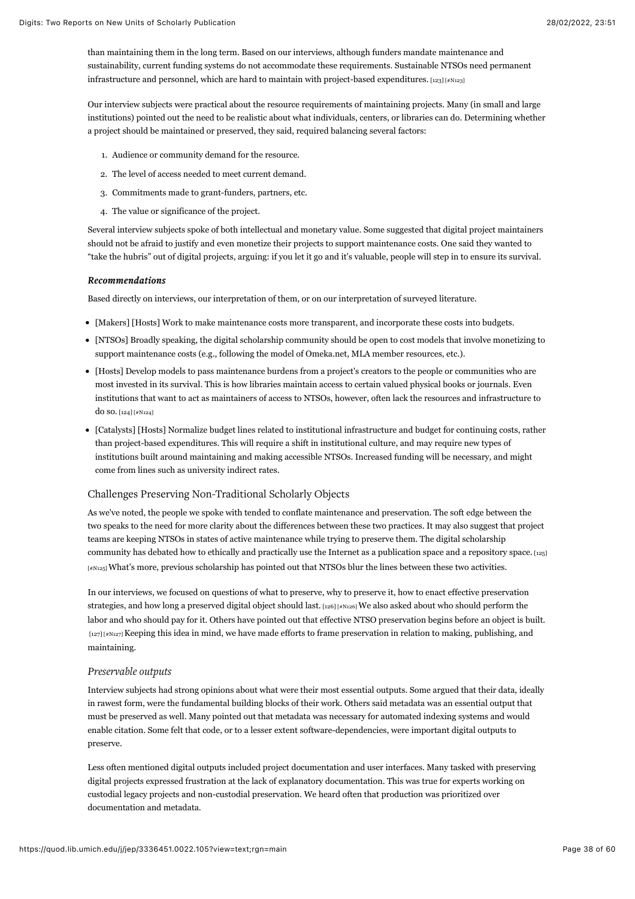than maintaining them in the long term. Based on our interviews, although funders mandate maintenance and sustainability, current funding systems do not accommodate these requirements. Sustainable NTSOs need permanent infrastructure and personnel, which are hard to maintain with project-based expenditures. [123] [#N123]

Our interview subjects were practical about the resource requirements of maintaining projects. Many (in small and large institutions) pointed out the need to be realistic about what individuals, centers, or libraries can do. Determining whether a project should be maintained or preserved, they said, required balancing several factors:

1. Audience or community demand for the resource.
2. The level of access needed to meet current demand.
3. Commitments made to grant-funders, partners, etc.
4. The value or significance of the project.

Several interview subjects spoke of both intellectual and monetary value. Some suggested that digital project maintainers should not be afraid to justify and even monetize their projects to support maintenance costs. One said they wanted to "take the hubris" out of digital projects, arguing: if you let it go and it's valuable, people will step in to ensure its survival.

#### *Recommendations*

Based directly on interviews, our interpretation of them, or on our interpretation of surveyed literature.

- [Makers] [Hosts] Work to make maintenance costs more transparent, and incorporate these costs into budgets.
- [NTSOs] Broadly speaking, the digital scholarship community should be open to cost models that involve monetizing to support maintenance costs (e.g., following the model of Omeka.net, MLA member resources, etc.).
- [Hosts] Develop models to pass maintenance burdens from a project's creators to the people or communities who are most invested in its survival. This is how libraries maintain access to certain valued physical books or journals. Even institutions that want to act as maintainers of access to NTSOs, however, often lack the resources and infrastructure to do so. [124] [#N124]
- [Catalysts] [Hosts] Normalize budget lines related to institutional infrastructure and budget for continuing costs, rather than project-based expenditures. This will require a shift in institutional culture, and may require new types of institutions built around maintaining and making accessible NTSOs. Increased funding will be necessary, and might come from lines such as university indirect rates.

### Challenges Preserving Non-Traditional Scholarly Objects

As we've noted, the people we spoke with tended to conflate maintenance and preservation. The soft edge between the two speaks to the need for more clarity about the differences between these two practices. It may also suggest that project teams are keeping NTSOs in states of active maintenance while trying to preserve them. The digital scholarship community has debated how to ethically and practically use the Internet as a publication space and a repository space. [125] [#N125] What's more, previous scholarship has pointed out that NTSOs blur the lines between these two activities.

In our interviews, we focused on questions of what to preserve, why to preserve it, how to enact effective preservation strategies, and how long a preserved digital object should last. [126] [#N126] We also asked about who should perform the labor and who should pay for it. Others have pointed out that effective NTSO preservation begins before an object is built. [127] [#N127] Keeping this idea in mind, we have made efforts to frame preservation in relation to making, publishing, and maintaining.

#### *Preservable outputs*

Interview subjects had strong opinions about what were their most essential outputs. Some argued that their data, ideally in rawest form, were the fundamental building blocks of their work. Others said metadata was an essential output that must be preserved as well. Many pointed out that metadata was necessary for automated indexing systems and would enable citation. Some felt that code, or to a lesser extent software-dependencies, were important digital outputs to preserve.

Less often mentioned digital outputs included project documentation and user interfaces. Many tasked with preserving digital projects expressed frustration at the lack of explanatory documentation. This was true for experts working on custodial legacy projects and non-custodial preservation. We heard often that production was prioritized over documentation and metadata.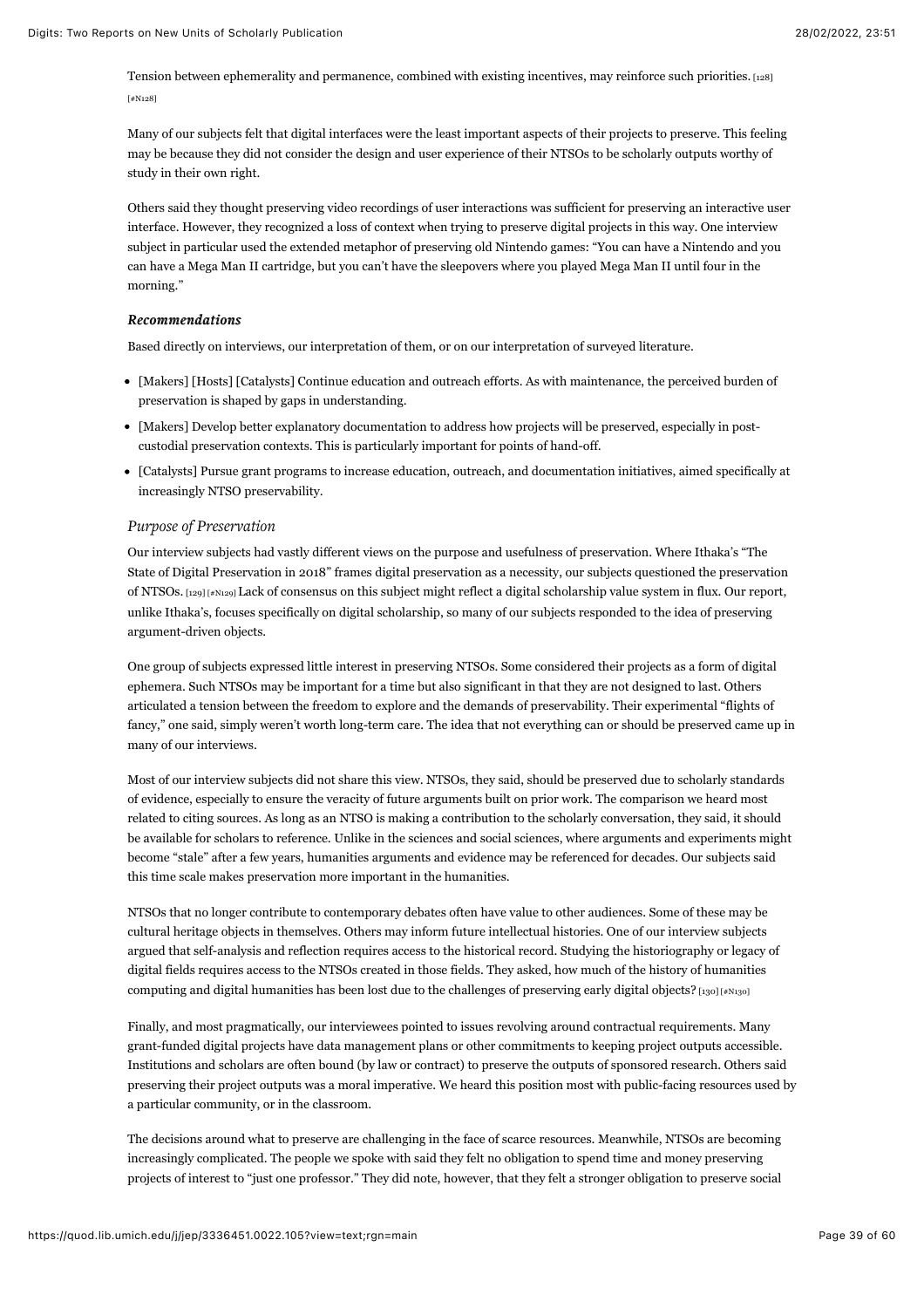Tension between ephemerality and permanence, combined with existing incentives, may reinforce such priorities. [128] [#N128]

Many of our subjects felt that digital interfaces were the least important aspects of their projects to preserve. This feeling may be because they did not consider the design and user experience of their NTSOs to be scholarly outputs worthy of study in their own right.

Others said they thought preserving video recordings of user interactions was sufficient for preserving an interactive user interface. However, they recognized a loss of context when trying to preserve digital projects in this way. One interview subject in particular used the extended metaphor of preserving old Nintendo games: "You can have a Nintendo and you can have a Mega Man II cartridge, but you can't have the sleepovers where you played Mega Man II until four in the morning."

#### *Recommendations*

Based directly on interviews, our interpretation of them, or on our interpretation of surveyed literature.

- [Makers] [Hosts] [Catalysts] Continue education and outreach efforts. As with maintenance, the perceived burden of preservation is shaped by gaps in understanding.
- [Makers] Develop better explanatory documentation to address how projects will be preserved, especially in post-custodial preservation contexts. This is particularly important for points of hand-off.
- [Catalysts] Pursue grant programs to increase education, outreach, and documentation initiatives, aimed specifically at increasingly NTSO preservability.

### *Purpose of Preservation*

Our interview subjects had vastly different views on the purpose and usefulness of preservation. Where Ithaka's "The State of Digital Preservation in 2018" frames digital preservation as a necessity, our subjects questioned the preservation of NTSOs. [129] [#N129] Lack of consensus on this subject might reflect a digital scholarship value system in flux. Our report, unlike Ithaka's, focuses specifically on digital scholarship, so many of our subjects responded to the idea of preserving argument-driven objects.

One group of subjects expressed little interest in preserving NTSOs. Some considered their projects as a form of digital ephemera. Such NTSOs may be important for a time but also significant in that they are not designed to last. Others articulated a tension between the freedom to explore and the demands of preservability. Their experimental "flights of fancy," one said, simply weren't worth long-term care. The idea that not everything can or should be preserved came up in many of our interviews.

Most of our interview subjects did not share this view. NTSOs, they said, should be preserved due to scholarly standards of evidence, especially to ensure the veracity of future arguments built on prior work. The comparison we heard most related to citing sources. As long as an NTSO is making a contribution to the scholarly conversation, they said, it should be available for scholars to reference. Unlike in the sciences and social sciences, where arguments and experiments might become "stale" after a few years, humanities arguments and evidence may be referenced for decades. Our subjects said this time scale makes preservation more important in the humanities.

NTSOs that no longer contribute to contemporary debates often have value to other audiences. Some of these may be cultural heritage objects in themselves. Others may inform future intellectual histories. One of our interview subjects argued that self-analysis and reflection requires access to the historical record. Studying the historiography or legacy of digital fields requires access to the NTSOs created in those fields. They asked, how much of the history of humanities computing and digital humanities has been lost due to the challenges of preserving early digital objects? [130] [#N130]

Finally, and most pragmatically, our interviewees pointed to issues revolving around contractual requirements. Many grant-funded digital projects have data management plans or other commitments to keeping project outputs accessible. Institutions and scholars are often bound (by law or contract) to preserve the outputs of sponsored research. Others said preserving their project outputs was a moral imperative. We heard this position most with public-facing resources used by a particular community, or in the classroom.

The decisions around what to preserve are challenging in the face of scarce resources. Meanwhile, NTSOs are becoming increasingly complicated. The people we spoke with said they felt no obligation to spend time and money preserving projects of interest to "just one professor." They did note, however, that they felt a stronger obligation to preserve social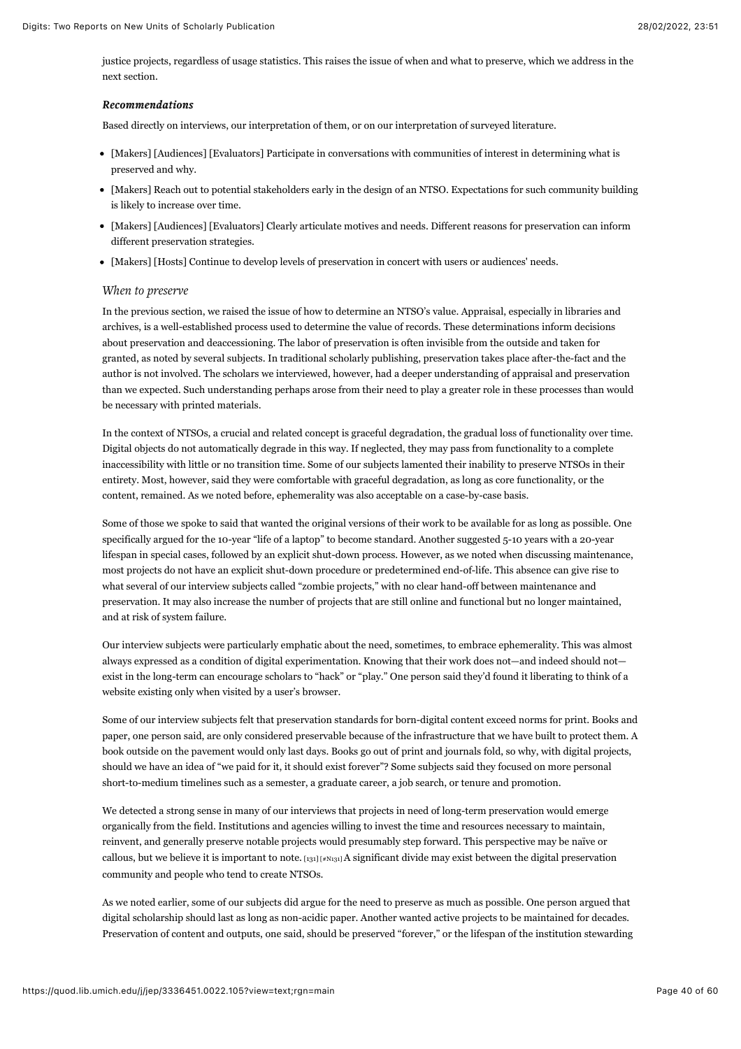justice projects, regardless of usage statistics. This raises the issue of when and what to preserve, which we address in the next section.

#### *Recommendations*

Based directly on interviews, our interpretation of them, or on our interpretation of surveyed literature.

- [Makers] [Audiences] [Evaluators] Participate in conversations with communities of interest in determining what is preserved and why.
- [Makers] Reach out to potential stakeholders early in the design of an NTSO. Expectations for such community building is likely to increase over time.
- [Makers] [Audiences] [Evaluators] Clearly articulate motives and needs. Different reasons for preservation can inform different preservation strategies.
- [Makers] [Hosts] Continue to develop levels of preservation in concert with users or audiences' needs.

### *When to preserve*

In the previous section, we raised the issue of how to determine an NTSO's value. Appraisal, especially in libraries and archives, is a well-established process used to determine the value of records. These determinations inform decisions about preservation and deaccessioning. The labor of preservation is often invisible from the outside and taken for granted, as noted by several subjects. In traditional scholarly publishing, preservation takes place after-the-fact and the author is not involved. The scholars we interviewed, however, had a deeper understanding of appraisal and preservation than we expected. Such understanding perhaps arose from their need to play a greater role in these processes than would be necessary with printed materials.

In the context of NTSOs, a crucial and related concept is graceful degradation, the gradual loss of functionality over time. Digital objects do not automatically degrade in this way. If neglected, they may pass from functionality to a complete inaccessibility with little or no transition time. Some of our subjects lamented their inability to preserve NTSOs in their entirety. Most, however, said they were comfortable with graceful degradation, as long as core functionality, or the content, remained. As we noted before, ephemerality was also acceptable on a case-by-case basis.

Some of those we spoke to said that wanted the original versions of their work to be available for as long as possible. One specifically argued for the 10-year "life of a laptop" to become standard. Another suggested 5-10 years with a 20-year lifespan in special cases, followed by an explicit shut-down process. However, as we noted when discussing maintenance, most projects do not have an explicit shut-down procedure or predetermined end-of-life. This absence can give rise to what several of our interview subjects called "zombie projects," with no clear hand-off between maintenance and preservation. It may also increase the number of projects that are still online and functional but no longer maintained, and at risk of system failure.

Our interview subjects were particularly emphatic about the need, sometimes, to embrace ephemerality. This was almost always expressed as a condition of digital experimentation. Knowing that their work does not—and indeed should not—exist in the long-term can encourage scholars to "hack" or "play." One person said they'd found it liberating to think of a website existing only when visited by a user's browser.

Some of our interview subjects felt that preservation standards for born-digital content exceed norms for print. Books and paper, one person said, are only considered preservable because of the infrastructure that we have built to protect them. A book outside on the pavement would only last days. Books go out of print and journals fold, so why, with digital projects, should we have an idea of "we paid for it, it should exist forever"? Some subjects said they focused on more personal short-to-medium timelines such as a semester, a graduate career, a job search, or tenure and promotion.

We detected a strong sense in many of our interviews that projects in need of long-term preservation would emerge organically from the field. Institutions and agencies willing to invest the time and resources necessary to maintain, reinvent, and generally preserve notable projects would presumably step forward. This perspective may be naïve or callous, but we believe it is important to note. [131] [#N131] A significant divide may exist between the digital preservation community and people who tend to create NTSOs.

As we noted earlier, some of our subjects did argue for the need to preserve as much as possible. One person argued that digital scholarship should last as long as non-acidic paper. Another wanted active projects to be maintained for decades. Preservation of content and outputs, one said, should be preserved "forever," or the lifespan of the institution stewarding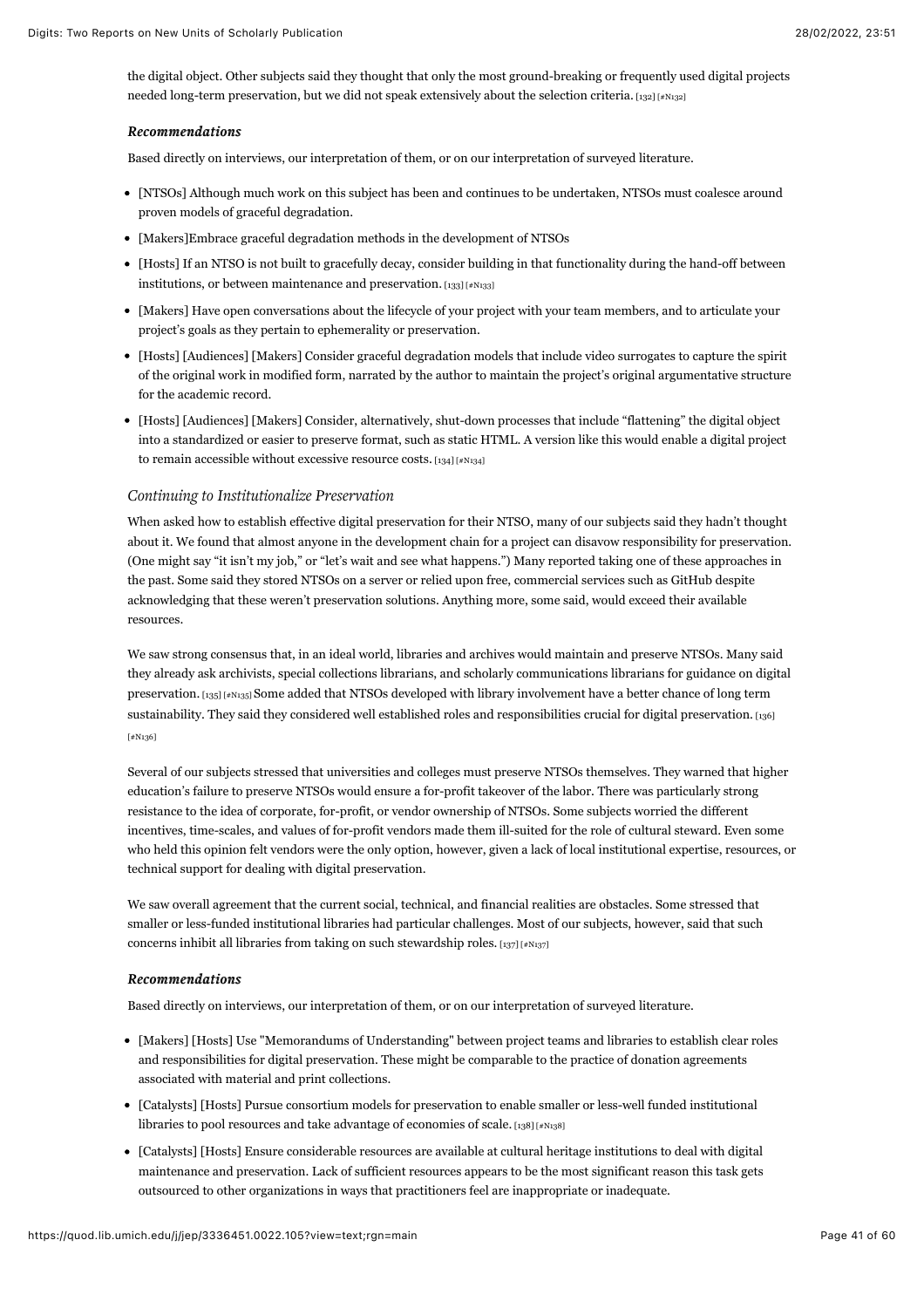the digital object. Other subjects said they thought that only the most ground-breaking or frequently used digital projects needed long-term preservation, but we did not speak extensively about the selection criteria. [132] [#N132]

#### *Recommendations*

Based directly on interviews, our interpretation of them, or on our interpretation of surveyed literature.

- [NTSOs] Although much work on this subject has been and continues to be undertaken, NTSOs must coalesce around proven models of graceful degradation.
- [Makers]Embrace graceful degradation methods in the development of NTSOs
- [Hosts] If an NTSO is not built to gracefully decay, consider building in that functionality during the hand-off between institutions, or between maintenance and preservation. [133] [#N133]
- [Makers] Have open conversations about the lifecycle of your project with your team members, and to articulate your project's goals as they pertain to ephemerality or preservation.
- [Hosts] [Audiences] [Makers] Consider graceful degradation models that include video surrogates to capture the spirit of the original work in modified form, narrated by the author to maintain the project's original argumentative structure for the academic record.
- [Hosts] [Audiences] [Makers] Consider, alternatively, shut-down processes that include "flattening" the digital object into a standardized or easier to preserve format, such as static HTML. A version like this would enable a digital project to remain accessible without excessive resource costs. [134] [#N134]

### *Continuing to Institutionalize Preservation*

When asked how to establish effective digital preservation for their NTSO, many of our subjects said they hadn't thought about it. We found that almost anyone in the development chain for a project can disavow responsibility for preservation. (One might say "it isn't my job," or "let's wait and see what happens.") Many reported taking one of these approaches in the past. Some said they stored NTSOs on a server or relied upon free, commercial services such as GitHub despite acknowledging that these weren't preservation solutions. Anything more, some said, would exceed their available resources.

We saw strong consensus that, in an ideal world, libraries and archives would maintain and preserve NTSOs. Many said they already ask archivists, special collections librarians, and scholarly communications librarians for guidance on digital preservation. [135] [#N135] Some added that NTSOs developed with library involvement have a better chance of long term sustainability. They said they considered well established roles and responsibilities crucial for digital preservation. [136] [#N136]

Several of our subjects stressed that universities and colleges must preserve NTSOs themselves. They warned that higher education's failure to preserve NTSOs would ensure a for-profit takeover of the labor. There was particularly strong resistance to the idea of corporate, for-profit, or vendor ownership of NTSOs. Some subjects worried the different incentives, time-scales, and values of for-profit vendors made them ill-suited for the role of cultural steward. Even some who held this opinion felt vendors were the only option, however, given a lack of local institutional expertise, resources, or technical support for dealing with digital preservation.

We saw overall agreement that the current social, technical, and financial realities are obstacles. Some stressed that smaller or less-funded institutional libraries had particular challenges. Most of our subjects, however, said that such concerns inhibit all libraries from taking on such stewardship roles. [137] [#N137]

#### *Recommendations*

Based directly on interviews, our interpretation of them, or on our interpretation of surveyed literature.

- [Makers] [Hosts] Use "Memorandums of Understanding" between project teams and libraries to establish clear roles and responsibilities for digital preservation. These might be comparable to the practice of donation agreements associated with material and print collections.
- [Catalysts] [Hosts] Pursue consortium models for preservation to enable smaller or less-well funded institutional libraries to pool resources and take advantage of economies of scale. [138] [#N138]
- [Catalysts] [Hosts] Ensure considerable resources are available at cultural heritage institutions to deal with digital maintenance and preservation. Lack of sufficient resources appears to be the most significant reason this task gets outsourced to other organizations in ways that practitioners feel are inappropriate or inadequate.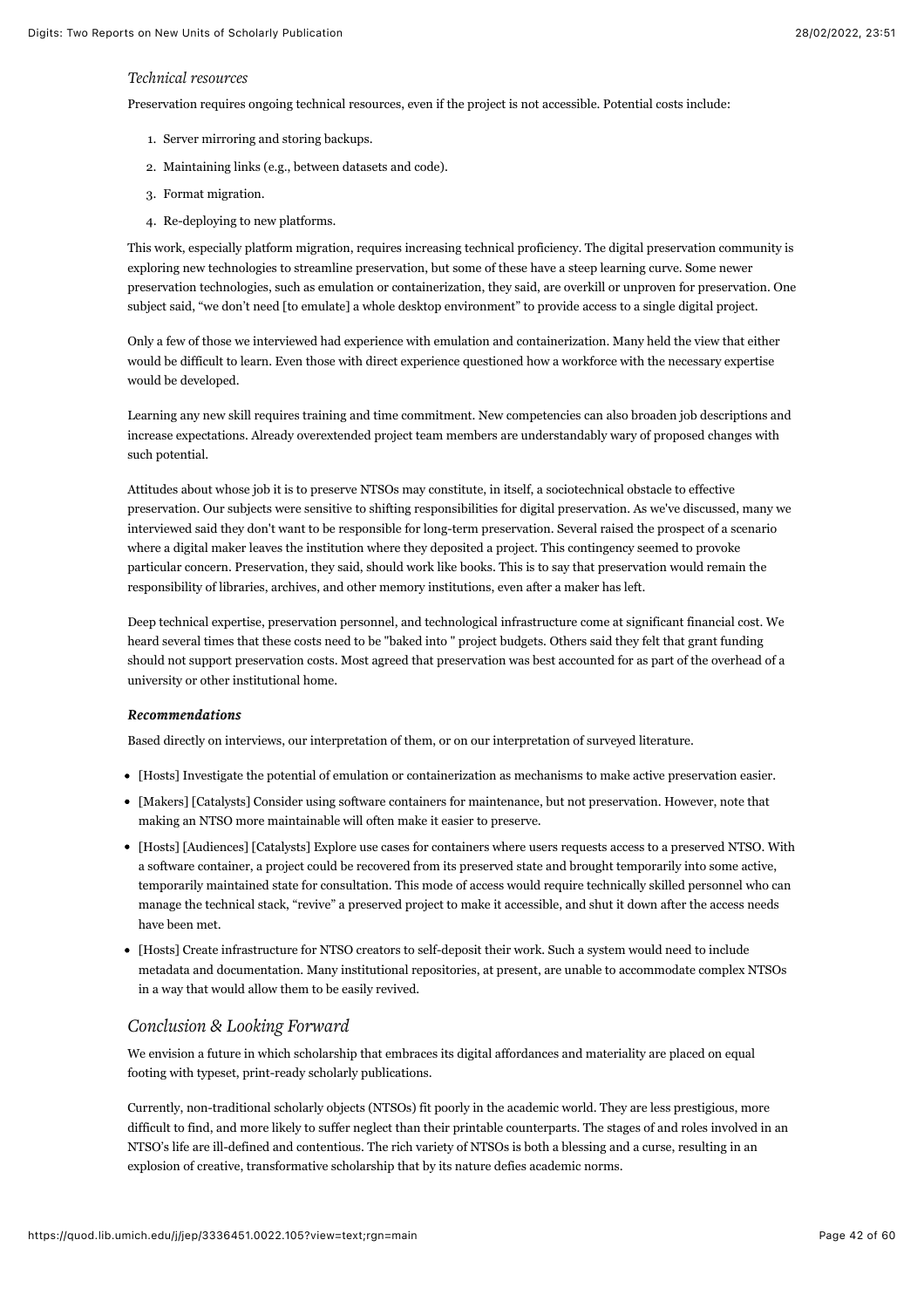### *Technical resources*

Preservation requires ongoing technical resources, even if the project is not accessible. Potential costs include:

1. Server mirroring and storing backups.
2. Maintaining links (e.g., between datasets and code).
3. Format migration.
4. Re-deploying to new platforms.

This work, especially platform migration, requires increasing technical proficiency. The digital preservation community is exploring new technologies to streamline preservation, but some of these have a steep learning curve. Some newer preservation technologies, such as emulation or containerization, they said, are overkill or unproven for preservation. One subject said, "we don't need [to emulate] a whole desktop environment" to provide access to a single digital project.

Only a few of those we interviewed had experience with emulation and containerization. Many held the view that either would be difficult to learn. Even those with direct experience questioned how a workforce with the necessary expertise would be developed.

Learning any new skill requires training and time commitment. New competencies can also broaden job descriptions and increase expectations. Already overextended project team members are understandably wary of proposed changes with such potential.

Attitudes about whose job it is to preserve NTSOs may constitute, in itself, a sociotechnical obstacle to effective preservation. Our subjects were sensitive to shifting responsibilities for digital preservation. As we've discussed, many we interviewed said they don't want to be responsible for long-term preservation. Several raised the prospect of a scenario where a digital maker leaves the institution where they deposited a project. This contingency seemed to provoke particular concern. Preservation, they said, should work like books. This is to say that preservation would remain the responsibility of libraries, archives, and other memory institutions, even after a maker has left.

Deep technical expertise, preservation personnel, and technological infrastructure come at significant financial cost. We heard several times that these costs need to be "baked into " project budgets. Others said they felt that grant funding should not support preservation costs. Most agreed that preservation was best accounted for as part of the overhead of a university or other institutional home.

#### ***Recommendations***

Based directly on interviews, our interpretation of them, or on our interpretation of surveyed literature.

- [Hosts] Investigate the potential of emulation or containerization as mechanisms to make active preservation easier.
- [Makers] [Catalysts] Consider using software containers for maintenance, but not preservation. However, note that making an NTSO more maintainable will often make it easier to preserve.
- [Hosts] [Audiences] [Catalysts] Explore use cases for containers where users requests access to a preserved NTSO. With a software container, a project could be recovered from its preserved state and brought temporarily into some active, temporarily maintained state for consultation. This mode of access would require technically skilled personnel who can manage the technical stack, "revive" a preserved project to make it accessible, and shut it down after the access needs have been met.
- [Hosts] Create infrastructure for NTSO creators to self-deposit their work. Such a system would need to include metadata and documentation. Many institutional repositories, at present, are unable to accommodate complex NTSOs in a way that would allow them to be easily revived.

## *Conclusion & Looking Forward*

We envision a future in which scholarship that embraces its digital affordances and materiality are placed on equal footing with typeset, print-ready scholarly publications.

Currently, non-traditional scholarly objects (NTSOs) fit poorly in the academic world. They are less prestigious, more difficult to find, and more likely to suffer neglect than their printable counterparts. The stages of and roles involved in an NTSO's life are ill-defined and contentious. The rich variety of NTSOs is both a blessing and a curse, resulting in an explosion of creative, transformative scholarship that by its nature defies academic norms.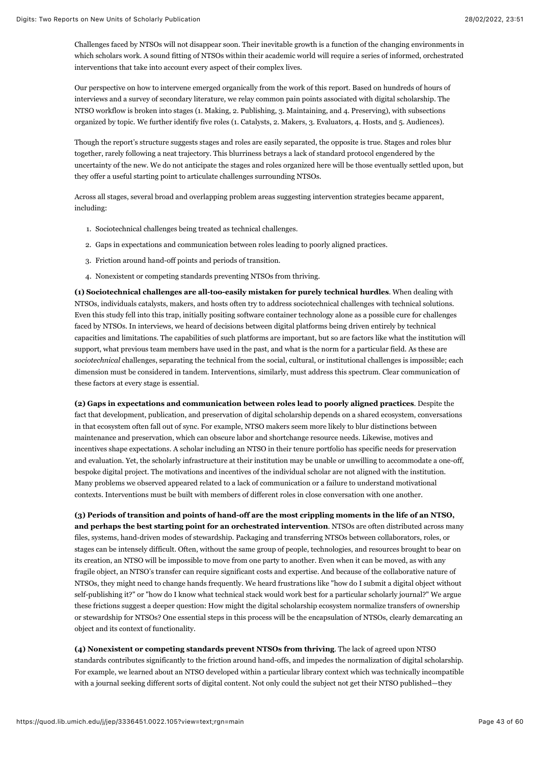Challenges faced by NTSOs will not disappear soon. Their inevitable growth is a function of the changing environments in which scholars work. A sound fitting of NTSOs within their academic world will require a series of informed, orchestrated interventions that take into account every aspect of their complex lives.

Our perspective on how to intervene emerged organically from the work of this report. Based on hundreds of hours of interviews and a survey of secondary literature, we relay common pain points associated with digital scholarship. The NTSO workflow is broken into stages (1. Making, 2. Publishing, 3. Maintaining, and 4. Preserving), with subsections organized by topic. We further identify five roles (1. Catalysts, 2. Makers, 3. Evaluators, 4. Hosts, and 5. Audiences).

Though the report's structure suggests stages and roles are easily separated, the opposite is true. Stages and roles blur together, rarely following a neat trajectory. This blurriness betrays a lack of standard protocol engendered by the uncertainty of the new. We do not anticipate the stages and roles organized here will be those eventually settled upon, but they offer a useful starting point to articulate challenges surrounding NTSOs.

Across all stages, several broad and overlapping problem areas suggesting intervention strategies became apparent, including:

1. Sociotechnical challenges being treated as technical challenges.
2. Gaps in expectations and communication between roles leading to poorly aligned practices.
3. Friction around hand-off points and periods of transition.
4. Nonexistent or competing standards preventing NTSOs from thriving.

**(1) Sociotechnical challenges are all-too-easily mistaken for purely technical hurdles**. When dealing with NTSOs, individuals catalysts, makers, and hosts often try to address sociotechnical challenges with technical solutions. Even this study fell into this trap, initially positing software container technology alone as a possible cure for challenges faced by NTSOs. In interviews, we heard of decisions between digital platforms being driven entirely by technical capacities and limitations. The capabilities of such platforms are important, but so are factors like what the institution will support, what previous team members have used in the past, and what is the norm for a particular field. As these are *sociotechnical* challenges, separating the technical from the social, cultural, or institutional challenges is impossible; each dimension must be considered in tandem. Interventions, similarly, must address this spectrum. Clear communication of these factors at every stage is essential.

**(2) Gaps in expectations and communication between roles lead to poorly aligned practices**. Despite the fact that development, publication, and preservation of digital scholarship depends on a shared ecosystem, conversations in that ecosystem often fall out of sync. For example, NTSO makers seem more likely to blur distinctions between maintenance and preservation, which can obscure labor and shortchange resource needs. Likewise, motives and incentives shape expectations. A scholar including an NTSO in their tenure portfolio has specific needs for preservation and evaluation. Yet, the scholarly infrastructure at their institution may be unable or unwilling to accommodate a one-off, bespoke digital project. The motivations and incentives of the individual scholar are not aligned with the institution. Many problems we observed appeared related to a lack of communication or a failure to understand motivational contexts. Interventions must be built with members of different roles in close conversation with one another.

**(3) Periods of transition and points of hand-off are the most crippling moments in the life of an NTSO, and perhaps the best starting point for an orchestrated intervention**. NTSOs are often distributed across many files, systems, hand-driven modes of stewardship. Packaging and transferring NTSOs between collaborators, roles, or stages can be intensely difficult. Often, without the same group of people, technologies, and resources brought to bear on its creation, an NTSO will be impossible to move from one party to another. Even when it can be moved, as with any fragile object, an NTSO's transfer can require significant costs and expertise. And because of the collaborative nature of NTSOs, they might need to change hands frequently. We heard frustrations like "how do I submit a digital object without self-publishing it?" or "how do I know what technical stack would work best for a particular scholarly journal?" We argue these frictions suggest a deeper question: How might the digital scholarship ecosystem normalize transfers of ownership or stewardship for NTSOs? One essential steps in this process will be the encapsulation of NTSOs, clearly demarcating an object and its context of functionality.

**(4) Nonexistent or competing standards prevent NTSOs from thriving**. The lack of agreed upon NTSO standards contributes significantly to the friction around hand-offs, and impedes the normalization of digital scholarship. For example, we learned about an NTSO developed within a particular library context which was technically incompatible with a journal seeking different sorts of digital content. Not only could the subject not get their NTSO published—they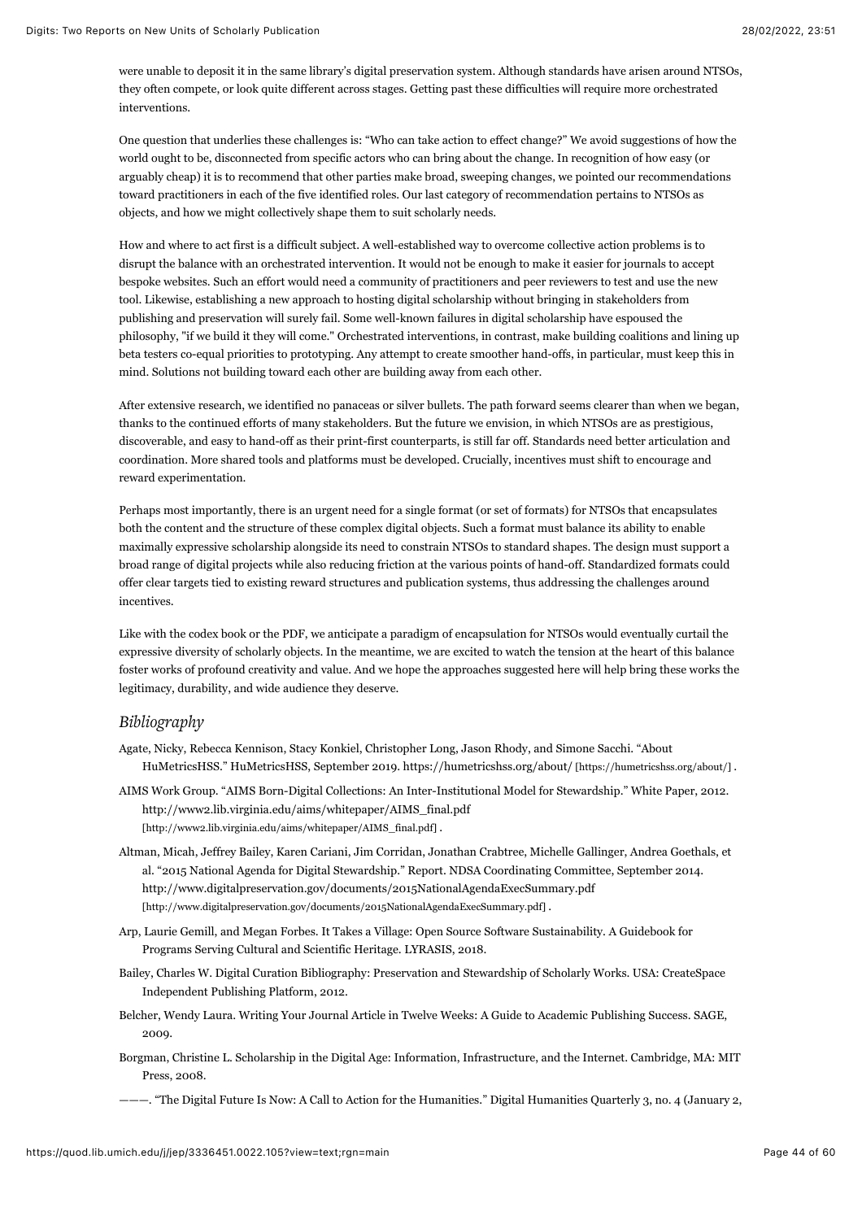were unable to deposit it in the same library's digital preservation system. Although standards have arisen around NTSOs, they often compete, or look quite different across stages. Getting past these difficulties will require more orchestrated interventions.

One question that underlies these challenges is: "Who can take action to effect change?" We avoid suggestions of how the world ought to be, disconnected from specific actors who can bring about the change. In recognition of how easy (or arguably cheap) it is to recommend that other parties make broad, sweeping changes, we pointed our recommendations toward practitioners in each of the five identified roles. Our last category of recommendation pertains to NTSOs as objects, and how we might collectively shape them to suit scholarly needs.

How and where to act first is a difficult subject. A well-established way to overcome collective action problems is to disrupt the balance with an orchestrated intervention. It would not be enough to make it easier for journals to accept bespoke websites. Such an effort would need a community of practitioners and peer reviewers to test and use the new tool. Likewise, establishing a new approach to hosting digital scholarship without bringing in stakeholders from publishing and preservation will surely fail. Some well-known failures in digital scholarship have espoused the philosophy, "if we build it they will come." Orchestrated interventions, in contrast, make building coalitions and lining up beta testers co-equal priorities to prototyping. Any attempt to create smoother hand-offs, in particular, must keep this in mind. Solutions not building toward each other are building away from each other.

After extensive research, we identified no panaceas or silver bullets. The path forward seems clearer than when we began, thanks to the continued efforts of many stakeholders. But the future we envision, in which NTSOs are as prestigious, discoverable, and easy to hand-off as their print-first counterparts, is still far off. Standards need better articulation and coordination. More shared tools and platforms must be developed. Crucially, incentives must shift to encourage and reward experimentation.

Perhaps most importantly, there is an urgent need for a single format (or set of formats) for NTSOs that encapsulates both the content and the structure of these complex digital objects. Such a format must balance its ability to enable maximally expressive scholarship alongside its need to constrain NTSOs to standard shapes. The design must support a broad range of digital projects while also reducing friction at the various points of hand-off. Standardized formats could offer clear targets tied to existing reward structures and publication systems, thus addressing the challenges around incentives.

Like with the codex book or the PDF, we anticipate a paradigm of encapsulation for NTSOs would eventually curtail the expressive diversity of scholarly objects. In the meantime, we are excited to watch the tension at the heart of this balance foster works of profound creativity and value. And we hope the approaches suggested here will help bring these works the legitimacy, durability, and wide audience they deserve.

### *Bibliography*

Agate, Nicky, Rebecca Kennison, Stacy Konkiel, Christopher Long, Jason Rhody, and Simone Sacchi. "About HuMetricsHSS." HuMetricsHSS, September 2019. https://humetricshss.org/about/ [https://humetricshss.org/about/] .

AIMS Work Group. "AIMS Born-Digital Collections: An Inter-Institutional Model for Stewardship." White Paper, 2012. http://www2.lib.virginia.edu/aims/whitepaper/AIMS_final.pdf [http://www2.lib.virginia.edu/aims/whitepaper/AIMS_final.pdf] .

Altman, Micah, Jeffrey Bailey, Karen Cariani, Jim Corridan, Jonathan Crabtree, Michelle Gallinger, Andrea Goethals, et al. "2015 National Agenda for Digital Stewardship." Report. NDSA Coordinating Committee, September 2014. http://www.digitalpreservation.gov/documents/2015NationalAgendaExecSummary.pdf [http://www.digitalpreservation.gov/documents/2015NationalAgendaExecSummary.pdf] .

Arp, Laurie Gemill, and Megan Forbes. It Takes a Village: Open Source Software Sustainability. A Guidebook for Programs Serving Cultural and Scientific Heritage. LYRASIS, 2018.

Bailey, Charles W. Digital Curation Bibliography: Preservation and Stewardship of Scholarly Works. USA: CreateSpace Independent Publishing Platform, 2012.

Belcher, Wendy Laura. Writing Your Journal Article in Twelve Weeks: A Guide to Academic Publishing Success. SAGE, 2009.

Borgman, Christine L. Scholarship in the Digital Age: Information, Infrastructure, and the Internet. Cambridge, MA: MIT Press, 2008.

———. "The Digital Future Is Now: A Call to Action for the Humanities." Digital Humanities Quarterly 3, no. 4 (January 2,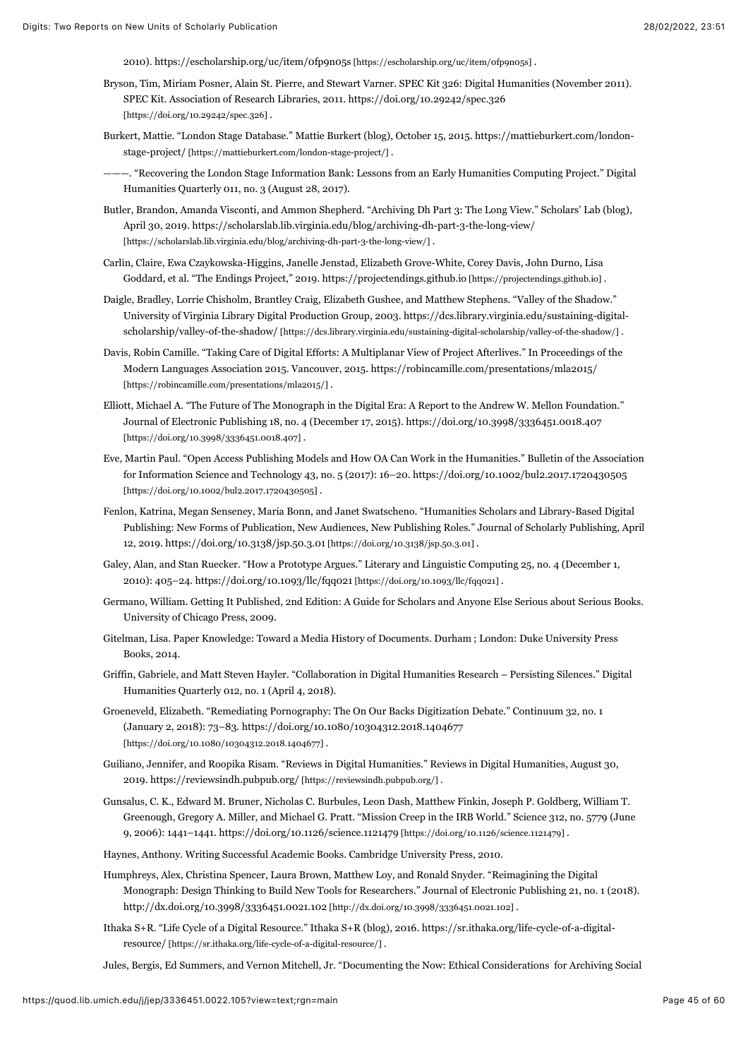2010). https://escholarship.org/uc/item/0fp9n05s [https://escholarship.org/uc/item/0fp9n05s] .

Bryson, Tim, Miriam Posner, Alain St. Pierre, and Stewart Varner. SPEC Kit 326: Digital Humanities (November 2011). SPEC Kit. Association of Research Libraries, 2011. https://doi.org/10.29242/spec.326 [https://doi.org/10.29242/spec.326] .

Burkert, Mattie. "London Stage Database." Mattie Burkert (blog), October 15, 2015. https://mattieburkert.com/london-stage-project/ [https://mattieburkert.com/london-stage-project/] .

———. "Recovering the London Stage Information Bank: Lessons from an Early Humanities Computing Project." Digital Humanities Quarterly 011, no. 3 (August 28, 2017).

Butler, Brandon, Amanda Visconti, and Ammon Shepherd. "Archiving Dh Part 3: The Long View." Scholars' Lab (blog), April 30, 2019. https://scholarslab.lib.virginia.edu/blog/archiving-dh-part-3-the-long-view/ [https://scholarslab.lib.virginia.edu/blog/archiving-dh-part-3-the-long-view/] .

Carlin, Claire, Ewa Czaykowska-Higgins, Janelle Jenstad, Elizabeth Grove-White, Corey Davis, John Durno, Lisa Goddard, et al. "The Endings Project," 2019. https://projectendings.github.io [https://projectendings.github.io] .

Daigle, Bradley, Lorrie Chisholm, Brantley Craig, Elizabeth Gushee, and Matthew Stephens. "Valley of the Shadow." University of Virginia Library Digital Production Group, 2003. https://dcs.library.virginia.edu/sustaining-digital-scholarship/valley-of-the-shadow/ [https://dcs.library.virginia.edu/sustaining-digital-scholarship/valley-of-the-shadow/] .

Davis, Robin Camille. "Taking Care of Digital Efforts: A Multiplanar View of Project Afterlives." In Proceedings of the Modern Languages Association 2015. Vancouver, 2015. https://robincamille.com/presentations/mla2015/ [https://robincamille.com/presentations/mla2015/] .

Elliott, Michael A. "The Future of The Monograph in the Digital Era: A Report to the Andrew W. Mellon Foundation." Journal of Electronic Publishing 18, no. 4 (December 17, 2015). https://doi.org/10.3998/3336451.0018.407 [https://doi.org/10.3998/3336451.0018.407] .

Eve, Martin Paul. "Open Access Publishing Models and How OA Can Work in the Humanities." Bulletin of the Association for Information Science and Technology 43, no. 5 (2017): 16–20. https://doi.org/10.1002/bul2.2017.1720430505 [https://doi.org/10.1002/bul2.2017.1720430505] .

Fenlon, Katrina, Megan Senseney, Maria Bonn, and Janet Swatscheno. "Humanities Scholars and Library-Based Digital Publishing: New Forms of Publication, New Audiences, New Publishing Roles." Journal of Scholarly Publishing, April 12, 2019. https://doi.org/10.3138/jsp.50.3.01 [https://doi.org/10.3138/jsp.50.3.01] .

Galey, Alan, and Stan Ruecker. "How a Prototype Argues." Literary and Linguistic Computing 25, no. 4 (December 1, 2010): 405–24. https://doi.org/10.1093/llc/fqq021 [https://doi.org/10.1093/llc/fqq021] .

Germano, William. Getting It Published, 2nd Edition: A Guide for Scholars and Anyone Else Serious about Serious Books. University of Chicago Press, 2009.

Gitelman, Lisa. Paper Knowledge: Toward a Media History of Documents. Durham ; London: Duke University Press Books, 2014.

Griffin, Gabriele, and Matt Steven Hayler. "Collaboration in Digital Humanities Research – Persisting Silences." Digital Humanities Quarterly 012, no. 1 (April 4, 2018).

Groeneveld, Elizabeth. "Remediating Pornography: The On Our Backs Digitization Debate." Continuum 32, no. 1 (January 2, 2018): 73–83. https://doi.org/10.1080/10304312.2018.1404677 [https://doi.org/10.1080/10304312.2018.1404677] .

Guiliano, Jennifer, and Roopika Risam. "Reviews in Digital Humanities." Reviews in Digital Humanities, August 30, 2019. https://reviewsindh.pubpub.org/ [https://reviewsindh.pubpub.org/] .

Gunsalus, C. K., Edward M. Bruner, Nicholas C. Burbules, Leon Dash, Matthew Finkin, Joseph P. Goldberg, William T. Greenough, Gregory A. Miller, and Michael G. Pratt. "Mission Creep in the IRB World." Science 312, no. 5779 (June 9, 2006): 1441–1441. https://doi.org/10.1126/science.1121479 [https://doi.org/10.1126/science.1121479] .

Haynes, Anthony. Writing Successful Academic Books. Cambridge University Press, 2010.

Humphreys, Alex, Christina Spencer, Laura Brown, Matthew Loy, and Ronald Snyder. "Reimagining the Digital Monograph: Design Thinking to Build New Tools for Researchers." Journal of Electronic Publishing 21, no. 1 (2018). http://dx.doi.org/10.3998/3336451.0021.102 [http://dx.doi.org/10.3998/3336451.0021.102] .

Ithaka S+R. "Life Cycle of a Digital Resource." Ithaka S+R (blog), 2016. https://sr.ithaka.org/life-cycle-of-a-digital-resource/ [https://sr.ithaka.org/life-cycle-of-a-digital-resource/] .

Jules, Bergis, Ed Summers, and Vernon Mitchell, Jr. "Documenting the Now: Ethical Considerations for Archiving Social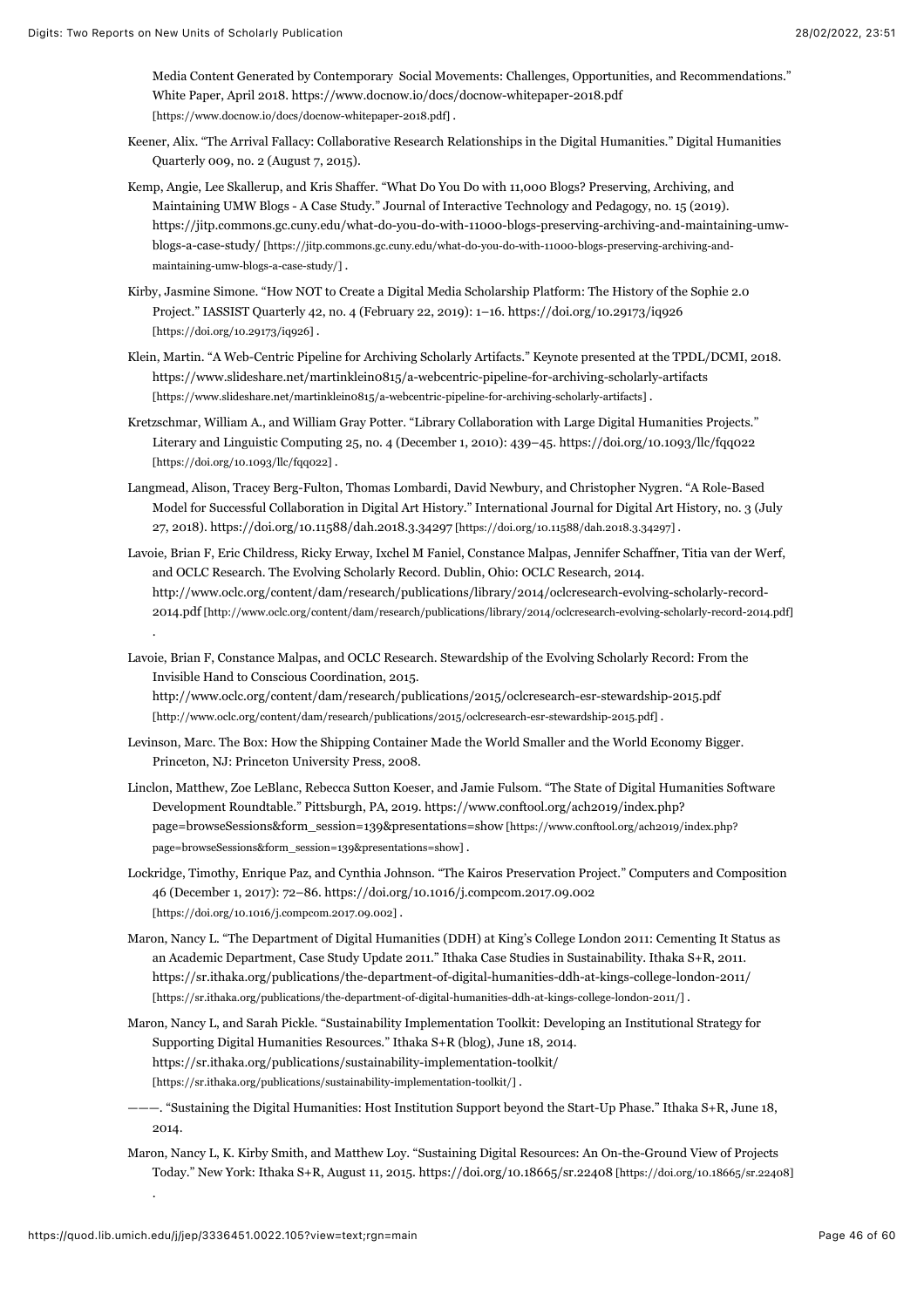Media Content Generated by Contemporary Social Movements: Challenges, Opportunities, and Recommendations." White Paper, April 2018. https://www.docnow.io/docs/docnow-whitepaper-2018.pdf [https://www.docnow.io/docs/docnow-whitepaper-2018.pdf] .

Keener, Alix. "The Arrival Fallacy: Collaborative Research Relationships in the Digital Humanities." Digital Humanities Quarterly 009, no. 2 (August 7, 2015).

Kemp, Angie, Lee Skallerup, and Kris Shaffer. "What Do You Do with 11,000 Blogs? Preserving, Archiving, and Maintaining UMW Blogs - A Case Study." Journal of Interactive Technology and Pedagogy, no. 15 (2019). https://jitp.commons.gc.cuny.edu/what-do-you-do-with-11000-blogs-preserving-archiving-and-maintaining-umw-blogs-a-case-study/ [https://jitp.commons.gc.cuny.edu/what-do-you-do-with-11000-blogs-preserving-archiving-and-maintaining-umw-blogs-a-case-study/] .

Kirby, Jasmine Simone. "How NOT to Create a Digital Media Scholarship Platform: The History of the Sophie 2.0 Project." IASSIST Quarterly 42, no. 4 (February 22, 2019): 1–16. https://doi.org/10.29173/iq926 [https://doi.org/10.29173/iq926] .

Klein, Martin. "A Web-Centric Pipeline for Archiving Scholarly Artifacts." Keynote presented at the TPDL/DCMI, 2018. https://www.slideshare.net/martinklein0815/a-webcentric-pipeline-for-archiving-scholarly-artifacts [https://www.slideshare.net/martinklein0815/a-webcentric-pipeline-for-archiving-scholarly-artifacts] .

Kretzschmar, William A., and William Gray Potter. "Library Collaboration with Large Digital Humanities Projects." Literary and Linguistic Computing 25, no. 4 (December 1, 2010): 439–45. https://doi.org/10.1093/llc/fqq022 [https://doi.org/10.1093/llc/fqq022] .

Langmead, Alison, Tracey Berg-Fulton, Thomas Lombardi, David Newbury, and Christopher Nygren. "A Role-Based Model for Successful Collaboration in Digital Art History." International Journal for Digital Art History, no. 3 (July 27, 2018). https://doi.org/10.11588/dah.2018.3.34297 [https://doi.org/10.11588/dah.2018.3.34297] .

Lavoie, Brian F, Eric Childress, Ricky Erway, Ixchel M Faniel, Constance Malpas, Jennifer Schaffner, Titia van der Werf, and OCLC Research. The Evolving Scholarly Record. Dublin, Ohio: OCLC Research, 2014. http://www.oclc.org/content/dam/research/publications/library/2014/oclcresearch-evolving-scholarly-record-2014.pdf [http://www.oclc.org/content/dam/research/publications/library/2014/oclcresearch-evolving-scholarly-record-2014.pdf] .

Lavoie, Brian F, Constance Malpas, and OCLC Research. Stewardship of the Evolving Scholarly Record: From the Invisible Hand to Conscious Coordination, 2015. http://www.oclc.org/content/dam/research/publications/2015/oclcresearch-esr-stewardship-2015.pdf [http://www.oclc.org/content/dam/research/publications/2015/oclcresearch-esr-stewardship-2015.pdf] .

Levinson, Marc. The Box: How the Shipping Container Made the World Smaller and the World Economy Bigger. Princeton, NJ: Princeton University Press, 2008.

Linclon, Matthew, Zoe LeBlanc, Rebecca Sutton Koeser, and Jamie Fulsom. "The State of Digital Humanities Software Development Roundtable." Pittsburgh, PA, 2019. https://www.conftool.org/ach2019/index.php?page=browseSessions&form_session=139&presentations=show [https://www.conftool.org/ach2019/index.php?page=browseSessions&form_session=139&presentations=show] .

Lockridge, Timothy, Enrique Paz, and Cynthia Johnson. "The Kairos Preservation Project." Computers and Composition 46 (December 1, 2017): 72–86. https://doi.org/10.1016/j.compcom.2017.09.002 [https://doi.org/10.1016/j.compcom.2017.09.002] .

Maron, Nancy L. "The Department of Digital Humanities (DDH) at King's College London 2011: Cementing It Status as an Academic Department, Case Study Update 2011." Ithaka Case Studies in Sustainability. Ithaka S+R, 2011. https://sr.ithaka.org/publications/the-department-of-digital-humanities-ddh-at-kings-college-london-2011/ [https://sr.ithaka.org/publications/the-department-of-digital-humanities-ddh-at-kings-college-london-2011/] .

Maron, Nancy L, and Sarah Pickle. "Sustainability Implementation Toolkit: Developing an Institutional Strategy for Supporting Digital Humanities Resources." Ithaka S+R (blog), June 18, 2014. https://sr.ithaka.org/publications/sustainability-implementation-toolkit/ [https://sr.ithaka.org/publications/sustainability-implementation-toolkit/] .

———. "Sustaining the Digital Humanities: Host Institution Support beyond the Start-Up Phase." Ithaka S+R, June 18, 2014.

Maron, Nancy L, K. Kirby Smith, and Matthew Loy. "Sustaining Digital Resources: An On-the-Ground View of Projects Today." New York: Ithaka S+R, August 11, 2015. https://doi.org/10.18665/sr.22408 [https://doi.org/10.18665/sr.22408] .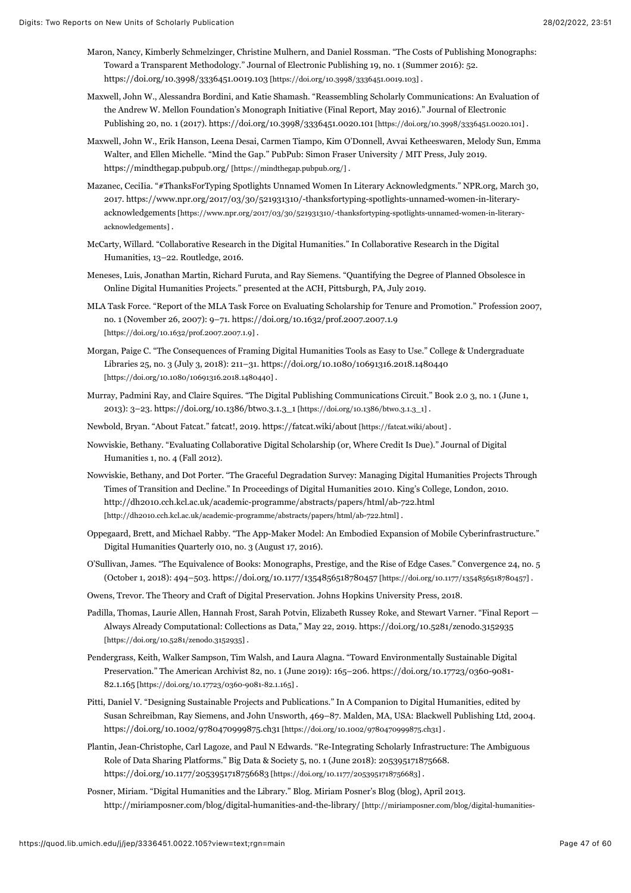Maron, Nancy, Kimberly Schmelzinger, Christine Mulhern, and Daniel Rossman. "The Costs of Publishing Monographs: Toward a Transparent Methodology." Journal of Electronic Publishing 19, no. 1 (Summer 2016): 52. https://doi.org/10.3998/3336451.0019.103 [https://doi.org/10.3998/3336451.0019.103] .

Maxwell, John W., Alessandra Bordini, and Katie Shamash. "Reassembling Scholarly Communications: An Evaluation of the Andrew W. Mellon Foundation's Monograph Initiative (Final Report, May 2016)." Journal of Electronic Publishing 20, no. 1 (2017). https://doi.org/10.3998/3336451.0020.101 [https://doi.org/10.3998/3336451.0020.101] .

Maxwell, John W., Erik Hanson, Leena Desai, Carmen Tiampo, Kim O'Donnell, Avvai Ketheeswaren, Melody Sun, Emma Walter, and Ellen Michelle. "Mind the Gap." PubPub: Simon Fraser University / MIT Press, July 2019. https://mindthegap.pubpub.org/ [https://mindthegap.pubpub.org/] .

Mazanec, Ceciliа. "#ThanksForTyping Spotlights Unnamed Women In Literary Acknowledgments." NPR.org, March 30, 2017. https://www.npr.org/2017/03/30/521931310/-thanksfortyping-spotlights-unnamed-women-in-literary-acknowledgements [https://www.npr.org/2017/03/30/521931310/-thanksfortyping-spotlights-unnamed-women-in-literary-acknowledgements] .

McCarty, Willard. "Collaborative Research in the Digital Humanities." In Collaborative Research in the Digital Humanities, 13–22. Routledge, 2016.

Meneses, Luis, Jonathan Martin, Richard Furuta, and Ray Siemens. "Quantifying the Degree of Planned Obsolesce in Online Digital Humanities Projects." presented at the ACH, Pittsburgh, PA, July 2019.

MLA Task Force. "Report of the MLA Task Force on Evaluating Scholarship for Tenure and Promotion." Profession 2007, no. 1 (November 26, 2007): 9–71. https://doi.org/10.1632/prof.2007.2007.1.9 [https://doi.org/10.1632/prof.2007.2007.1.9] .

Morgan, Paige C. "The Consequences of Framing Digital Humanities Tools as Easy to Use." College & Undergraduate Libraries 25, no. 3 (July 3, 2018): 211–31. https://doi.org/10.1080/10691316.2018.1480440 [https://doi.org/10.1080/10691316.2018.1480440] .

Murray, Padmini Ray, and Claire Squires. "The Digital Publishing Communications Circuit." Book 2.0 3, no. 1 (June 1, 2013): 3–23. https://doi.org/10.1386/btwo.3.1.3_1 [https://doi.org/10.1386/btwo.3.1.3_1] .

Newbold, Bryan. "About Fatcat." fatcat!, 2019. https://fatcat.wiki/about [https://fatcat.wiki/about] .

Nowviskie, Bethany. "Evaluating Collaborative Digital Scholarship (or, Where Credit Is Due)." Journal of Digital Humanities 1, no. 4 (Fall 2012).

Nowviskie, Bethany, and Dot Porter. "The Graceful Degradation Survey: Managing Digital Humanities Projects Through Times of Transition and Decline." In Proceedings of Digital Humanities 2010. King's College, London, 2010. http://dh2010.cch.kcl.ac.uk/academic-programme/abstracts/papers/html/ab-722.html [http://dh2010.cch.kcl.ac.uk/academic-programme/abstracts/papers/html/ab-722.html] .

Oppegaard, Brett, and Michael Rabby. "The App-Maker Model: An Embodied Expansion of Mobile Cyberinfrastructure." Digital Humanities Quarterly 010, no. 3 (August 17, 2016).

O'Sullivan, James. "The Equivalence of Books: Monographs, Prestige, and the Rise of Edge Cases." Convergence 24, no. 5 (October 1, 2018): 494–503. https://doi.org/10.1177/1354856518780457 [https://doi.org/10.1177/1354856518780457] .

Owens, Trevor. The Theory and Craft of Digital Preservation. Johns Hopkins University Press, 2018.

Padilla, Thomas, Laurie Allen, Hannah Frost, Sarah Potvin, Elizabeth Russey Roke, and Stewart Varner. "Final Report — Always Already Computational: Collections as Data," May 22, 2019. https://doi.org/10.5281/zenodo.3152935 [https://doi.org/10.5281/zenodo.3152935] .

Pendergrass, Keith, Walker Sampson, Tim Walsh, and Laura Alagna. "Toward Environmentally Sustainable Digital Preservation." The American Archivist 82, no. 1 (June 2019): 165–206. https://doi.org/10.17723/0360-9081-82.1.165 [https://doi.org/10.17723/0360-9081-82.1.165] .

Pitti, Daniel V. "Designing Sustainable Projects and Publications." In A Companion to Digital Humanities, edited by Susan Schreibman, Ray Siemens, and John Unsworth, 469–87. Malden, MA, USA: Blackwell Publishing Ltd, 2004. https://doi.org/10.1002/9780470999875.ch31 [https://doi.org/10.1002/9780470999875.ch31] .

Plantin, Jean-Christophe, Carl Lagoze, and Paul N Edwards. "Re-Integrating Scholarly Infrastructure: The Ambiguous Role of Data Sharing Platforms." Big Data & Society 5, no. 1 (June 2018): 205395171875668. https://doi.org/10.1177/2053951718756683 [https://doi.org/10.1177/2053951718756683] .

Posner, Miriam. "Digital Humanities and the Library." Blog. Miriam Posner's Blog (blog), April 2013. http://miriamposner.com/blog/digital-humanities-and-the-library/ [http://miriamposner.com/blog/digital-humanities-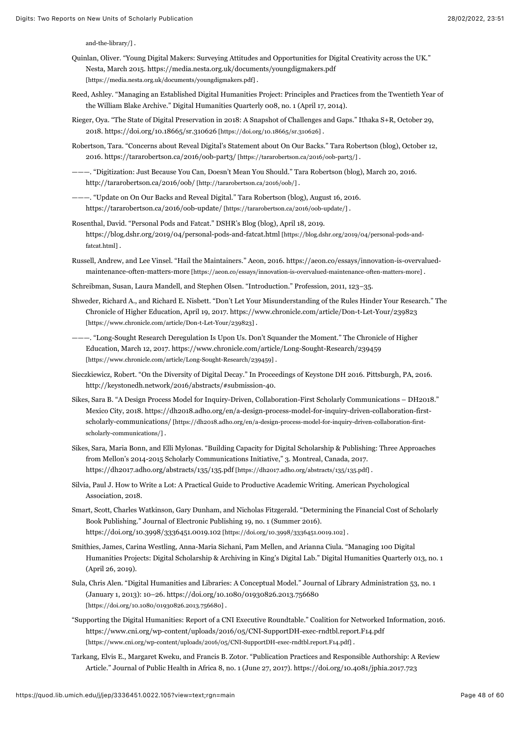and-the-library/] .

Quinlan, Oliver. “Young Digital Makers: Surveying Attitudes and Opportunities for Digital Creativity across the UK.” Nesta, March 2015. https://media.nesta.org.uk/documents/youngdigmakers.pdf [https://media.nesta.org.uk/documents/youngdigmakers.pdf] .

Reed, Ashley. “Managing an Established Digital Humanities Project: Principles and Practices from the Twentieth Year of the William Blake Archive.” Digital Humanities Quarterly 008, no. 1 (April 17, 2014).

Rieger, Oya. “The State of Digital Preservation in 2018: A Snapshot of Challenges and Gaps.” Ithaka S+R, October 29, 2018. https://doi.org/10.18665/sr.310626 [https://doi.org/10.18665/sr.310626] .

Robertson, Tara. “Concerns about Reveal Digital’s Statement about On Our Backs.” Tara Robertson (blog), October 12, 2016. https://tararobertson.ca/2016/oob-part3/ [https://tararobertson.ca/2016/oob-part3/] .

———. “Digitization: Just Because You Can, Doesn’t Mean You Should.” Tara Robertson (blog), March 20, 2016. http://tararobertson.ca/2016/oob/ [http://tararobertson.ca/2016/oob/] .

———. “Update on On Our Backs and Reveal Digital.” Tara Robertson (blog), August 16, 2016. https://tararobertson.ca/2016/oob-update/ [https://tararobertson.ca/2016/oob-update/] .

Rosenthal, David. “Personal Pods and Fatcat.” DSHR’s Blog (blog), April 18, 2019. https://blog.dshr.org/2019/04/personal-pods-and-fatcat.html [https://blog.dshr.org/2019/04/personal-pods-and-fatcat.html] .

Russell, Andrew, and Lee Vinsel. “Hail the Maintainers.” Aeon, 2016. https://aeon.co/essays/innovation-is-overvalued-maintenance-often-matters-more [https://aeon.co/essays/innovation-is-overvalued-maintenance-often-matters-more] .

Schreibman, Susan, Laura Mandell, and Stephen Olsen. “Introduction.” Profession, 2011, 123–35.

Shweder, Richard A., and Richard E. Nisbett. “Don’t Let Your Misunderstanding of the Rules Hinder Your Research.” The Chronicle of Higher Education, April 19, 2017. https://www.chronicle.com/article/Don-t-Let-Your/239823 [https://www.chronicle.com/article/Don-t-Let-Your/239823] .

———. “Long-Sought Research Deregulation Is Upon Us. Don’t Squander the Moment.” The Chronicle of Higher Education, March 12, 2017. https://www.chronicle.com/article/Long-Sought-Research/239459 [https://www.chronicle.com/article/Long-Sought-Research/239459] .

Sieczkiewicz, Robert. “On the Diversity of Digital Decay.” In Proceedings of Keystone DH 2016. Pittsburgh, PA, 2016. http://keystonedh.network/2016/abstracts/#submission-40.

Sikes, Sara B. “A Design Process Model for Inquiry-Driven, Collaboration-First Scholarly Communications – DH2018.” Mexico City, 2018. https://dh2018.adho.org/en/a-design-process-model-for-inquiry-driven-collaboration-first-scholarly-communications/ [https://dh2018.adho.org/en/a-design-process-model-for-inquiry-driven-collaboration-first-scholarly-communications/] .

Sikes, Sara, Maria Bonn, and Elli Mylonas. “Building Capacity for Digital Scholarship & Publishing: Three Approaches from Mellon’s 2014-2015 Scholarly Communications Initiative,” 3. Montreal, Canada, 2017. https://dh2017.adho.org/abstracts/135/135.pdf [https://dh2017.adho.org/abstracts/135/135.pdf] .

Silvia, Paul J. How to Write a Lot: A Practical Guide to Productive Academic Writing. American Psychological Association, 2018.

Smart, Scott, Charles Watkinson, Gary Dunham, and Nicholas Fitzgerald. “Determining the Financial Cost of Scholarly Book Publishing.” Journal of Electronic Publishing 19, no. 1 (Summer 2016). https://doi.org/10.3998/3336451.0019.102 [https://doi.org/10.3998/3336451.0019.102] .

Smithies, James, Carina Westling, Anna-Maria Sichani, Pam Mellen, and Arianna Ciula. “Managing 100 Digital Humanities Projects: Digital Scholarship & Archiving in King’s Digital Lab.” Digital Humanities Quarterly 013, no. 1 (April 26, 2019).

Sula, Chris Alen. “Digital Humanities and Libraries: A Conceptual Model.” Journal of Library Administration 53, no. 1 (January 1, 2013): 10–26. https://doi.org/10.1080/01930826.2013.756680 [https://doi.org/10.1080/01930826.2013.756680] .

“Supporting the Digital Humanities: Report of a CNI Executive Roundtable.” Coalition for Networked Information, 2016. https://www.cni.org/wp-content/uploads/2016/05/CNI-SupportDH-exec-rndtbl.report.F14.pdf [https://www.cni.org/wp-content/uploads/2016/05/CNI-SupportDH-exec-rndtbl.report.F14.pdf] .

Tarkang, Elvis E., Margaret Kweku, and Francis B. Zotor. “Publication Practices and Responsible Authorship: A Review Article.” Journal of Public Health in Africa 8, no. 1 (June 27, 2017). https://doi.org/10.4081/jphia.2017.723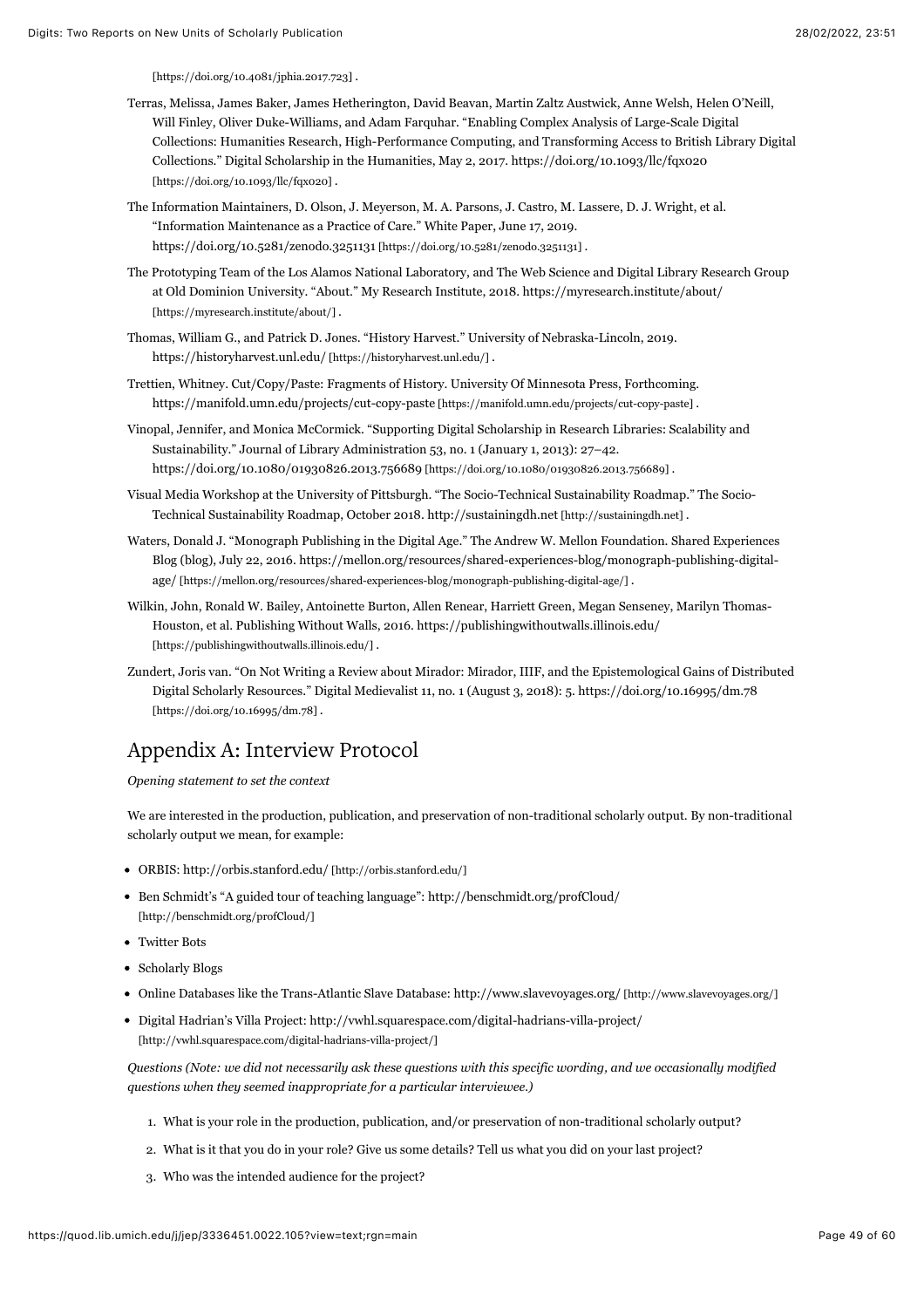[https://doi.org/10.4081/jphia.2017.723] .

Terras, Melissa, James Baker, James Hetherington, David Beavan, Martin Zaltz Austwick, Anne Welsh, Helen O'Neill, Will Finley, Oliver Duke-Williams, and Adam Farquhar. "Enabling Complex Analysis of Large-Scale Digital Collections: Humanities Research, High-Performance Computing, and Transforming Access to British Library Digital Collections." Digital Scholarship in the Humanities, May 2, 2017. https://doi.org/10.1093/llc/fqx020 [https://doi.org/10.1093/llc/fqx020] .

The Information Maintainers, D. Olson, J. Meyerson, M. A. Parsons, J. Castro, M. Lassere, D. J. Wright, et al. "Information Maintenance as a Practice of Care." White Paper, June 17, 2019. https://doi.org/10.5281/zenodo.3251131 [https://doi.org/10.5281/zenodo.3251131] .

The Prototyping Team of the Los Alamos National Laboratory, and The Web Science and Digital Library Research Group at Old Dominion University. "About." My Research Institute, 2018. https://myresearch.institute/about/ [https://myresearch.institute/about/] .

Thomas, William G., and Patrick D. Jones. "History Harvest." University of Nebraska-Lincoln, 2019. https://historyharvest.unl.edu/ [https://historyharvest.unl.edu/] .

Trettien, Whitney. Cut/Copy/Paste: Fragments of History. University Of Minnesota Press, Forthcoming. https://manifold.umn.edu/projects/cut-copy-paste [https://manifold.umn.edu/projects/cut-copy-paste] .

Vinopal, Jennifer, and Monica McCormick. "Supporting Digital Scholarship in Research Libraries: Scalability and Sustainability." Journal of Library Administration 53, no. 1 (January 1, 2013): 27–42. https://doi.org/10.1080/01930826.2013.756689 [https://doi.org/10.1080/01930826.2013.756689] .

Visual Media Workshop at the University of Pittsburgh. "The Socio-Technical Sustainability Roadmap." The Socio-Technical Sustainability Roadmap, October 2018. http://sustainingdh.net [http://sustainingdh.net] .

Waters, Donald J. "Monograph Publishing in the Digital Age." The Andrew W. Mellon Foundation. Shared Experiences Blog (blog), July 22, 2016. https://mellon.org/resources/shared-experiences-blog/monograph-publishing-digital-age/ [https://mellon.org/resources/shared-experiences-blog/monograph-publishing-digital-age/] .

Wilkin, John, Ronald W. Bailey, Antoinette Burton, Allen Renear, Harriett Green, Megan Senseney, Marilyn Thomas-Houston, et al. Publishing Without Walls, 2016. https://publishingwithoutwalls.illinois.edu/ [https://publishingwithoutwalls.illinois.edu/] .

Zundert, Joris van. "On Not Writing a Review about Mirador: Mirador, IIIF, and the Epistemological Gains of Distributed Digital Scholarly Resources." Digital Medievalist 11, no. 1 (August 3, 2018): 5. https://doi.org/10.16995/dm.78 [https://doi.org/10.16995/dm.78] .

## Appendix A: Interview Protocol

*Opening statement to set the context*

We are interested in the production, publication, and preservation of non-traditional scholarly output. By non-traditional scholarly output we mean, for example:

- ORBIS: http://orbis.stanford.edu/ [http://orbis.stanford.edu/]
- Ben Schmidt's "A guided tour of teaching language": http://benschmidt.org/profCloud/ [http://benschmidt.org/profCloud/]
- Twitter Bots
- Scholarly Blogs
- Online Databases like the Trans-Atlantic Slave Database: http://www.slavevoyages.org/ [http://www.slavevoyages.org/]
- Digital Hadrian's Villa Project: http://vwhl.squarespace.com/digital-hadrians-villa-project/ [http://vwhl.squarespace.com/digital-hadrians-villa-project/]

*Questions (Note: we did not necessarily ask these questions with this specific wording, and we occasionally modified questions when they seemed inappropriate for a particular interviewee.)*

1. What is your role in the production, publication, and/or preservation of non-traditional scholarly output?
2. What is it that you do in your role? Give us some details? Tell us what you did on your last project?
3. Who was the intended audience for the project?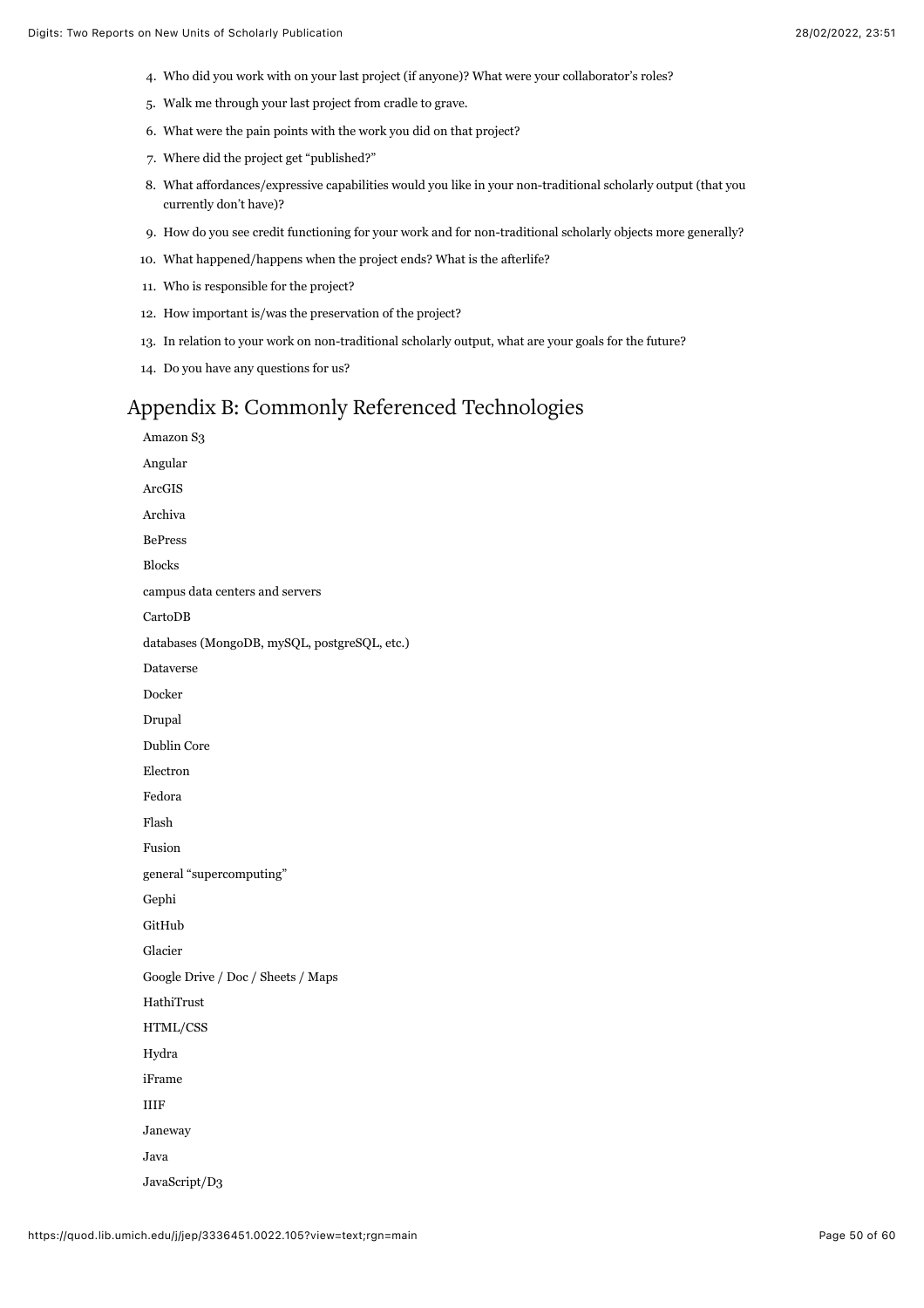4. Who did you work with on your last project (if anyone)? What were your collaborator's roles?
5. Walk me through your last project from cradle to grave.
6. What were the pain points with the work you did on that project?
7. Where did the project get "published?"
8. What affordances/expressive capabilities would you like in your non-traditional scholarly output (that you currently don't have)?
9. How do you see credit functioning for your work and for non-traditional scholarly objects more generally?
10. What happened/happens when the project ends? What is the afterlife?
11. Who is responsible for the project?
12. How important is/was the preservation of the project?
13. In relation to your work on non-traditional scholarly output, what are your goals for the future?
14. Do you have any questions for us?

## Appendix B: Commonly Referenced Technologies

Amazon S3

Angular

ArcGIS

Archiva

BePress

Blocks

campus data centers and servers

CartoDB

databases (MongoDB, mySQL, postgreSQL, etc.)

Dataverse

Docker

Drupal

Dublin Core

Electron

Fedora

Flash

Fusion

general "supercomputing"

Gephi

GitHub

Glacier

Google Drive / Doc / Sheets / Maps

HathiTrust

HTML/CSS

Hydra

iFrame

IIIF

Janeway

Java

JavaScript/D3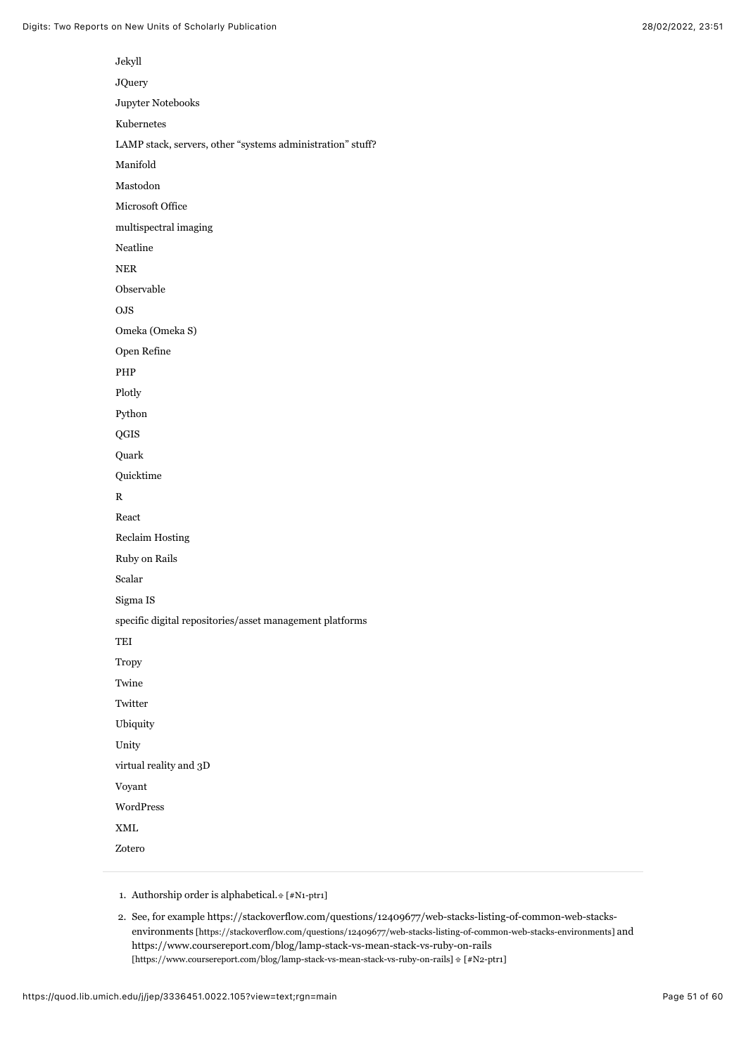Jekyll

JQuery

Jupyter Notebooks

Kubernetes

LAMP stack, servers, other "systems administration" stuff?

Manifold

Mastodon

Microsoft Office

multispectral imaging

Neatline

NER

Observable

OJS

Omeka (Omeka S)

Open Refine

PHP

Plotly

Python

QGIS

Quark

Quicktime

R

React

Reclaim Hosting

Ruby on Rails

Scalar

Sigma IS

specific digital repositories/asset management platforms

TEI

Tropy

Twine

Twitter

Ubiquity

Unity

virtual reality and 3D

Voyant

WordPress

XML

Zotero

---

1. Authorship order is alphabetical. [#N1-ptr1]
2. See, for example https://stackoverflow.com/questions/12409677/web-stacks-listing-of-common-web-stacks-environments [https://stackoverflow.com/questions/12409677/web-stacks-listing-of-common-web-stacks-environments] and https://www.coursereport.com/blog/lamp-stack-vs-mean-stack-vs-ruby-on-rails [https://www.coursereport.com/blog/lamp-stack-vs-mean-stack-vs-ruby-on-rails] [#N2-ptr1]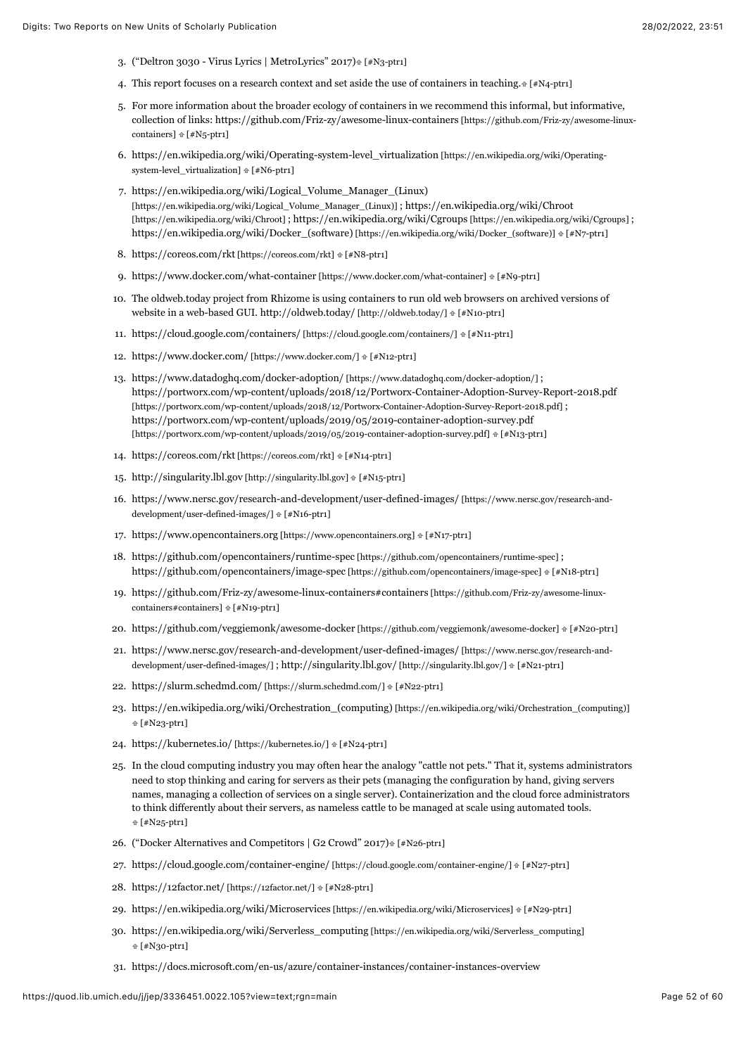3. ("Deltron 3030 - Virus Lyrics | MetroLyrics" 2017)⇮ [#N3-ptr1]
4. This report focuses on a research context and set aside the use of containers in teaching.⇮ [#N4-ptr1]
5. For more information about the broader ecology of containers in we recommend this informal, but informative, collection of links: https://github.com/Friz-zy/awesome-linux-containers [https://github.com/Friz-zy/awesome-linux-containers] ⇮ [#N5-ptr1]
6. https://en.wikipedia.org/wiki/Operating-system-level_virtualization [https://en.wikipedia.org/wiki/Operating-system-level_virtualization] ⇮ [#N6-ptr1]
7. https://en.wikipedia.org/wiki/Logical_Volume_Manager_(Linux) [https://en.wikipedia.org/wiki/Logical_Volume_Manager_(Linux)] ; https://en.wikipedia.org/wiki/Chroot [https://en.wikipedia.org/wiki/Chroot] ; https://en.wikipedia.org/wiki/Cgroups [https://en.wikipedia.org/wiki/Cgroups] ; https://en.wikipedia.org/wiki/Docker_(software) [https://en.wikipedia.org/wiki/Docker_(software)] ⇮ [#N7-ptr1]
8. https://coreos.com/rkt [https://coreos.com/rkt] ⇮ [#N8-ptr1]
9. https://www.docker.com/what-container [https://www.docker.com/what-container] ⇮ [#N9-ptr1]
10. The oldweb.today project from Rhizome is using containers to run old web browsers on archived versions of website in a web-based GUI. http://oldweb.today/ [http://oldweb.today/] ⇮ [#N10-ptr1]
11. https://cloud.google.com/containers/ [https://cloud.google.com/containers/] ⇮ [#N11-ptr1]
12. https://www.docker.com/ [https://www.docker.com/] ⇮ [#N12-ptr1]
13. https://www.datadoghq.com/docker-adoption/ [https://www.datadoghq.com/docker-adoption/] ; https://portworx.com/wp-content/uploads/2018/12/Portworx-Container-Adoption-Survey-Report-2018.pdf [https://portworx.com/wp-content/uploads/2018/12/Portworx-Container-Adoption-Survey-Report-2018.pdf] ; https://portworx.com/wp-content/uploads/2019/05/2019-container-adoption-survey.pdf [https://portworx.com/wp-content/uploads/2019/05/2019-container-adoption-survey.pdf] ⇮ [#N13-ptr1]
14. https://coreos.com/rkt [https://coreos.com/rkt] ⇮ [#N14-ptr1]
15. http://singularity.lbl.gov [http://singularity.lbl.gov] ⇮ [#N15-ptr1]
16. https://www.nersc.gov/research-and-development/user-defined-images/ [https://www.nersc.gov/research-and-development/user-defined-images/] ⇮ [#N16-ptr1]
17. https://www.opencontainers.org [https://www.opencontainers.org] ⇮ [#N17-ptr1]
18. https://github.com/opencontainers/runtime-spec [https://github.com/opencontainers/runtime-spec] ; https://github.com/opencontainers/image-spec [https://github.com/opencontainers/image-spec] ⇮ [#N18-ptr1]
19. https://github.com/Friz-zy/awesome-linux-containers#containers [https://github.com/Friz-zy/awesome-linux-containers#containers] ⇮ [#N19-ptr1]
20. https://github.com/veggiemonk/awesome-docker [https://github.com/veggiemonk/awesome-docker] ⇮ [#N20-ptr1]
21. https://www.nersc.gov/research-and-development/user-defined-images/ [https://www.nersc.gov/research-and-development/user-defined-images/] ; http://singularity.lbl.gov/ [http://singularity.lbl.gov/] ⇮ [#N21-ptr1]
22. https://slurm.schedmd.com/ [https://slurm.schedmd.com/] ⇮ [#N22-ptr1]
23. https://en.wikipedia.org/wiki/Orchestration_(computing) [https://en.wikipedia.org/wiki/Orchestration_(computing)] ⇮ [#N23-ptr1]
24. https://kubernetes.io/ [https://kubernetes.io/] ⇮ [#N24-ptr1]
25. In the cloud computing industry you may often hear the analogy "cattle not pets." That it, systems administrators need to stop thinking and caring for servers as their pets (managing the configuration by hand, giving servers names, managing a collection of services on a single server). Containerization and the cloud force administrators to think differently about their servers, as nameless cattle to be managed at scale using automated tools. ⇮ [#N25-ptr1]
26. ("Docker Alternatives and Competitors | G2 Crowd" 2017)⇮ [#N26-ptr1]
27. https://cloud.google.com/container-engine/ [https://cloud.google.com/container-engine/] ⇮ [#N27-ptr1]
28. https://12factor.net/ [https://12factor.net/] ⇮ [#N28-ptr1]
29. https://en.wikipedia.org/wiki/Microservices [https://en.wikipedia.org/wiki/Microservices] ⇮ [#N29-ptr1]
30. https://en.wikipedia.org/wiki/Serverless_computing [https://en.wikipedia.org/wiki/Serverless_computing] ⇮ [#N30-ptr1]
31. https://docs.microsoft.com/en-us/azure/container-instances/container-instances-overview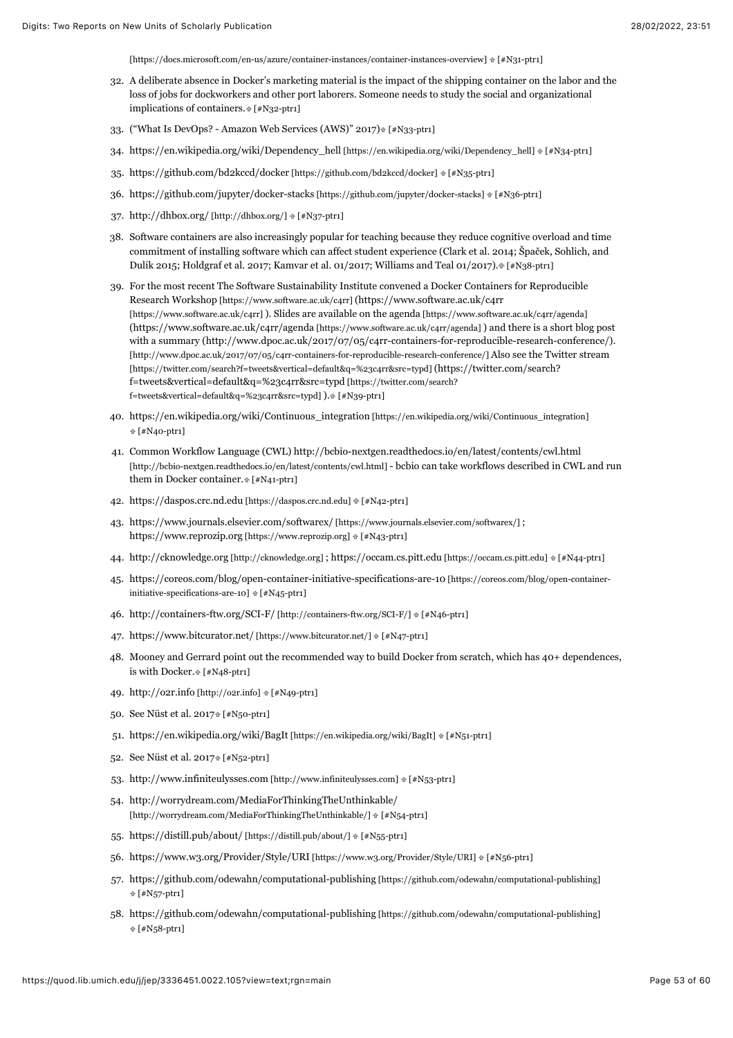[https://docs.microsoft.com/en-us/azure/container-instances/container-instances-overview] ⇮ [#N31-ptr1]

32. A deliberate absence in Docker's marketing material is the impact of the shipping container on the labor and the loss of jobs for dockworkers and other port laborers. Someone needs to study the social and organizational implications of containers.⇮ [#N32-ptr1]
33. ("What Is DevOps? - Amazon Web Services (AWS)" 2017)⇮ [#N33-ptr1]
34. https://en.wikipedia.org/wiki/Dependency_hell [https://en.wikipedia.org/wiki/Dependency_hell] ⇮ [#N34-ptr1]
35. https://github.com/bd2kccd/docker [https://github.com/bd2kccd/docker] ⇮ [#N35-ptr1]
36. https://github.com/jupyter/docker-stacks [https://github.com/jupyter/docker-stacks] ⇮ [#N36-ptr1]
37. http://dhbox.org/ [http://dhbox.org/] ⇮ [#N37-ptr1]
38. Software containers are also increasingly popular for teaching because they reduce cognitive overload and time commitment of installing software which can affect student experience (Clark et al. 2014; Špaček, Sohlich, and Dulík 2015; Holdgraf et al. 2017; Kamvar et al. 01/2017; Williams and Teal 01/2017).⇮ [#N38-ptr1]
39. For the most recent The Software Sustainability Institute convened a Docker Containers for Reproducible Research Workshop [https://www.software.ac.uk/c4rr] (https://www.software.ac.uk/c4rr [https://www.software.ac.uk/c4rr] ). Slides are available on the agenda [https://www.software.ac.uk/c4rr/agenda] (https://www.software.ac.uk/c4rr/agenda [https://www.software.ac.uk/c4rr/agenda] ) and there is a short blog post with a summary (http://www.dpoc.ac.uk/2017/07/05/c4rr-containers-for-reproducible-research-conference/). [http://www.dpoc.ac.uk/2017/07/05/c4rr-containers-for-reproducible-research-conference/] Also see the Twitter stream [https://twitter.com/search?f=tweets&vertical=default&q=%23c4rr&src=typd] (https://twitter.com/search?f=tweets&vertical=default&q=%23c4rr&src=typd [https://twitter.com/search?f=tweets&vertical=default&q=%23c4rr&src=typd] ).⇮ [#N39-ptr1]
40. https://en.wikipedia.org/wiki/Continuous_integration [https://en.wikipedia.org/wiki/Continuous_integration] ⇮ [#N40-ptr1]
41. Common Workflow Language (CWL) http://bcbio-nextgen.readthedocs.io/en/latest/contents/cwl.html [http://bcbio-nextgen.readthedocs.io/en/latest/contents/cwl.html] - bcbio can take workflows described in CWL and run them in Docker container.⇮ [#N41-ptr1]
42. https://daspos.crc.nd.edu [https://daspos.crc.nd.edu] ⇮ [#N42-ptr1]
43. https://www.journals.elsevier.com/softwarex/ [https://www.journals.elsevier.com/softwarex/] ; https://www.reprozip.org [https://www.reprozip.org] ⇮ [#N43-ptr1]
44. http://cknowledge.org [http://cknowledge.org] ; https://occam.cs.pitt.edu [https://occam.cs.pitt.edu] ⇮ [#N44-ptr1]
45. https://coreos.com/blog/open-container-initiative-specifications-are-10 [https://coreos.com/blog/open-container-initiative-specifications-are-10] ⇮ [#N45-ptr1]
46. http://containers-ftw.org/SCI-F/ [http://containers-ftw.org/SCI-F/] ⇮ [#N46-ptr1]
47. https://www.bitcurator.net/ [https://www.bitcurator.net/] ⇮ [#N47-ptr1]
48. Mooney and Gerrard point out the recommended way to build Docker from scratch, which has 40+ dependences, is with Docker.⇮ [#N48-ptr1]
49. http://o2r.info [http://o2r.info] ⇮ [#N49-ptr1]
50. See Nüst et al. 2017⇮ [#N50-ptr1]
51. https://en.wikipedia.org/wiki/BagIt [https://en.wikipedia.org/wiki/BagIt] ⇮ [#N51-ptr1]
52. See Nüst et al. 2017⇮ [#N52-ptr1]
53. http://www.infiniteulysses.com [http://www.infiniteulysses.com] ⇮ [#N53-ptr1]
54. http://worrydream.com/MediaForThinkingTheUnthinkable/ [http://worrydream.com/MediaForThinkingTheUnthinkable/] ⇮ [#N54-ptr1]
55. https://distill.pub/about/ [https://distill.pub/about/] ⇮ [#N55-ptr1]
56. https://www.w3.org/Provider/Style/URI [https://www.w3.org/Provider/Style/URI] ⇮ [#N56-ptr1]
57. https://github.com/odewahn/computational-publishing [https://github.com/odewahn/computational-publishing] ⇮ [#N57-ptr1]
58. https://github.com/odewahn/computational-publishing [https://github.com/odewahn/computational-publishing] ⇮ [#N58-ptr1]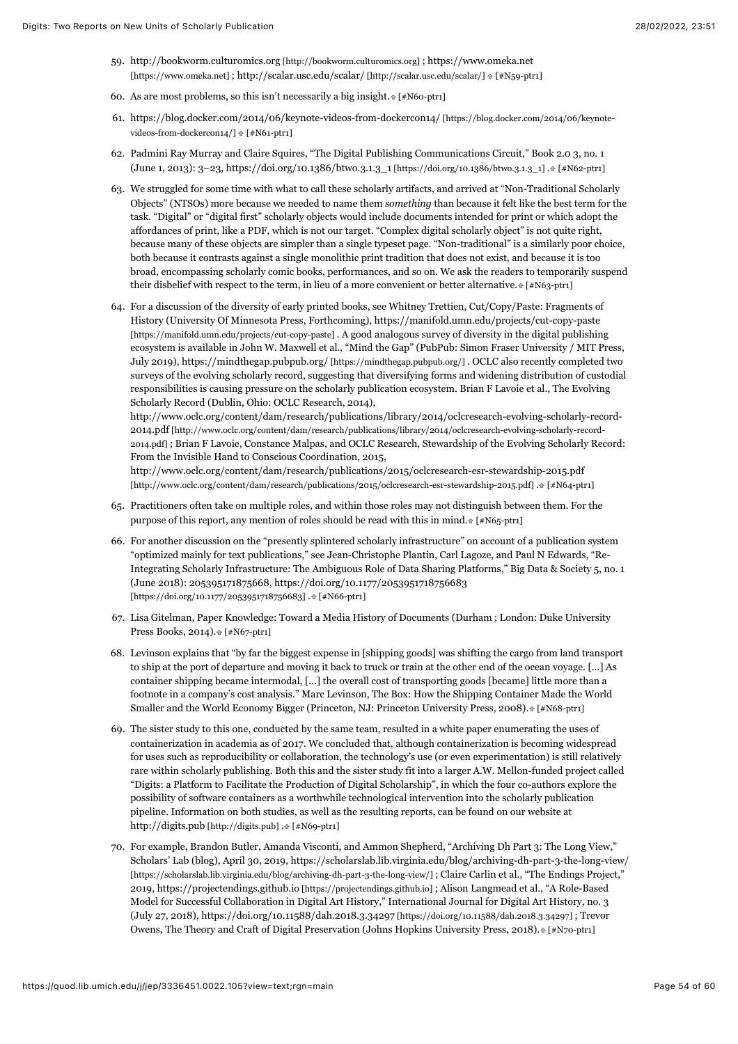59. http://bookworm.culturomics.org [http://bookworm.culturomics.org] ; https://www.omeka.net [https://www.omeka.net] ; http://scalar.usc.edu/scalar/ [http://scalar.usc.edu/scalar/] ⇮ [#N59-ptr1]

60. As are most problems, so this isn't necessarily a big insight. ⇮ [#N60-ptr1]

61. https://blog.docker.com/2014/06/keynote-videos-from-dockercon14/ [https://blog.docker.com/2014/06/keynote-videos-from-dockercon14/] ⇮ [#N61-ptr1]

62. Padmini Ray Murray and Claire Squires, "The Digital Publishing Communications Circuit," Book 2.0 3, no. 1 (June 1, 2013): 3–23, https://doi.org/10.1386/btwo.3.1.3_1 [https://doi.org/10.1386/btwo.3.1.3_1] . ⇮ [#N62-ptr1]

63. We struggled for some time with what to call these scholarly artifacts, and arrived at "Non-Traditional Scholarly Objects" (NTSOs) more because we needed to name them *something* than because it felt like the best term for the task. "Digital" or "digital first" scholarly objects would include documents intended for print or which adopt the affordances of print, like a PDF, which is not our target. "Complex digital scholarly object" is not quite right, because many of these objects are simpler than a single typeset page. "Non-traditional" is a similarly poor choice, both because it contrasts against a single monolithic print tradition that does not exist, and because it is too broad, encompassing scholarly comic books, performances, and so on. We ask the readers to temporarily suspend their disbelief with respect to the term, in lieu of a more convenient or better alternative. ⇮ [#N63-ptr1]

64. For a discussion of the diversity of early printed books, see Whitney Trettien, Cut/Copy/Paste: Fragments of History (University Of Minnesota Press, Forthcoming), https://manifold.umn.edu/projects/cut-copy-paste [https://manifold.umn.edu/projects/cut-copy-paste] . A good analogous survey of diversity in the digital publishing ecosystem is available in John W. Maxwell et al., "Mind the Gap" (PubPub: Simon Fraser University / MIT Press, July 2019), https://mindthegap.pubpub.org/ [https://mindthegap.pubpub.org/] . OCLC also recently completed two surveys of the evolving scholarly record, suggesting that diversifying forms and widening distribution of custodial responsibilities is causing pressure on the scholarly publication ecosystem. Brian F Lavoie et al., The Evolving Scholarly Record (Dublin, Ohio: OCLC Research, 2014), http://www.oclc.org/content/dam/research/publications/library/2014/oclcresearch-evolving-scholarly-record-2014.pdf [http://www.oclc.org/content/dam/research/publications/library/2014/oclcresearch-evolving-scholarly-record-2014.pdf] ; Brian F Lavoie, Constance Malpas, and OCLC Research, Stewardship of the Evolving Scholarly Record: From the Invisible Hand to Conscious Coordination, 2015, http://www.oclc.org/content/dam/research/publications/2015/oclcresearch-esr-stewardship-2015.pdf [http://www.oclc.org/content/dam/research/publications/2015/oclcresearch-esr-stewardship-2015.pdf] . ⇮ [#N64-ptr1]

65. Practitioners often take on multiple roles, and within those roles may not distinguish between them. For the purpose of this report, any mention of roles should be read with this in mind. ⇮ [#N65-ptr1]

66. For another discussion on the "presently splintered scholarly infrastructure" on account of a publication system "optimized mainly for text publications," see Jean-Christophe Plantin, Carl Lagoze, and Paul N Edwards, "Re-Integrating Scholarly Infrastructure: The Ambiguous Role of Data Sharing Platforms," Big Data & Society 5, no. 1 (June 2018): 205395171875668, https://doi.org/10.1177/2053951718756683 [https://doi.org/10.1177/2053951718756683] . ⇮ [#N66-ptr1]

67. Lisa Gitelman, Paper Knowledge: Toward a Media History of Documents (Durham ; London: Duke University Press Books, 2014). ⇮ [#N67-ptr1]

68. Levinson explains that "by far the biggest expense in [shipping goods] was shifting the cargo from land transport to ship at the port of departure and moving it back to truck or train at the other end of the ocean voyage. [...] As container shipping became intermodal, [...] the overall cost of transporting goods [became] little more than a footnote in a company's cost analysis." Marc Levinson, The Box: How the Shipping Container Made the World Smaller and the World Economy Bigger (Princeton, NJ: Princeton University Press, 2008). ⇮ [#N68-ptr1]

69. The sister study to this one, conducted by the same team, resulted in a white paper enumerating the uses of containerization in academia as of 2017. We concluded that, although containerization is becoming widespread for uses such as reproducibility or collaboration, the technology's use (or even experimentation) is still relatively rare within scholarly publishing. Both this and the sister study fit into a larger A.W. Mellon-funded project called "Digits: a Platform to Facilitate the Production of Digital Scholarship", in which the four co-authors explore the possibility of software containers as a worthwhile technological intervention into the scholarly publication pipeline. Information on both studies, as well as the resulting reports, can be found on our website at http://digits.pub [http://digits.pub] . ⇮ [#N69-ptr1]

70. For example, Brandon Butler, Amanda Visconti, and Ammon Shepherd, "Archiving Dh Part 3: The Long View," Scholars' Lab (blog), April 30, 2019, https://scholarslab.lib.virginia.edu/blog/archiving-dh-part-3-the-long-view/ [https://scholarslab.lib.virginia.edu/blog/archiving-dh-part-3-the-long-view/] ; Claire Carlin et al., "The Endings Project," 2019, https://projectendings.github.io [https://projectendings.github.io] ; Alison Langmead et al., "A Role-Based Model for Successful Collaboration in Digital Art History," International Journal for Digital Art History, no. 3 (July 27, 2018), https://doi.org/10.11588/dah.2018.3.34297 [https://doi.org/10.11588/dah.2018.3.34297] ; Trevor Owens, The Theory and Craft of Digital Preservation (Johns Hopkins University Press, 2018). ⇮ [#N70-ptr1]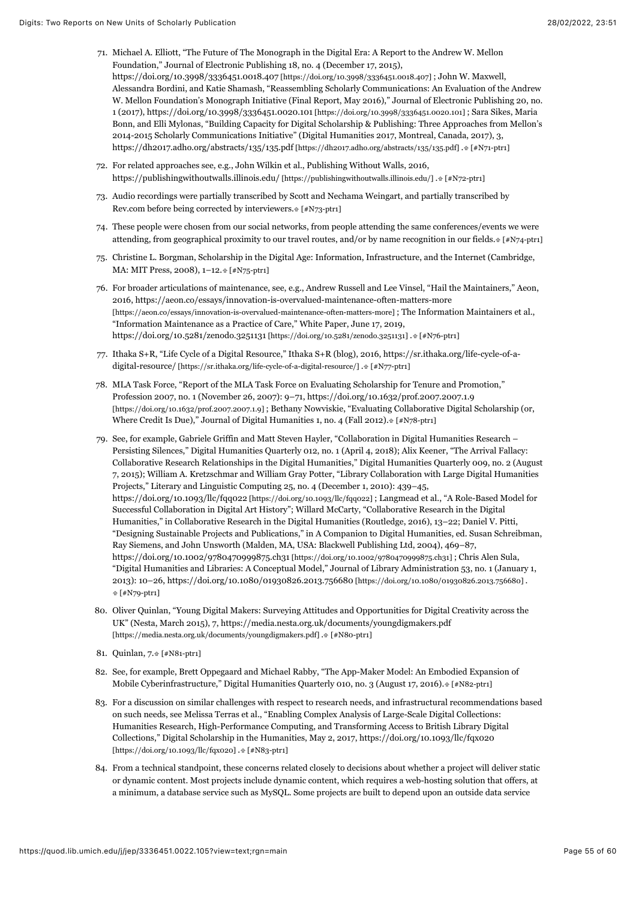71. Michael A. Elliott, "The Future of The Monograph in the Digital Era: A Report to the Andrew W. Mellon Foundation," Journal of Electronic Publishing 18, no. 4 (December 17, 2015), https://doi.org/10.3998/3336451.0018.407 [https://doi.org/10.3998/3336451.0018.407] ; John W. Maxwell, Alessandra Bordini, and Katie Shamash, "Reassembling Scholarly Communications: An Evaluation of the Andrew W. Mellon Foundation's Monograph Initiative (Final Report, May 2016)," Journal of Electronic Publishing 20, no. 1 (2017), https://doi.org/10.3998/3336451.0020.101 [https://doi.org/10.3998/3336451.0020.101] ; Sara Sikes, Maria Bonn, and Elli Mylonas, "Building Capacity for Digital Scholarship & Publishing: Three Approaches from Mellon's 2014-2015 Scholarly Communications Initiative" (Digital Humanities 2017, Montreal, Canada, 2017), 3, https://dh2017.adho.org/abstracts/135/135.pdf [https://dh2017.adho.org/abstracts/135/135.pdf] .⇮ [#N71-ptr1]

72. For related approaches see, e.g., John Wilkin et al., Publishing Without Walls, 2016, https://publishingwithoutwalls.illinois.edu/ [https://publishingwithoutwalls.illinois.edu/] .⇮ [#N72-ptr1]

73. Audio recordings were partially transcribed by Scott and Nechama Weingart, and partially transcribed by Rev.com before being corrected by interviewers.⇮ [#N73-ptr1]

74. These people were chosen from our social networks, from people attending the same conferences/events we were attending, from geographical proximity to our travel routes, and/or by name recognition in our fields.⇮ [#N74-ptr1]

75. Christine L. Borgman, Scholarship in the Digital Age: Information, Infrastructure, and the Internet (Cambridge, MA: MIT Press, 2008), 1–12.⇮ [#N75-ptr1]

76. For broader articulations of maintenance, see, e.g., Andrew Russell and Lee Vinsel, "Hail the Maintainers," Aeon, 2016, https://aeon.co/essays/innovation-is-overvalued-maintenance-often-matters-more [https://aeon.co/essays/innovation-is-overvalued-maintenance-often-matters-more] ; The Information Maintainers et al., "Information Maintenance as a Practice of Care," White Paper, June 17, 2019, https://doi.org/10.5281/zenodo.3251131 [https://doi.org/10.5281/zenodo.3251131] .⇮ [#N76-ptr1]

77. Ithaka S+R, "Life Cycle of a Digital Resource," Ithaka S+R (blog), 2016, https://sr.ithaka.org/life-cycle-of-a-digital-resource/ [https://sr.ithaka.org/life-cycle-of-a-digital-resource/] .⇮ [#N77-ptr1]

78. MLA Task Force, "Report of the MLA Task Force on Evaluating Scholarship for Tenure and Promotion," Profession 2007, no. 1 (November 26, 2007): 9–71, https://doi.org/10.1632/prof.2007.2007.1.9 [https://doi.org/10.1632/prof.2007.2007.1.9] ; Bethany Nowviskie, "Evaluating Collaborative Digital Scholarship (or, Where Credit Is Due)," Journal of Digital Humanities 1, no. 4 (Fall 2012).⇮ [#N78-ptr1]

79. See, for example, Gabriele Griffin and Matt Steven Hayler, "Collaboration in Digital Humanities Research – Persisting Silences," Digital Humanities Quarterly 012, no. 1 (April 4, 2018); Alix Keener, "The Arrival Fallacy: Collaborative Research Relationships in the Digital Humanities," Digital Humanities Quarterly 009, no. 2 (August 7, 2015); William A. Kretzschmar and William Gray Potter, "Library Collaboration with Large Digital Humanities Projects," Literary and Linguistic Computing 25, no. 4 (December 1, 2010): 439–45, https://doi.org/10.1093/llc/fqq022 [https://doi.org/10.1093/llc/fqq022] ; Langmead et al., "A Role-Based Model for Successful Collaboration in Digital Art History"; Willard McCarty, "Collaborative Research in the Digital Humanities," in Collaborative Research in the Digital Humanities (Routledge, 2016), 13–22; Daniel V. Pitti, "Designing Sustainable Projects and Publications," in A Companion to Digital Humanities, ed. Susan Schreibman, Ray Siemens, and John Unsworth (Malden, MA, USA: Blackwell Publishing Ltd, 2004), 469–87, https://doi.org/10.1002/9780470999875.ch31 [https://doi.org/10.1002/9780470999875.ch31] ; Chris Alen Sula, "Digital Humanities and Libraries: A Conceptual Model," Journal of Library Administration 53, no. 1 (January 1, 2013): 10–26, https://doi.org/10.1080/01930826.2013.756680 [https://doi.org/10.1080/01930826.2013.756680] . ⇮ [#N79-ptr1]

80. Oliver Quinlan, "Young Digital Makers: Surveying Attitudes and Opportunities for Digital Creativity across the UK" (Nesta, March 2015), 7, https://media.nesta.org.uk/documents/youngdigmakers.pdf [https://media.nesta.org.uk/documents/youngdigmakers.pdf] .⇮ [#N80-ptr1]

81. Quinlan, 7.⇮ [#N81-ptr1]

82. See, for example, Brett Oppegaard and Michael Rabby, "The App-Maker Model: An Embodied Expansion of Mobile Cyberinfrastructure," Digital Humanities Quarterly 010, no. 3 (August 17, 2016).⇮ [#N82-ptr1]

83. For a discussion on similar challenges with respect to research needs, and infrastructural recommendations based on such needs, see Melissa Terras et al., "Enabling Complex Analysis of Large-Scale Digital Collections: Humanities Research, High-Performance Computing, and Transforming Access to British Library Digital Collections," Digital Scholarship in the Humanities, May 2, 2017, https://doi.org/10.1093/llc/fqx020 [https://doi.org/10.1093/llc/fqx020] .⇮ [#N83-ptr1]

84. From a technical standpoint, these concerns related closely to decisions about whether a project will deliver static or dynamic content. Most projects include dynamic content, which requires a web-hosting solution that offers, at a minimum, a database service such as MySQL. Some projects are built to depend upon an outside data service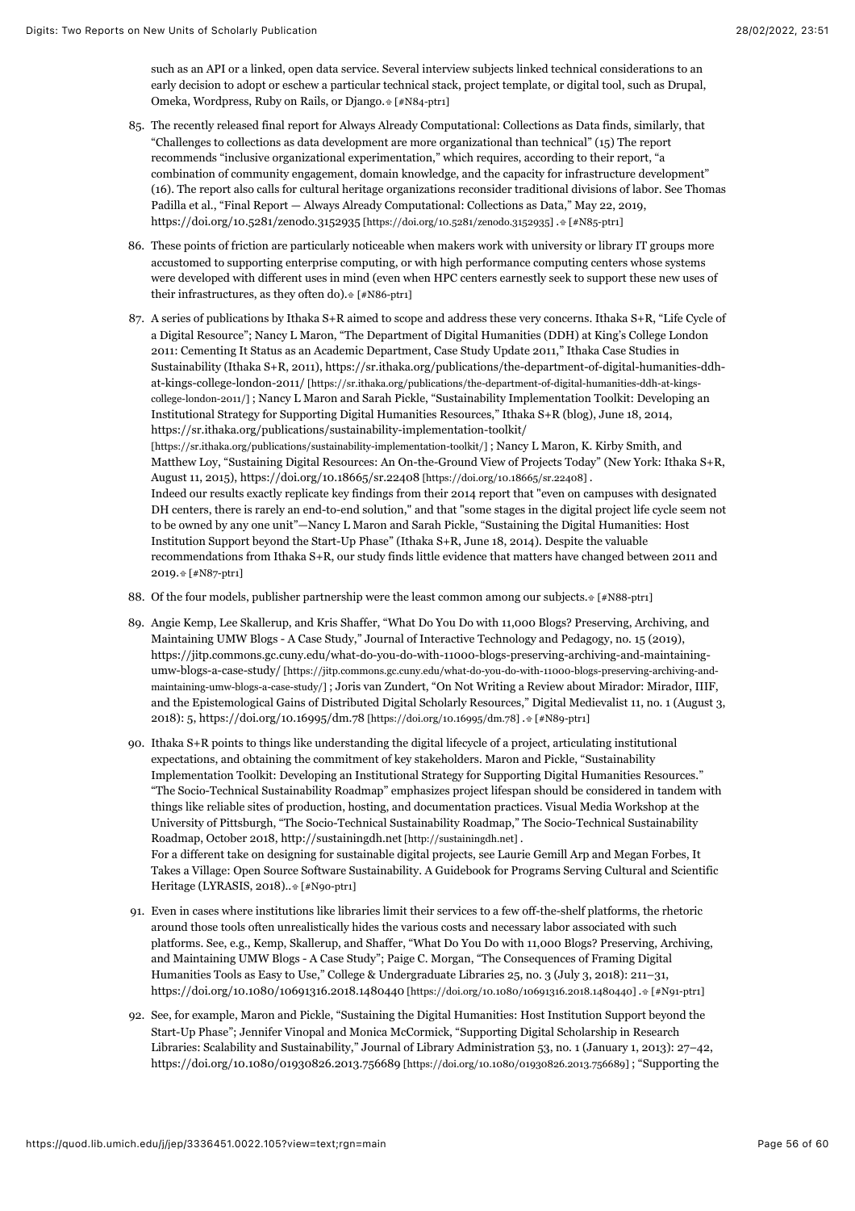such as an API or a linked, open data service. Several interview subjects linked technical considerations to an early decision to adopt or eschew a particular technical stack, project template, or digital tool, such as Drupal, Omeka, Wordpress, Ruby on Rails, or Django.⇑ [#N84-ptr1]

85. The recently released final report for Always Already Computational: Collections as Data finds, similarly, that "Challenges to collections as data development are more organizational than technical" (15) The report recommends "inclusive organizational experimentation," which requires, according to their report, "a combination of community engagement, domain knowledge, and the capacity for infrastructure development" (16). The report also calls for cultural heritage organizations reconsider traditional divisions of labor. See Thomas Padilla et al., "Final Report — Always Already Computational: Collections as Data," May 22, 2019, https://doi.org/10.5281/zenodo.3152935 [https://doi.org/10.5281/zenodo.3152935] .⇑ [#N85-ptr1]

86. These points of friction are particularly noticeable when makers work with university or library IT groups more accustomed to supporting enterprise computing, or with high performance computing centers whose systems were developed with different uses in mind (even when HPC centers earnestly seek to support these new uses of their infrastructures, as they often do).⇑ [#N86-ptr1]

87. A series of publications by Ithaka S+R aimed to scope and address these very concerns. Ithaka S+R, "Life Cycle of a Digital Resource"; Nancy L Maron, "The Department of Digital Humanities (DDH) at King's College London 2011: Cementing It Status as an Academic Department, Case Study Update 2011," Ithaka Case Studies in Sustainability (Ithaka S+R, 2011), https://sr.ithaka.org/publications/the-department-of-digital-humanities-ddh-at-kings-college-london-2011/ [https://sr.ithaka.org/publications/the-department-of-digital-humanities-ddh-at-kings-college-london-2011/] ; Nancy L Maron and Sarah Pickle, "Sustainability Implementation Toolkit: Developing an Institutional Strategy for Supporting Digital Humanities Resources," Ithaka S+R (blog), June 18, 2014, https://sr.ithaka.org/publications/sustainability-implementation-toolkit/ [https://sr.ithaka.org/publications/sustainability-implementation-toolkit/] ; Nancy L Maron, K. Kirby Smith, and Matthew Loy, "Sustaining Digital Resources: An On-the-Ground View of Projects Today" (New York: Ithaka S+R, August 11, 2015), https://doi.org/10.18665/sr.22408 [https://doi.org/10.18665/sr.22408] .
Indeed our results exactly replicate key findings from their 2014 report that "even on campuses with designated DH centers, there is rarely an end-to-end solution," and that "some stages in the digital project life cycle seem not to be owned by any one unit"—Nancy L Maron and Sarah Pickle, "Sustaining the Digital Humanities: Host Institution Support beyond the Start-Up Phase" (Ithaka S+R, June 18, 2014). Despite the valuable recommendations from Ithaka S+R, our study finds little evidence that matters have changed between 2011 and 2019.⇑ [#N87-ptr1]

88. Of the four models, publisher partnership were the least common among our subjects.⇑ [#N88-ptr1]

89. Angie Kemp, Lee Skallerup, and Kris Shaffer, "What Do You Do with 11,000 Blogs? Preserving, Archiving, and Maintaining UMW Blogs - A Case Study," Journal of Interactive Technology and Pedagogy, no. 15 (2019), https://jitp.commons.gc.cuny.edu/what-do-you-do-with-11000-blogs-preserving-archiving-and-maintaining-umw-blogs-a-case-study/ [https://jitp.commons.gc.cuny.edu/what-do-you-do-with-11000-blogs-preserving-archiving-and-maintaining-umw-blogs-a-case-study/] ; Joris van Zundert, "On Not Writing a Review about Mirador: Mirador, IIIF, and the Epistemological Gains of Distributed Digital Scholarly Resources," Digital Medievalist 11, no. 1 (August 3, 2018): 5, https://doi.org/10.16995/dm.78 [https://doi.org/10.16995/dm.78] .⇑ [#N89-ptr1]

90. Ithaka S+R points to things like understanding the digital lifecycle of a project, articulating institutional expectations, and obtaining the commitment of key stakeholders. Maron and Pickle, "Sustainability Implementation Toolkit: Developing an Institutional Strategy for Supporting Digital Humanities Resources." "The Socio-Technical Sustainability Roadmap" emphasizes project lifespan should be considered in tandem with things like reliable sites of production, hosting, and documentation practices. Visual Media Workshop at the University of Pittsburgh, "The Socio-Technical Sustainability Roadmap," The Socio-Technical Sustainability Roadmap, October 2018, http://sustainingdh.net [http://sustainingdh.net] .
For a different take on designing for sustainable digital projects, see Laurie Gemill Arp and Megan Forbes, It Takes a Village: Open Source Software Sustainability. A Guidebook for Programs Serving Cultural and Scientific Heritage (LYRASIS, 2018)..⇑ [#N90-ptr1]

91. Even in cases where institutions like libraries limit their services to a few off-the-shelf platforms, the rhetoric around those tools often unrealistically hides the various costs and necessary labor associated with such platforms. See, e.g., Kemp, Skallerup, and Shaffer, "What Do You Do with 11,000 Blogs? Preserving, Archiving, and Maintaining UMW Blogs - A Case Study"; Paige C. Morgan, "The Consequences of Framing Digital Humanities Tools as Easy to Use," College & Undergraduate Libraries 25, no. 3 (July 3, 2018): 211–31, https://doi.org/10.1080/10691316.2018.1480440 [https://doi.org/10.1080/10691316.2018.1480440] .⇑ [#N91-ptr1]

92. See, for example, Maron and Pickle, "Sustaining the Digital Humanities: Host Institution Support beyond the Start-Up Phase"; Jennifer Vinopal and Monica McCormick, "Supporting Digital Scholarship in Research Libraries: Scalability and Sustainability," Journal of Library Administration 53, no. 1 (January 1, 2013): 27–42, https://doi.org/10.1080/01930826.2013.756689 [https://doi.org/10.1080/01930826.2013.756689] ; "Supporting the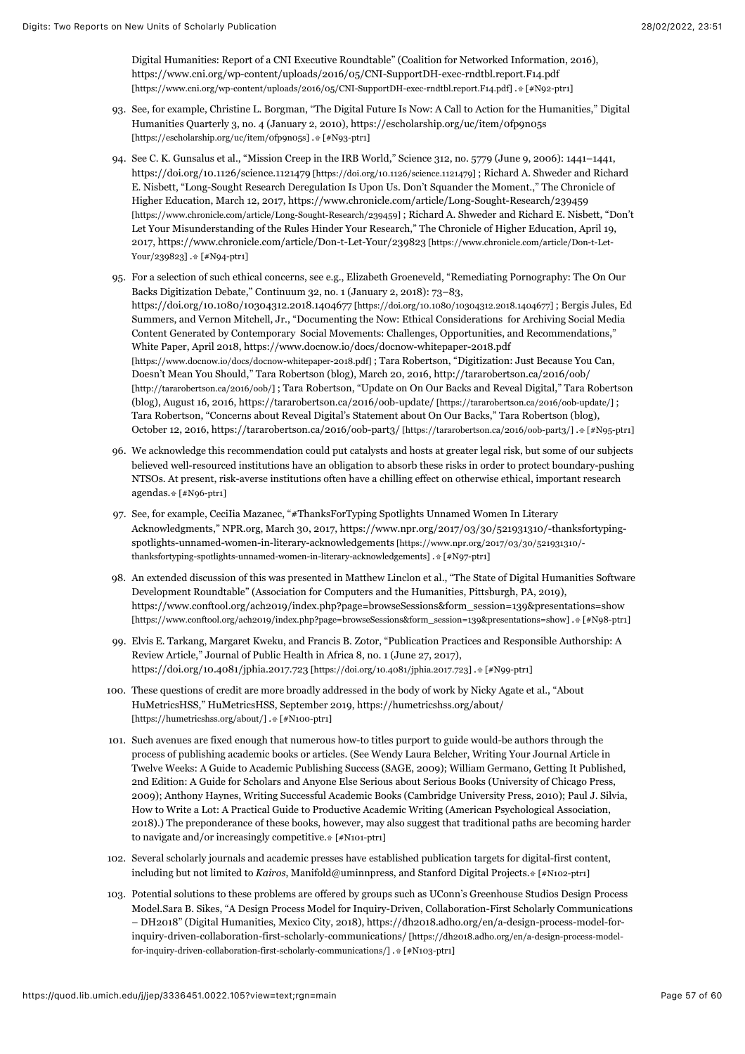Digital Humanities: Report of a CNI Executive Roundtable" (Coalition for Networked Information, 2016), https://www.cni.org/wp-content/uploads/2016/05/CNI-SupportDH-exec-rndtbl.report.F14.pdf [https://www.cni.org/wp-content/uploads/2016/05/CNI-SupportDH-exec-rndtbl.report.F14.pdf] .⇮ [#N92-ptr1]

93. See, for example, Christine L. Borgman, "The Digital Future Is Now: A Call to Action for the Humanities," Digital Humanities Quarterly 3, no. 4 (January 2, 2010), https://escholarship.org/uc/item/0fp9n05s [https://escholarship.org/uc/item/0fp9n05s] .⇮ [#N93-ptr1]

94. See C. K. Gunsalus et al., "Mission Creep in the IRB World," Science 312, no. 5779 (June 9, 2006): 1441–1441, https://doi.org/10.1126/science.1121479 [https://doi.org/10.1126/science.1121479] ; Richard A. Shweder and Richard E. Nisbett, "Long-Sought Research Deregulation Is Upon Us. Don't Squander the Moment.," The Chronicle of Higher Education, March 12, 2017, https://www.chronicle.com/article/Long-Sought-Research/239459 [https://www.chronicle.com/article/Long-Sought-Research/239459] ; Richard A. Shweder and Richard E. Nisbett, "Don't Let Your Misunderstanding of the Rules Hinder Your Research," The Chronicle of Higher Education, April 19, 2017, https://www.chronicle.com/article/Don-t-Let-Your/239823 [https://www.chronicle.com/article/Don-t-Let-Your/239823] .⇮ [#N94-ptr1]

95. For a selection of such ethical concerns, see e.g., Elizabeth Groeneveld, "Remediating Pornography: The On Our Backs Digitization Debate," Continuum 32, no. 1 (January 2, 2018): 73–83, https://doi.org/10.1080/10304312.2018.1404677 [https://doi.org/10.1080/10304312.2018.1404677] ; Bergis Jules, Ed Summers, and Vernon Mitchell, Jr., "Documenting the Now: Ethical Considerations for Archiving Social Media Content Generated by Contemporary Social Movements: Challenges, Opportunities, and Recommendations," White Paper, April 2018, https://www.docnow.io/docs/docnow-whitepaper-2018.pdf [https://www.docnow.io/docs/docnow-whitepaper-2018.pdf] ; Tara Robertson, "Digitization: Just Because You Can, Doesn't Mean You Should," Tara Robertson (blog), March 20, 2016, http://tararobertson.ca/2016/oob/ [http://tararobertson.ca/2016/oob/] ; Tara Robertson, "Update on On Our Backs and Reveal Digital," Tara Robertson (blog), August 16, 2016, https://tararobertson.ca/2016/oob-update/ [https://tararobertson.ca/2016/oob-update/] ; Tara Robertson, "Concerns about Reveal Digital's Statement about On Our Backs," Tara Robertson (blog), October 12, 2016, https://tararobertson.ca/2016/oob-part3/ [https://tararobertson.ca/2016/oob-part3/] .⇮ [#N95-ptr1]

96. We acknowledge this recommendation could put catalysts and hosts at greater legal risk, but some of our subjects believed well-resourced institutions have an obligation to absorb these risks in order to protect boundary-pushing NTSOs. At present, risk-averse institutions often have a chilling effect on otherwise ethical, important research agendas.⇮ [#N96-ptr1]

97. See, for example, CeciIia Mazanec, "#ThanksForTyping Spotlights Unnamed Women In Literary Acknowledgments," NPR.org, March 30, 2017, https://www.npr.org/2017/03/30/521931310/-thanksfortyping-spotlights-unnamed-women-in-literary-acknowledgements [https://www.npr.org/2017/03/30/521931310/-thanksfortyping-spotlights-unnamed-women-in-literary-acknowledgements] .⇮ [#N97-ptr1]

98. An extended discussion of this was presented in Matthew Linclon et al., "The State of Digital Humanities Software Development Roundtable" (Association for Computers and the Humanities, Pittsburgh, PA, 2019), https://www.conftool.org/ach2019/index.php?page=browseSessions&form_session=139&presentations=show [https://www.conftool.org/ach2019/index.php?page=browseSessions&form_session=139&presentations=show] .⇮ [#N98-ptr1]

99. Elvis E. Tarkang, Margaret Kweku, and Francis B. Zotor, "Publication Practices and Responsible Authorship: A Review Article," Journal of Public Health in Africa 8, no. 1 (June 27, 2017), https://doi.org/10.4081/jphia.2017.723 [https://doi.org/10.4081/jphia.2017.723] .⇮ [#N99-ptr1]

100. These questions of credit are more broadly addressed in the body of work by Nicky Agate et al., "About HuMetricsHSS," HuMetricsHSS, September 2019, https://humetricshss.org/about/ [https://humetricshss.org/about/] .⇮ [#N100-ptr1]

101. Such avenues are fixed enough that numerous how-to titles purport to guide would-be authors through the process of publishing academic books or articles. (See Wendy Laura Belcher, Writing Your Journal Article in Twelve Weeks: A Guide to Academic Publishing Success (SAGE, 2009); William Germano, Getting It Published, 2nd Edition: A Guide for Scholars and Anyone Else Serious about Serious Books (University of Chicago Press, 2009); Anthony Haynes, Writing Successful Academic Books (Cambridge University Press, 2010); Paul J. Silvia, How to Write a Lot: A Practical Guide to Productive Academic Writing (American Psychological Association, 2018).) The preponderance of these books, however, may also suggest that traditional paths are becoming harder to navigate and/or increasingly competitive.⇮ [#N101-ptr1]

102. Several scholarly journals and academic presses have established publication targets for digital-first content, including but not limited to *Kairos*, Manifold@uminnpress, and Stanford Digital Projects.⇮ [#N102-ptr1]

103. Potential solutions to these problems are offered by groups such as UConn's Greenhouse Studios Design Process Model.Sara B. Sikes, "A Design Process Model for Inquiry-Driven, Collaboration-First Scholarly Communications – DH2018" (Digital Humanities, Mexico City, 2018), https://dh2018.adho.org/en/a-design-process-model-for-inquiry-driven-collaboration-first-scholarly-communications/ [https://dh2018.adho.org/en/a-design-process-model-for-inquiry-driven-collaboration-first-scholarly-communications/] .⇮ [#N103-ptr1]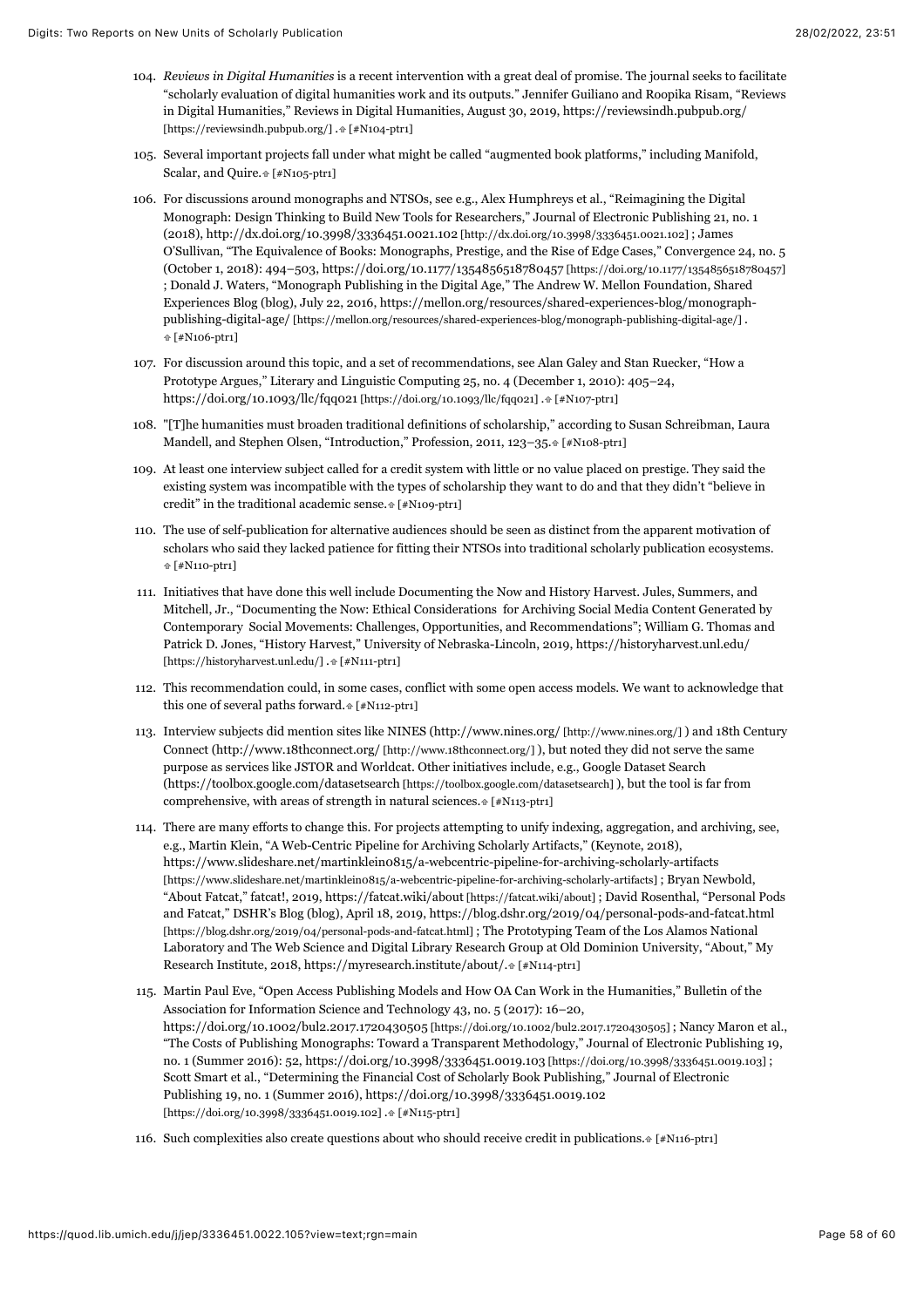104. *Reviews in Digital Humanities* is a recent intervention with a great deal of promise. The journal seeks to facilitate "scholarly evaluation of digital humanities work and its outputs." Jennifer Guiliano and Roopika Risam, "Reviews in Digital Humanities," Reviews in Digital Humanities, August 30, 2019, https://reviewsindh.pubpub.org/ [https://reviewsindh.pubpub.org/] . ⇑ [#N104-ptr1]

105. Several important projects fall under what might be called "augmented book platforms," including Manifold, Scalar, and Quire. ⇑ [#N105-ptr1]

106. For discussions around monographs and NTSOs, see e.g., Alex Humphreys et al., "Reimagining the Digital Monograph: Design Thinking to Build New Tools for Researchers," Journal of Electronic Publishing 21, no. 1 (2018), http://dx.doi.org/10.3998/3336451.0021.102 [http://dx.doi.org/10.3998/3336451.0021.102] ; James O'Sullivan, "The Equivalence of Books: Monographs, Prestige, and the Rise of Edge Cases," Convergence 24, no. 5 (October 1, 2018): 494–503, https://doi.org/10.1177/1354856518780457 [https://doi.org/10.1177/1354856518780457] ; Donald J. Waters, "Monograph Publishing in the Digital Age," The Andrew W. Mellon Foundation, Shared Experiences Blog (blog), July 22, 2016, https://mellon.org/resources/shared-experiences-blog/monograph-publishing-digital-age/ [https://mellon.org/resources/shared-experiences-blog/monograph-publishing-digital-age/] . ⇑ [#N106-ptr1]

107. For discussion around this topic, and a set of recommendations, see Alan Galey and Stan Ruecker, "How a Prototype Argues," Literary and Linguistic Computing 25, no. 4 (December 1, 2010): 405–24, https://doi.org/10.1093/llc/fqq021 [https://doi.org/10.1093/llc/fqq021] . ⇑ [#N107-ptr1]

108. "[T]he humanities must broaden traditional definitions of scholarship," according to Susan Schreibman, Laura Mandell, and Stephen Olsen, "Introduction," Profession, 2011, 123–35. ⇑ [#N108-ptr1]

109. At least one interview subject called for a credit system with little or no value placed on prestige. They said the existing system was incompatible with the types of scholarship they want to do and that they didn't "believe in credit" in the traditional academic sense. ⇑ [#N109-ptr1]

110. The use of self-publication for alternative audiences should be seen as distinct from the apparent motivation of scholars who said they lacked patience for fitting their NTSOs into traditional scholarly publication ecosystems. ⇑ [#N110-ptr1]

111. Initiatives that have done this well include Documenting the Now and History Harvest. Jules, Summers, and Mitchell, Jr., "Documenting the Now: Ethical Considerations for Archiving Social Media Content Generated by Contemporary Social Movements: Challenges, Opportunities, and Recommendations"; William G. Thomas and Patrick D. Jones, "History Harvest," University of Nebraska-Lincoln, 2019, https://historyharvest.unl.edu/ [https://historyharvest.unl.edu/] . ⇑ [#N111-ptr1]

112. This recommendation could, in some cases, conflict with some open access models. We want to acknowledge that this one of several paths forward. ⇑ [#N112-ptr1]

113. Interview subjects did mention sites like NINES (http://www.nines.org/ [http://www.nines.org/] ) and 18th Century Connect (http://www.18thconnect.org/ [http://www.18thconnect.org/] ), but noted they did not serve the same purpose as services like JSTOR and Worldcat. Other initiatives include, e.g., Google Dataset Search (https://toolbox.google.com/datasetsearch [https://toolbox.google.com/datasetsearch] ), but the tool is far from comprehensive, with areas of strength in natural sciences. ⇑ [#N113-ptr1]

114. There are many efforts to change this. For projects attempting to unify indexing, aggregation, and archiving, see, e.g., Martin Klein, "A Web-Centric Pipeline for Archiving Scholarly Artifacts," (Keynote, 2018), https://www.slideshare.net/martinklein0815/a-webcentric-pipeline-for-archiving-scholarly-artifacts [https://www.slideshare.net/martinklein0815/a-webcentric-pipeline-for-archiving-scholarly-artifacts] ; Bryan Newbold, "About Fatcat," fatcat!, 2019, https://fatcat.wiki/about [https://fatcat.wiki/about] ; David Rosenthal, "Personal Pods and Fatcat," DSHR's Blog (blog), April 18, 2019, https://blog.dshr.org/2019/04/personal-pods-and-fatcat.html [https://blog.dshr.org/2019/04/personal-pods-and-fatcat.html] ; The Prototyping Team of the Los Alamos National Laboratory and The Web Science and Digital Library Research Group at Old Dominion University, "About," My Research Institute, 2018, https://myresearch.institute/about/. ⇑ [#N114-ptr1]

115. Martin Paul Eve, "Open Access Publishing Models and How OA Can Work in the Humanities," Bulletin of the Association for Information Science and Technology 43, no. 5 (2017): 16–20, https://doi.org/10.1002/bul2.2017.1720430505 [https://doi.org/10.1002/bul2.2017.1720430505] ; Nancy Maron et al., "The Costs of Publishing Monographs: Toward a Transparent Methodology," Journal of Electronic Publishing 19, no. 1 (Summer 2016): 52, https://doi.org/10.3998/3336451.0019.103 [https://doi.org/10.3998/3336451.0019.103] ; Scott Smart et al., "Determining the Financial Cost of Scholarly Book Publishing," Journal of Electronic Publishing 19, no. 1 (Summer 2016), https://doi.org/10.3998/3336451.0019.102 [https://doi.org/10.3998/3336451.0019.102] . ⇑ [#N115-ptr1]

116. Such complexities also create questions about who should receive credit in publications. ⇑ [#N116-ptr1]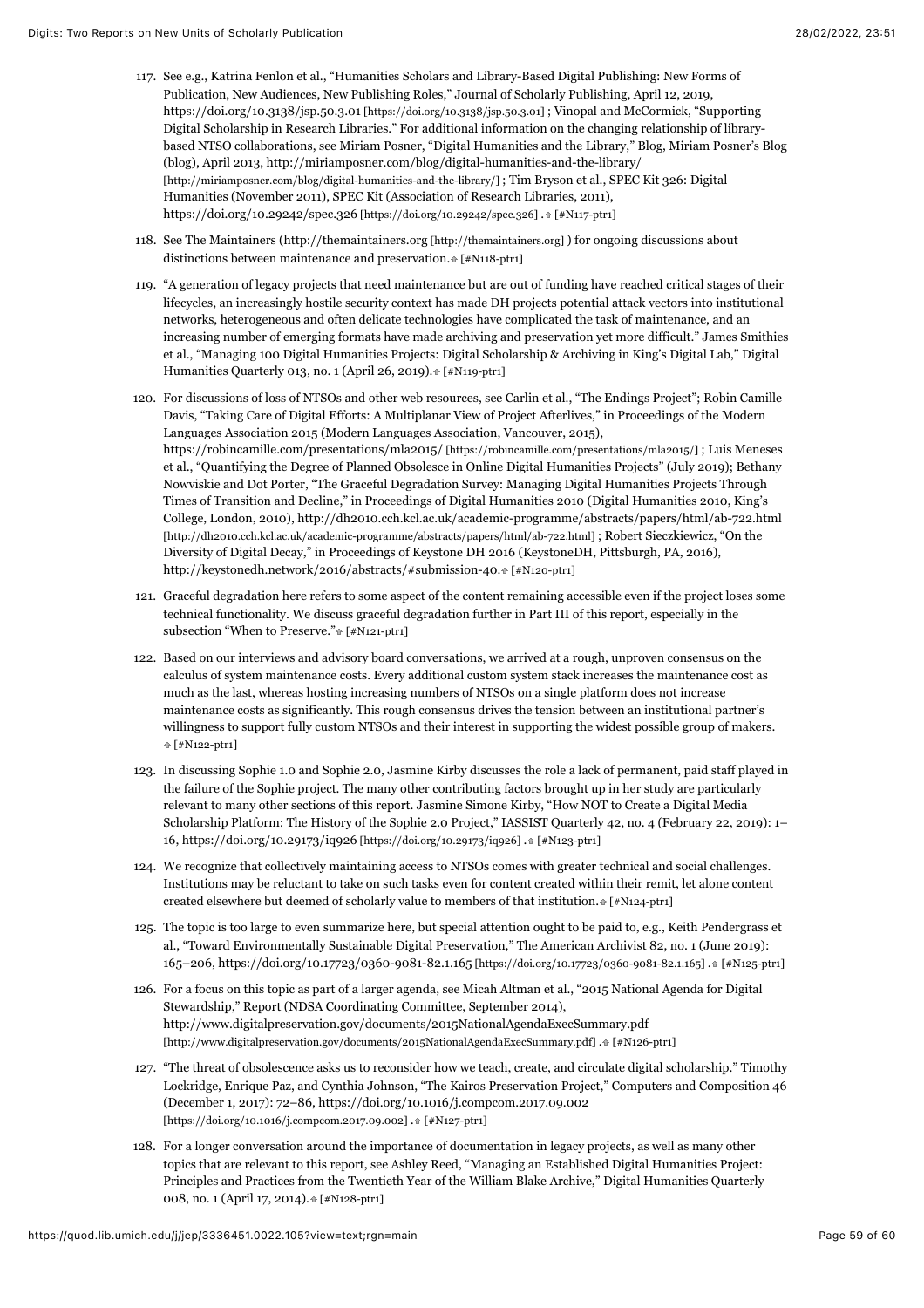117. See e.g., Katrina Fenlon et al., "Humanities Scholars and Library-Based Digital Publishing: New Forms of Publication, New Audiences, New Publishing Roles," Journal of Scholarly Publishing, April 12, 2019, https://doi.org/10.3138/jsp.50.3.01 [https://doi.org/10.3138/jsp.50.3.01] ; Vinopal and McCormick, "Supporting Digital Scholarship in Research Libraries." For additional information on the changing relationship of library-based NTSO collaborations, see Miriam Posner, "Digital Humanities and the Library," Blog, Miriam Posner's Blog (blog), April 2013, http://miriamposner.com/blog/digital-humanities-and-the-library/ [http://miriamposner.com/blog/digital-humanities-and-the-library/] ; Tim Bryson et al., SPEC Kit 326: Digital Humanities (November 2011), SPEC Kit (Association of Research Libraries, 2011), https://doi.org/10.29242/spec.326 [https://doi.org/10.29242/spec.326] .⇑ [#N117-ptr1]

118. See The Maintainers (http://themaintainers.org [http://themaintainers.org] ) for ongoing discussions about distinctions between maintenance and preservation.⇑ [#N118-ptr1]

119. "A generation of legacy projects that need maintenance but are out of funding have reached critical stages of their lifecycles, an increasingly hostile security context has made DH projects potential attack vectors into institutional networks, heterogeneous and often delicate technologies have complicated the task of maintenance, and an increasing number of emerging formats have made archiving and preservation yet more difficult." James Smithies et al., "Managing 100 Digital Humanities Projects: Digital Scholarship & Archiving in King's Digital Lab," Digital Humanities Quarterly 013, no. 1 (April 26, 2019).⇑ [#N119-ptr1]

120. For discussions of loss of NTSOs and other web resources, see Carlin et al., "The Endings Project"; Robin Camille Davis, "Taking Care of Digital Efforts: A Multiplanar View of Project Afterlives," in Proceedings of the Modern Languages Association 2015 (Modern Languages Association, Vancouver, 2015), https://robincamille.com/presentations/mla2015/ [https://robincamille.com/presentations/mla2015/] ; Luis Meneses et al., "Quantifying the Degree of Planned Obsolesce in Online Digital Humanities Projects" (July 2019); Bethany Nowviskie and Dot Porter, "The Graceful Degradation Survey: Managing Digital Humanities Projects Through Times of Transition and Decline," in Proceedings of Digital Humanities 2010 (Digital Humanities 2010, King's College, London, 2010), http://dh2010.cch.kcl.ac.uk/academic-programme/abstracts/papers/html/ab-722.html [http://dh2010.cch.kcl.ac.uk/academic-programme/abstracts/papers/html/ab-722.html] ; Robert Sieczkiewicz, "On the Diversity of Digital Decay," in Proceedings of Keystone DH 2016 (KeystoneDH, Pittsburgh, PA, 2016), http://keystonedh.network/2016/abstracts/#submission-40.⇑ [#N120-ptr1]

121. Graceful degradation here refers to some aspect of the content remaining accessible even if the project loses some technical functionality. We discuss graceful degradation further in Part III of this report, especially in the subsection "When to Preserve."⇑ [#N121-ptr1]

122. Based on our interviews and advisory board conversations, we arrived at a rough, unproven consensus on the calculus of system maintenance costs. Every additional custom system stack increases the maintenance cost as much as the last, whereas hosting increasing numbers of NTSOs on a single platform does not increase maintenance costs as significantly. This rough consensus drives the tension between an institutional partner's willingness to support fully custom NTSOs and their interest in supporting the widest possible group of makers. ⇑ [#N122-ptr1]

123. In discussing Sophie 1.0 and Sophie 2.0, Jasmine Kirby discusses the role a lack of permanent, paid staff played in the failure of the Sophie project. The many other contributing factors brought up in her study are particularly relevant to many other sections of this report. Jasmine Simone Kirby, "How NOT to Create a Digital Media Scholarship Platform: The History of the Sophie 2.0 Project," IASSIST Quarterly 42, no. 4 (February 22, 2019): 1–16, https://doi.org/10.29173/iq926 [https://doi.org/10.29173/iq926] .⇑ [#N123-ptr1]

124. We recognize that collectively maintaining access to NTSOs comes with greater technical and social challenges. Institutions may be reluctant to take on such tasks even for content created within their remit, let alone content created elsewhere but deemed of scholarly value to members of that institution.⇑ [#N124-ptr1]

125. The topic is too large to even summarize here, but special attention ought to be paid to, e.g., Keith Pendergrass et al., "Toward Environmentally Sustainable Digital Preservation," The American Archivist 82, no. 1 (June 2019): 165–206, https://doi.org/10.17723/0360-9081-82.1.165 [https://doi.org/10.17723/0360-9081-82.1.165] .⇑ [#N125-ptr1]

126. For a focus on this topic as part of a larger agenda, see Micah Altman et al., "2015 National Agenda for Digital Stewardship," Report (NDSA Coordinating Committee, September 2014), http://www.digitalpreservation.gov/documents/2015NationalAgendaExecSummary.pdf [http://www.digitalpreservation.gov/documents/2015NationalAgendaExecSummary.pdf] .⇑ [#N126-ptr1]

127. "The threat of obsolescence asks us to reconsider how we teach, create, and circulate digital scholarship." Timothy Lockridge, Enrique Paz, and Cynthia Johnson, "The Kairos Preservation Project," Computers and Composition 46 (December 1, 2017): 72–86, https://doi.org/10.1016/j.compcom.2017.09.002 [https://doi.org/10.1016/j.compcom.2017.09.002] .⇑ [#N127-ptr1]

128. For a longer conversation around the importance of documentation in legacy projects, as well as many other topics that are relevant to this report, see Ashley Reed, "Managing an Established Digital Humanities Project: Principles and Practices from the Twentieth Year of the William Blake Archive," Digital Humanities Quarterly 008, no. 1 (April 17, 2014).⇑ [#N128-ptr1]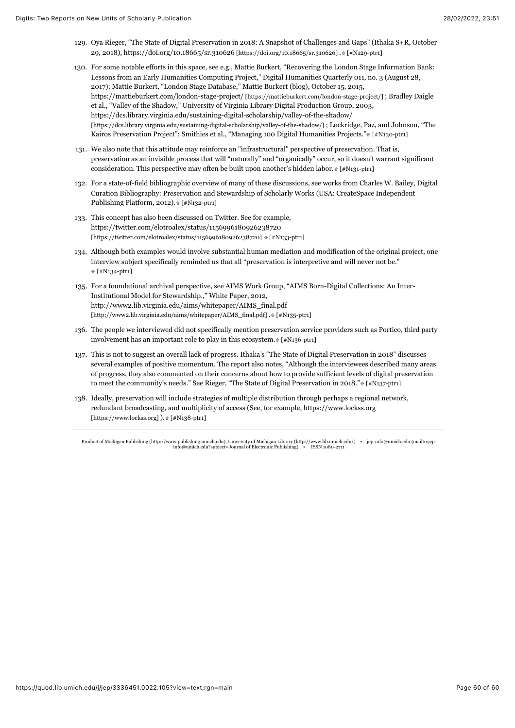129. Oya Rieger, “The State of Digital Preservation in 2018: A Snapshot of Challenges and Gaps” (Ithaka S+R, October 29, 2018), https://doi.org/10.18665/sr.310626 [https://doi.org/10.18665/sr.310626] . ⇮ [#N129-ptr1]

130. For some notable efforts in this space, see e.g., Mattie Burkert, “Recovering the London Stage Information Bank: Lessons from an Early Humanities Computing Project,” Digital Humanities Quarterly 011, no. 3 (August 28, 2017); Mattie Burkert, “London Stage Database,” Mattie Burkert (blog), October 15, 2015, https://mattieburkert.com/london-stage-project/ [https://mattieburkert.com/london-stage-project/] ; Bradley Daigle et al., “Valley of the Shadow,” University of Virginia Library Digital Production Group, 2003, https://dcs.library.virginia.edu/sustaining-digital-scholarship/valley-of-the-shadow/ [https://dcs.library.virginia.edu/sustaining-digital-scholarship/valley-of-the-shadow/] ; Lockridge, Paz, and Johnson, “The Kairos Preservation Project”; Smithies et al., “Managing 100 Digital Humanities Projects.” ⇮ [#N130-ptr1]

131. We also note that this attitude may reinforce an "infrastructural" perspective of preservation. That is, preservation as an invisible process that will “naturally” and “organically” occur, so it doesn't warrant significant consideration. This perspective may often be built upon another’s hidden labor. ⇮ [#N131-ptr1]

132. For a state-of-field bibliographic overview of many of these discussions, see works from Charles W. Bailey, Digital Curation Bibliography: Preservation and Stewardship of Scholarly Works (USA: CreateSpace Independent Publishing Platform, 2012). ⇮ [#N132-ptr1]

133. This concept has also been discussed on Twitter. See for example, https://twitter.com/elotroalex/status/1156996180926238720 [https://twitter.com/elotroalex/status/1156996180926238720] ⇮ [#N133-ptr1]

134. Although both examples would involve substantial human mediation and modification of the original project, one interview subject specifically reminded us that all “preservation is interpretive and will never not be.” ⇮ [#N134-ptr1]

135. For a foundational archival perspective, see AIMS Work Group, “AIMS Born-Digital Collections: An Inter-Institutional Model for Stewardship.,” White Paper, 2012, http://www2.lib.virginia.edu/aims/whitepaper/AIMS_final.pdf [http://www2.lib.virginia.edu/aims/whitepaper/AIMS_final.pdf] . ⇮ [#N135-ptr1]

136. The people we interviewed did not specifically mention preservation service providers such as Portico, third party involvement has an important role to play in this ecosystem. ⇮ [#N136-ptr1]

137. This is not to suggest an overall lack of progress. Ithaka’s “The State of Digital Preservation in 2018” discusses several examples of positive momentum. The report also notes, “Although the interviewees described many areas of progress, they also commented on their concerns about how to provide sufficient levels of digital preservation to meet the community’s needs.” See Rieger, “The State of Digital Preservation in 2018.” ⇮ [#N137-ptr1]

138. Ideally, preservation will include strategies of multiple distribution through perhaps a regional network, redundant broadcasting, and multiplicity of access (See, for example, https://www.lockss.org [https://www.lockss.org] ). ⇮ [#N138-ptr1]

Product of Michigan Publishing (http://www.publishing.umich.edu), University of Michigan Library (http://www.lib.umich.edu/) • jep-info@umich.edu (mailto:jep-info@umich.edu?subject=Journal of Electronic Publishing) • ISSN 1080-2711